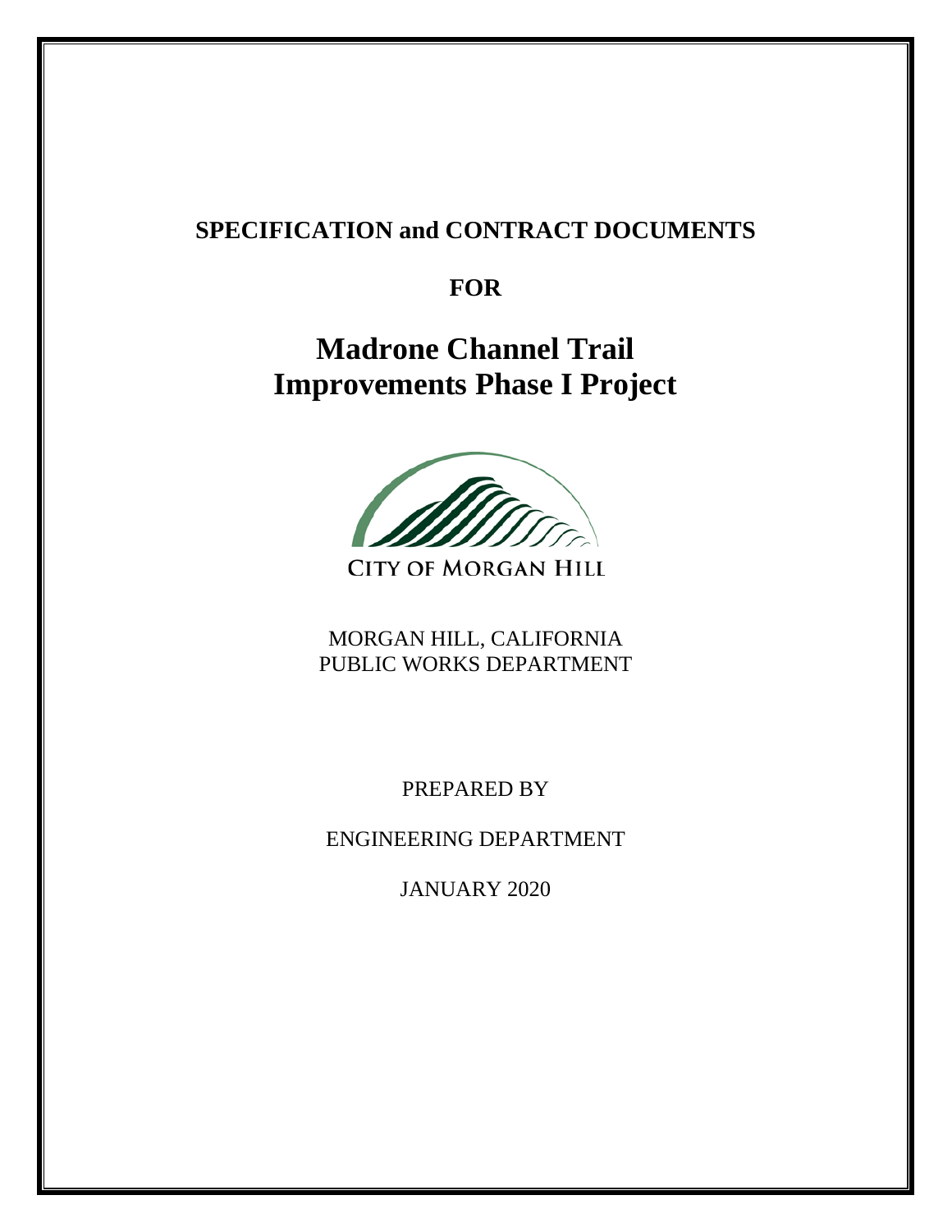# SPECIFICATION and CONTRACT DOCUMENTS

**FOR**

# Madrone Channel Trail Improvements Phase I Project

CITY OF MORGAN HILL

MORGAN HILL, CALIFORNIA
PUBLIC WORKS DEPARTMENT

PREPARED BY

ENGINEERING DEPARTMENT

JANUARY 2020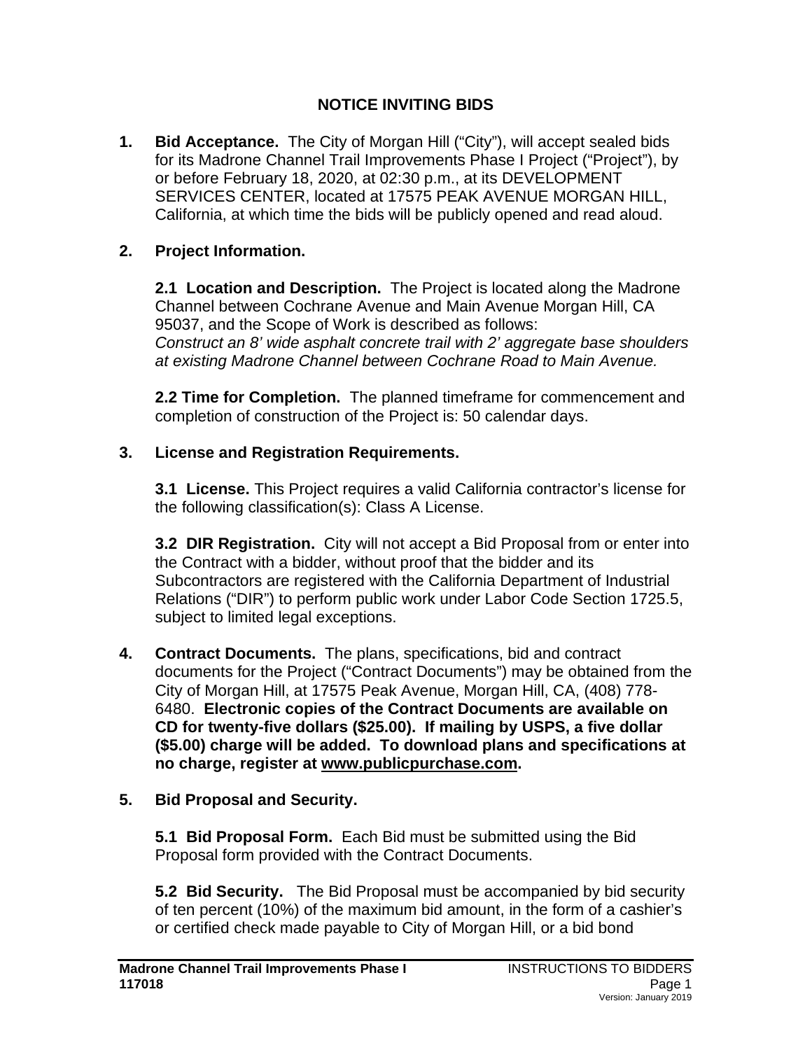# NOTICE INVITING BIDS

**1. Bid Acceptance.** The City of Morgan Hill ("City"), will accept sealed bids for its Madrone Channel Trail Improvements Phase I Project ("Project"), by or before February 18, 2020, at 02:30 p.m., at its DEVELOPMENT SERVICES CENTER, located at 17575 PEAK AVENUE MORGAN HILL, California, at which time the bids will be publicly opened and read aloud.

**2. Project Information.**

**2.1 Location and Description.** The Project is located along the Madrone Channel between Cochrane Avenue and Main Avenue Morgan Hill, CA 95037, and the Scope of Work is described as follows:
*Construct an 8' wide asphalt concrete trail with 2' aggregate base shoulders at existing Madrone Channel between Cochrane Road to Main Avenue.*

**2.2 Time for Completion.** The planned timeframe for commencement and completion of construction of the Project is: 50 calendar days.

**3. License and Registration Requirements.**

**3.1 License.** This Project requires a valid California contractor's license for the following classification(s): Class A License.

**3.2 DIR Registration.** City will not accept a Bid Proposal from or enter into the Contract with a bidder, without proof that the bidder and its Subcontractors are registered with the California Department of Industrial Relations ("DIR") to perform public work under Labor Code Section 1725.5, subject to limited legal exceptions.

**4. Contract Documents.** The plans, specifications, bid and contract documents for the Project ("Contract Documents") may be obtained from the City of Morgan Hill, at 17575 Peak Avenue, Morgan Hill, CA, (408) 778-6480. **Electronic copies of the Contract Documents are available on CD for twenty-five dollars ($25.00). If mailing by USPS, a five dollar ($5.00) charge will be added. To download plans and specifications at no charge, register at www.publicpurchase.com.**

**5. Bid Proposal and Security.**

**5.1 Bid Proposal Form.** Each Bid must be submitted using the Bid Proposal form provided with the Contract Documents.

**5.2 Bid Security.** The Bid Proposal must be accompanied by bid security of ten percent (10%) of the maximum bid amount, in the form of a cashier's or certified check made payable to City of Morgan Hill, or a bid bond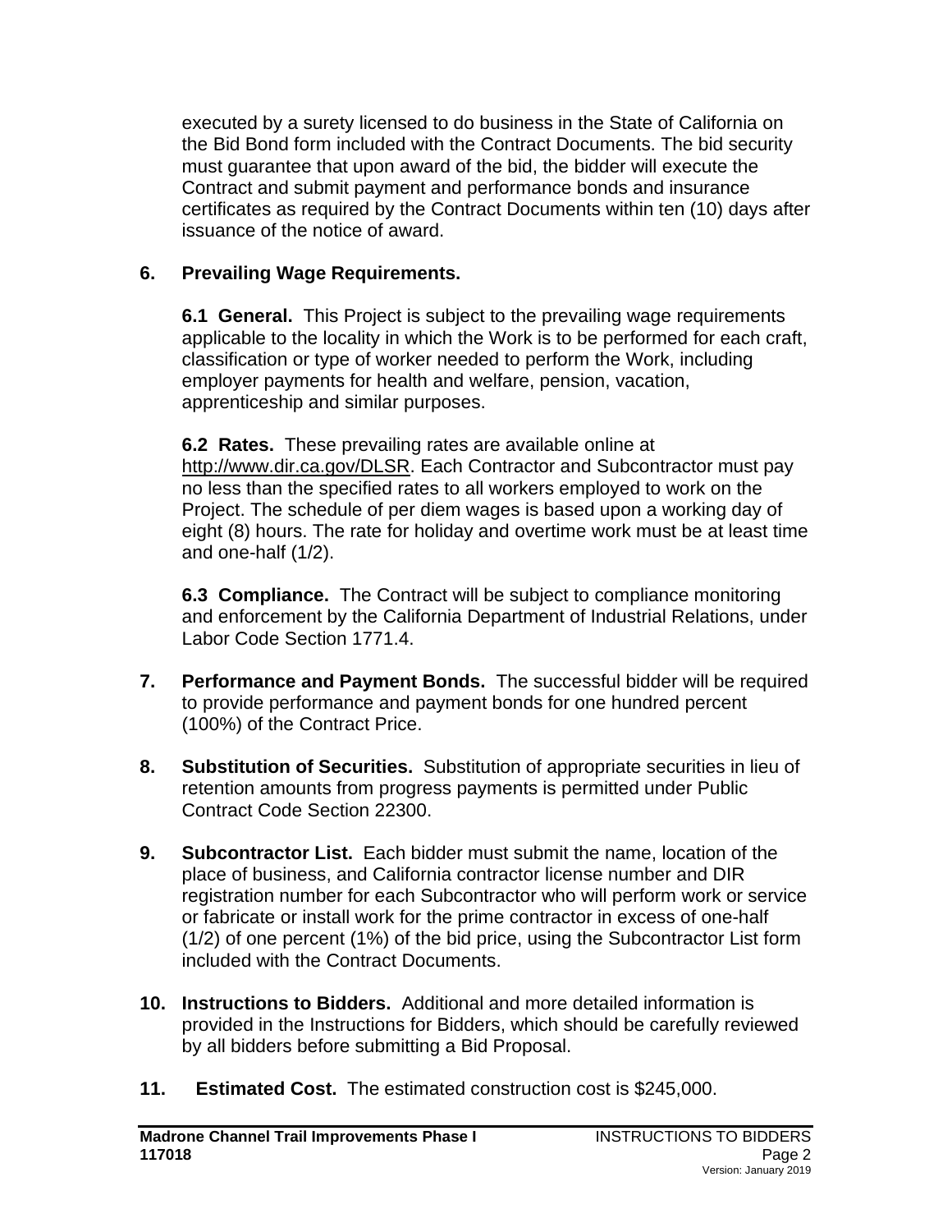executed by a surety licensed to do business in the State of California on the Bid Bond form included with the Contract Documents. The bid security must guarantee that upon award of the bid, the bidder will execute the Contract and submit payment and performance bonds and insurance certificates as required by the Contract Documents within ten (10) days after issuance of the notice of award.

**6. Prevailing Wage Requirements.**

**6.1 General.** This Project is subject to the prevailing wage requirements applicable to the locality in which the Work is to be performed for each craft, classification or type of worker needed to perform the Work, including employer payments for health and welfare, pension, vacation, apprenticeship and similar purposes.

**6.2 Rates.** These prevailing rates are available online at http://www.dir.ca.gov/DLSR. Each Contractor and Subcontractor must pay no less than the specified rates to all workers employed to work on the Project. The schedule of per diem wages is based upon a working day of eight (8) hours. The rate for holiday and overtime work must be at least time and one-half (1/2).

**6.3 Compliance.** The Contract will be subject to compliance monitoring and enforcement by the California Department of Industrial Relations, under Labor Code Section 1771.4.

**7. Performance and Payment Bonds.** The successful bidder will be required to provide performance and payment bonds for one hundred percent (100%) of the Contract Price.

**8. Substitution of Securities.** Substitution of appropriate securities in lieu of retention amounts from progress payments is permitted under Public Contract Code Section 22300.

**9. Subcontractor List.** Each bidder must submit the name, location of the place of business, and California contractor license number and DIR registration number for each Subcontractor who will perform work or service or fabricate or install work for the prime contractor in excess of one-half (1/2) of one percent (1%) of the bid price, using the Subcontractor List form included with the Contract Documents.

**10. Instructions to Bidders.** Additional and more detailed information is provided in the Instructions for Bidders, which should be carefully reviewed by all bidders before submitting a Bid Proposal.

**11. Estimated Cost.** The estimated construction cost is $245,000.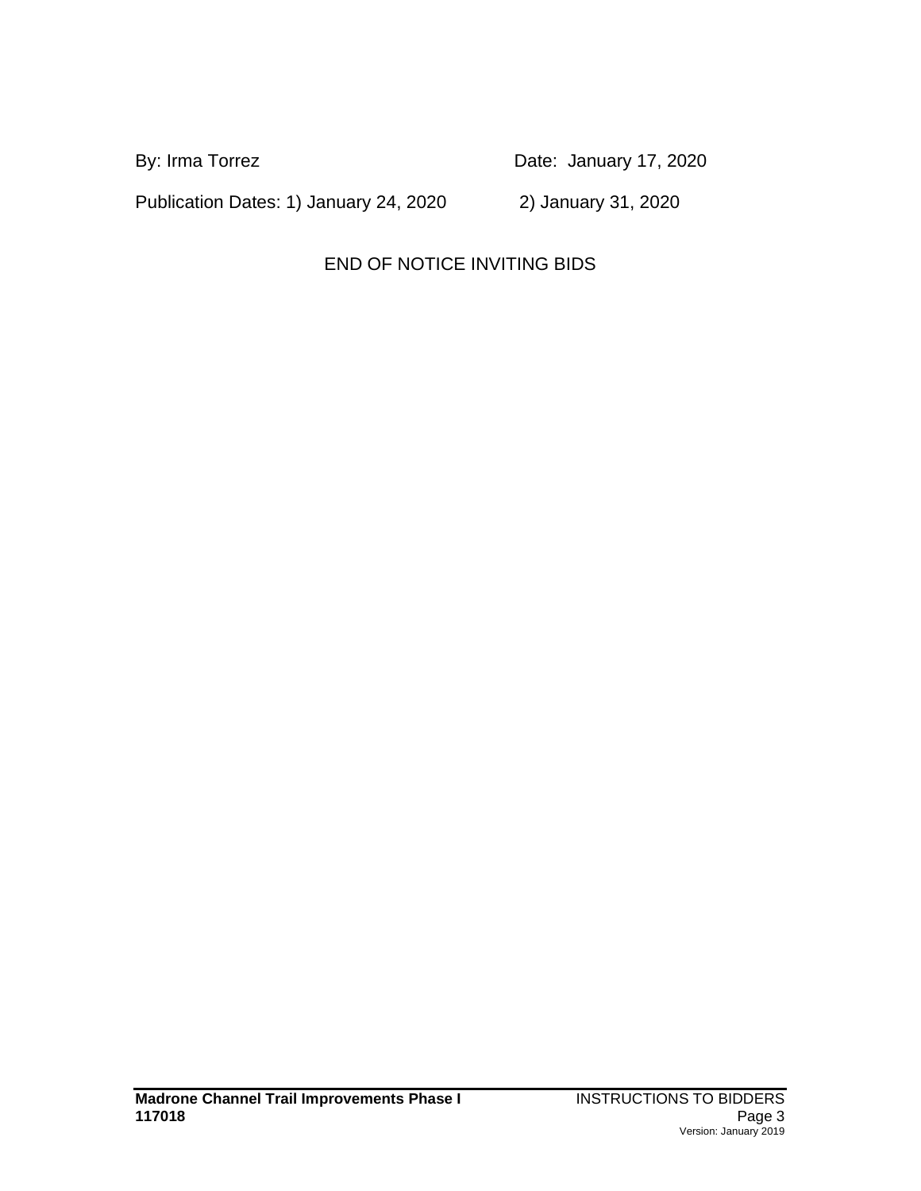By: Irma Torrez  Date: January 17, 2020

Publication Dates: 1) January 24, 2020  2) January 31, 2020

END OF NOTICE INVITING BIDS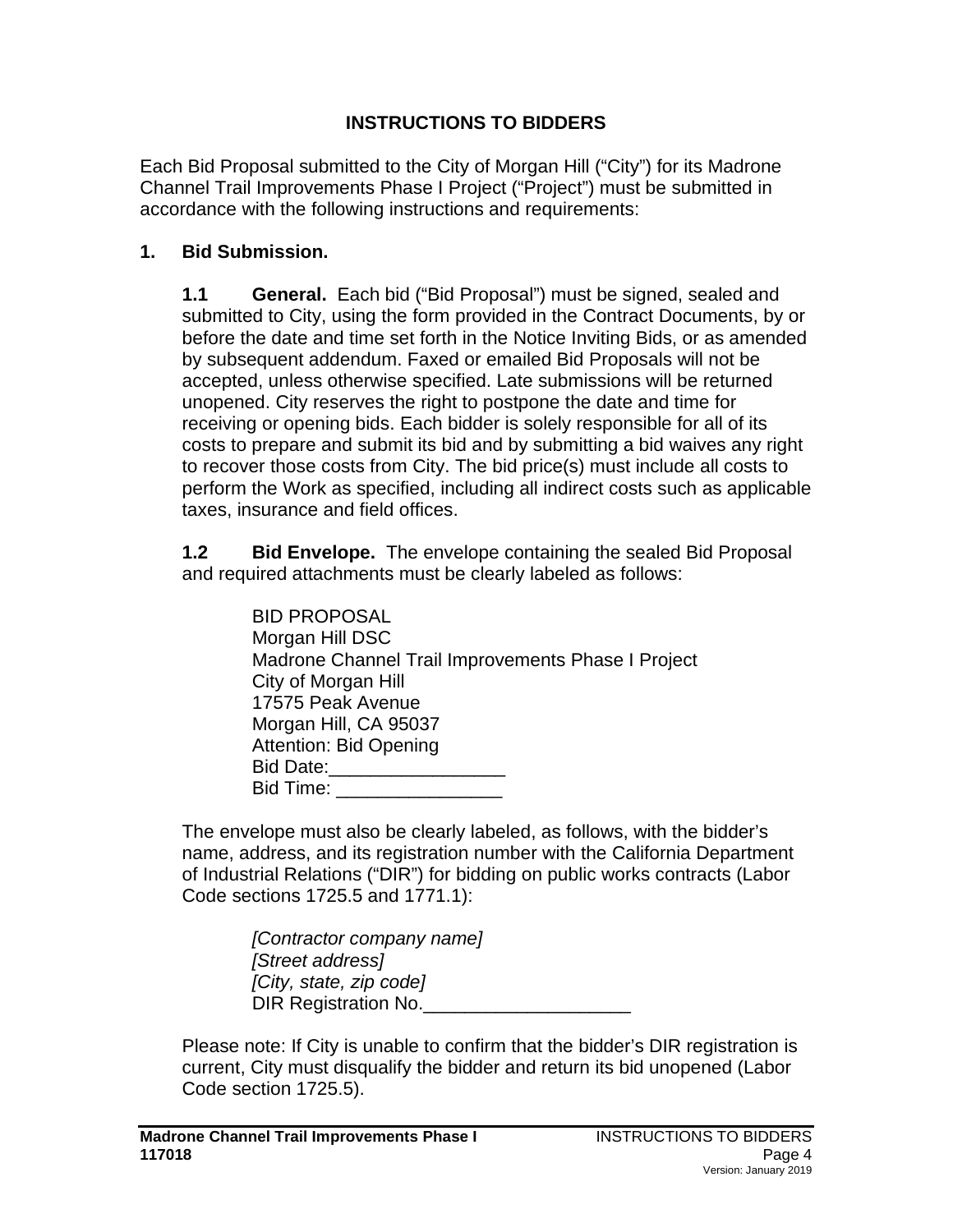# INSTRUCTIONS TO BIDDERS

Each Bid Proposal submitted to the City of Morgan Hill ("City") for its Madrone Channel Trail Improvements Phase I Project ("Project") must be submitted in accordance with the following instructions and requirements:

## 1. Bid Submission.

**1.1 General.** Each bid ("Bid Proposal") must be signed, sealed and submitted to City, using the form provided in the Contract Documents, by or before the date and time set forth in the Notice Inviting Bids, or as amended by subsequent addendum. Faxed or emailed Bid Proposals will not be accepted, unless otherwise specified. Late submissions will be returned unopened. City reserves the right to postpone the date and time for receiving or opening bids. Each bidder is solely responsible for all of its costs to prepare and submit its bid and by submitting a bid waives any right to recover those costs from City. The bid price(s) must include all costs to perform the Work as specified, including all indirect costs such as applicable taxes, insurance and field offices.

**1.2 Bid Envelope.** The envelope containing the sealed Bid Proposal and required attachments must be clearly labeled as follows:

> BID PROPOSAL
> Morgan Hill DSC
> Madrone Channel Trail Improvements Phase I Project
> City of Morgan Hill
> 17575 Peak Avenue
> Morgan Hill, CA 95037
> Attention: Bid Opening
> Bid Date:_________________
> Bid Time: ________________

The envelope must also be clearly labeled, as follows, with the bidder's name, address, and its registration number with the California Department of Industrial Relations ("DIR") for bidding on public works contracts (Labor Code sections 1725.5 and 1771.1):

> *[Contractor company name]*
> *[Street address]*
> *[City, state, zip code]*
> DIR Registration No.____________________

Please note: If City is unable to confirm that the bidder's DIR registration is current, City must disqualify the bidder and return its bid unopened (Labor Code section 1725.5).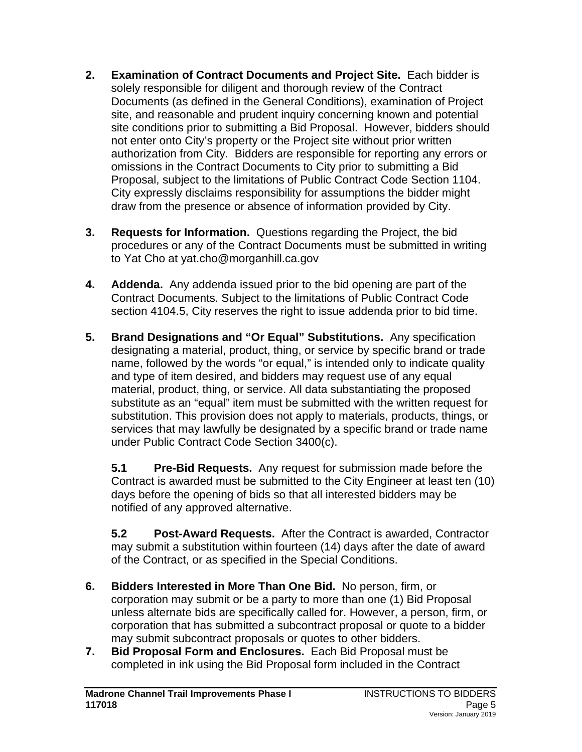**2. Examination of Contract Documents and Project Site.** Each bidder is solely responsible for diligent and thorough review of the Contract Documents (as defined in the General Conditions), examination of Project site, and reasonable and prudent inquiry concerning known and potential site conditions prior to submitting a Bid Proposal. However, bidders should not enter onto City's property or the Project site without prior written authorization from City. Bidders are responsible for reporting any errors or omissions in the Contract Documents to City prior to submitting a Bid Proposal, subject to the limitations of Public Contract Code Section 1104. City expressly disclaims responsibility for assumptions the bidder might draw from the presence or absence of information provided by City.

**3. Requests for Information.** Questions regarding the Project, the bid procedures or any of the Contract Documents must be submitted in writing to Yat Cho at yat.cho@morganhill.ca.gov

**4. Addenda.** Any addenda issued prior to the bid opening are part of the Contract Documents. Subject to the limitations of Public Contract Code section 4104.5, City reserves the right to issue addenda prior to bid time.

**5. Brand Designations and "Or Equal" Substitutions.** Any specification designating a material, product, thing, or service by specific brand or trade name, followed by the words "or equal," is intended only to indicate quality and type of item desired, and bidders may request use of any equal material, product, thing, or service. All data substantiating the proposed substitute as an "equal" item must be submitted with the written request for substitution. This provision does not apply to materials, products, things, or services that may lawfully be designated by a specific brand or trade name under Public Contract Code Section 3400(c).

**5.1 Pre-Bid Requests.** Any request for submission made before the Contract is awarded must be submitted to the City Engineer at least ten (10) days before the opening of bids so that all interested bidders may be notified of any approved alternative.

**5.2 Post-Award Requests.** After the Contract is awarded, Contractor may submit a substitution within fourteen (14) days after the date of award of the Contract, or as specified in the Special Conditions.

**6. Bidders Interested in More Than One Bid.** No person, firm, or corporation may submit or be a party to more than one (1) Bid Proposal unless alternate bids are specifically called for. However, a person, firm, or corporation that has submitted a subcontract proposal or quote to a bidder may submit subcontract proposals or quotes to other bidders.

**7. Bid Proposal Form and Enclosures.** Each Bid Proposal must be completed in ink using the Bid Proposal form included in the Contract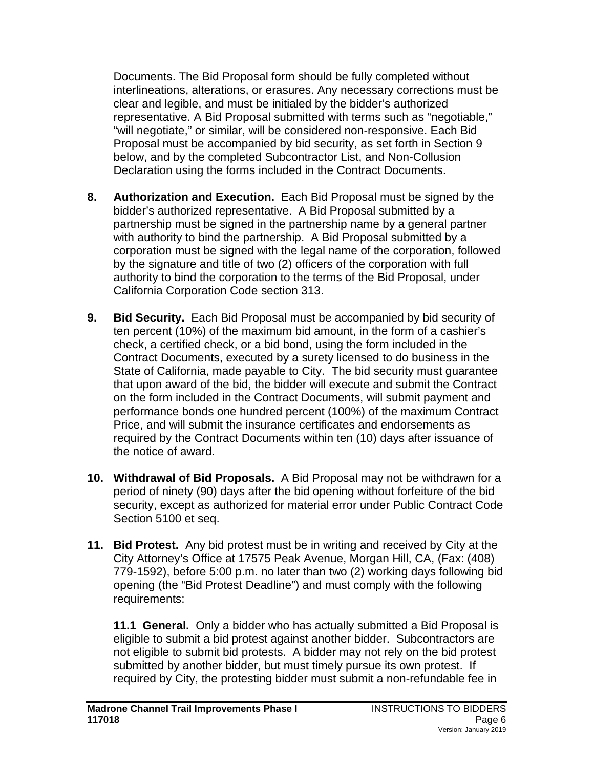Documents. The Bid Proposal form should be fully completed without interlineations, alterations, or erasures. Any necessary corrections must be clear and legible, and must be initialed by the bidder's authorized representative. A Bid Proposal submitted with terms such as "negotiable," "will negotiate," or similar, will be considered non-responsive. Each Bid Proposal must be accompanied by bid security, as set forth in Section 9 below, and by the completed Subcontractor List, and Non-Collusion Declaration using the forms included in the Contract Documents.

**8. Authorization and Execution.** Each Bid Proposal must be signed by the bidder's authorized representative. A Bid Proposal submitted by a partnership must be signed in the partnership name by a general partner with authority to bind the partnership. A Bid Proposal submitted by a corporation must be signed with the legal name of the corporation, followed by the signature and title of two (2) officers of the corporation with full authority to bind the corporation to the terms of the Bid Proposal, under California Corporation Code section 313.

**9. Bid Security.** Each Bid Proposal must be accompanied by bid security of ten percent (10%) of the maximum bid amount, in the form of a cashier's check, a certified check, or a bid bond, using the form included in the Contract Documents, executed by a surety licensed to do business in the State of California, made payable to City. The bid security must guarantee that upon award of the bid, the bidder will execute and submit the Contract on the form included in the Contract Documents, will submit payment and performance bonds one hundred percent (100%) of the maximum Contract Price, and will submit the insurance certificates and endorsements as required by the Contract Documents within ten (10) days after issuance of the notice of award.

**10. Withdrawal of Bid Proposals.** A Bid Proposal may not be withdrawn for a period of ninety (90) days after the bid opening without forfeiture of the bid security, except as authorized for material error under Public Contract Code Section 5100 et seq.

**11. Bid Protest.** Any bid protest must be in writing and received by City at the City Attorney's Office at 17575 Peak Avenue, Morgan Hill, CA, (Fax: (408) 779-1592), before 5:00 p.m. no later than two (2) working days following bid opening (the "Bid Protest Deadline") and must comply with the following requirements:

**11.1 General.** Only a bidder who has actually submitted a Bid Proposal is eligible to submit a bid protest against another bidder. Subcontractors are not eligible to submit bid protests. A bidder may not rely on the bid protest submitted by another bidder, but must timely pursue its own protest. If required by City, the protesting bidder must submit a non-refundable fee in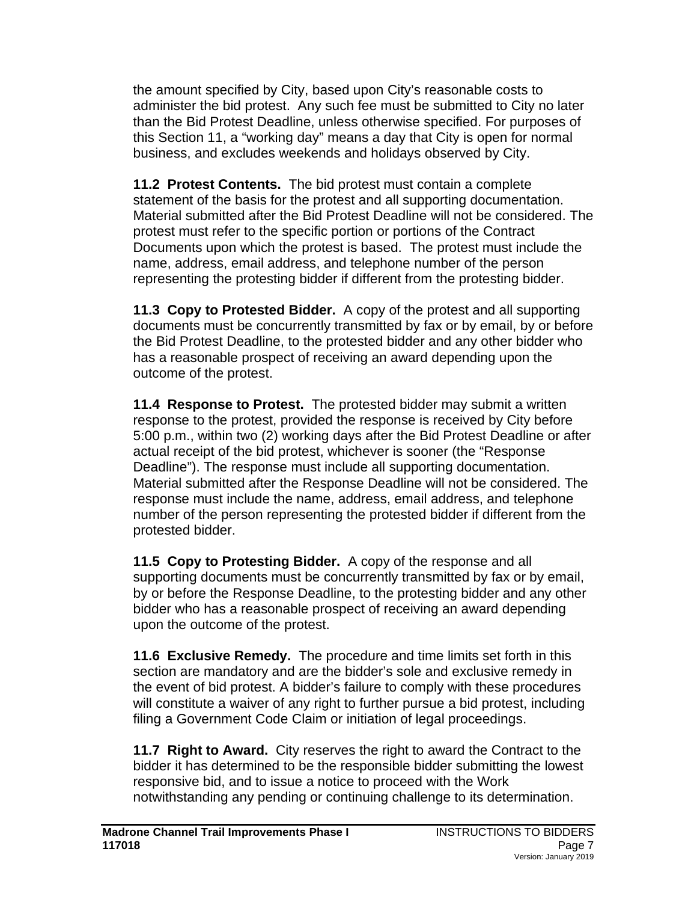the amount specified by City, based upon City's reasonable costs to administer the bid protest. Any such fee must be submitted to City no later than the Bid Protest Deadline, unless otherwise specified. For purposes of this Section 11, a "working day" means a day that City is open for normal business, and excludes weekends and holidays observed by City.

**11.2 Protest Contents.** The bid protest must contain a complete statement of the basis for the protest and all supporting documentation. Material submitted after the Bid Protest Deadline will not be considered. The protest must refer to the specific portion or portions of the Contract Documents upon which the protest is based. The protest must include the name, address, email address, and telephone number of the person representing the protesting bidder if different from the protesting bidder.

**11.3 Copy to Protested Bidder.** A copy of the protest and all supporting documents must be concurrently transmitted by fax or by email, by or before the Bid Protest Deadline, to the protested bidder and any other bidder who has a reasonable prospect of receiving an award depending upon the outcome of the protest.

**11.4 Response to Protest.** The protested bidder may submit a written response to the protest, provided the response is received by City before 5:00 p.m., within two (2) working days after the Bid Protest Deadline or after actual receipt of the bid protest, whichever is sooner (the "Response Deadline"). The response must include all supporting documentation. Material submitted after the Response Deadline will not be considered. The response must include the name, address, email address, and telephone number of the person representing the protested bidder if different from the protested bidder.

**11.5 Copy to Protesting Bidder.** A copy of the response and all supporting documents must be concurrently transmitted by fax or by email, by or before the Response Deadline, to the protesting bidder and any other bidder who has a reasonable prospect of receiving an award depending upon the outcome of the protest.

**11.6 Exclusive Remedy.** The procedure and time limits set forth in this section are mandatory and are the bidder's sole and exclusive remedy in the event of bid protest. A bidder's failure to comply with these procedures will constitute a waiver of any right to further pursue a bid protest, including filing a Government Code Claim or initiation of legal proceedings.

**11.7 Right to Award.** City reserves the right to award the Contract to the bidder it has determined to be the responsible bidder submitting the lowest responsive bid, and to issue a notice to proceed with the Work notwithstanding any pending or continuing challenge to its determination.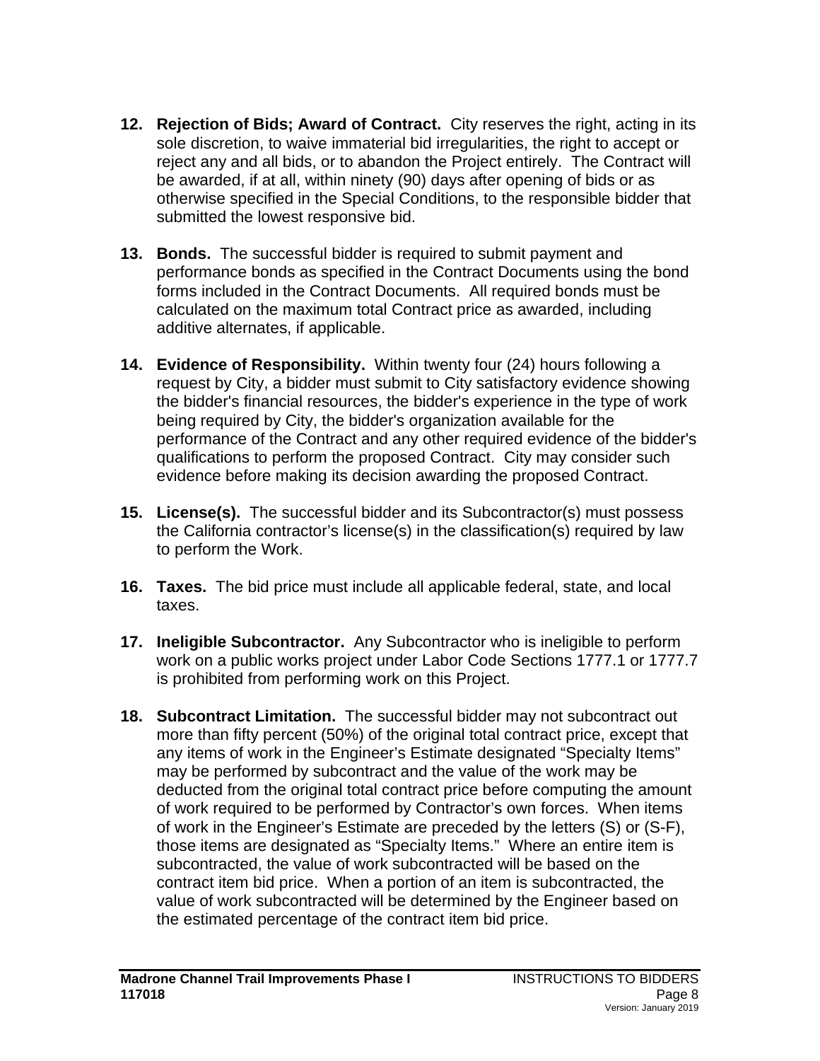12. **Rejection of Bids; Award of Contract.** City reserves the right, acting in its sole discretion, to waive immaterial bid irregularities, the right to accept or reject any and all bids, or to abandon the Project entirely. The Contract will be awarded, if at all, within ninety (90) days after opening of bids or as otherwise specified in the Special Conditions, to the responsible bidder that submitted the lowest responsive bid.

13. **Bonds.** The successful bidder is required to submit payment and performance bonds as specified in the Contract Documents using the bond forms included in the Contract Documents. All required bonds must be calculated on the maximum total Contract price as awarded, including additive alternates, if applicable.

14. **Evidence of Responsibility.** Within twenty four (24) hours following a request by City, a bidder must submit to City satisfactory evidence showing the bidder's financial resources, the bidder's experience in the type of work being required by City, the bidder's organization available for the performance of the Contract and any other required evidence of the bidder's qualifications to perform the proposed Contract. City may consider such evidence before making its decision awarding the proposed Contract.

15. **License(s).** The successful bidder and its Subcontractor(s) must possess the California contractor's license(s) in the classification(s) required by law to perform the Work.

16. **Taxes.** The bid price must include all applicable federal, state, and local taxes.

17. **Ineligible Subcontractor.** Any Subcontractor who is ineligible to perform work on a public works project under Labor Code Sections 1777.1 or 1777.7 is prohibited from performing work on this Project.

18. **Subcontract Limitation.** The successful bidder may not subcontract out more than fifty percent (50%) of the original total contract price, except that any items of work in the Engineer's Estimate designated "Specialty Items" may be performed by subcontract and the value of the work may be deducted from the original total contract price before computing the amount of work required to be performed by Contractor's own forces. When items of work in the Engineer's Estimate are preceded by the letters (S) or (S-F), those items are designated as "Specialty Items." Where an entire item is subcontracted, the value of work subcontracted will be based on the contract item bid price. When a portion of an item is subcontracted, the value of work subcontracted will be determined by the Engineer based on the estimated percentage of the contract item bid price.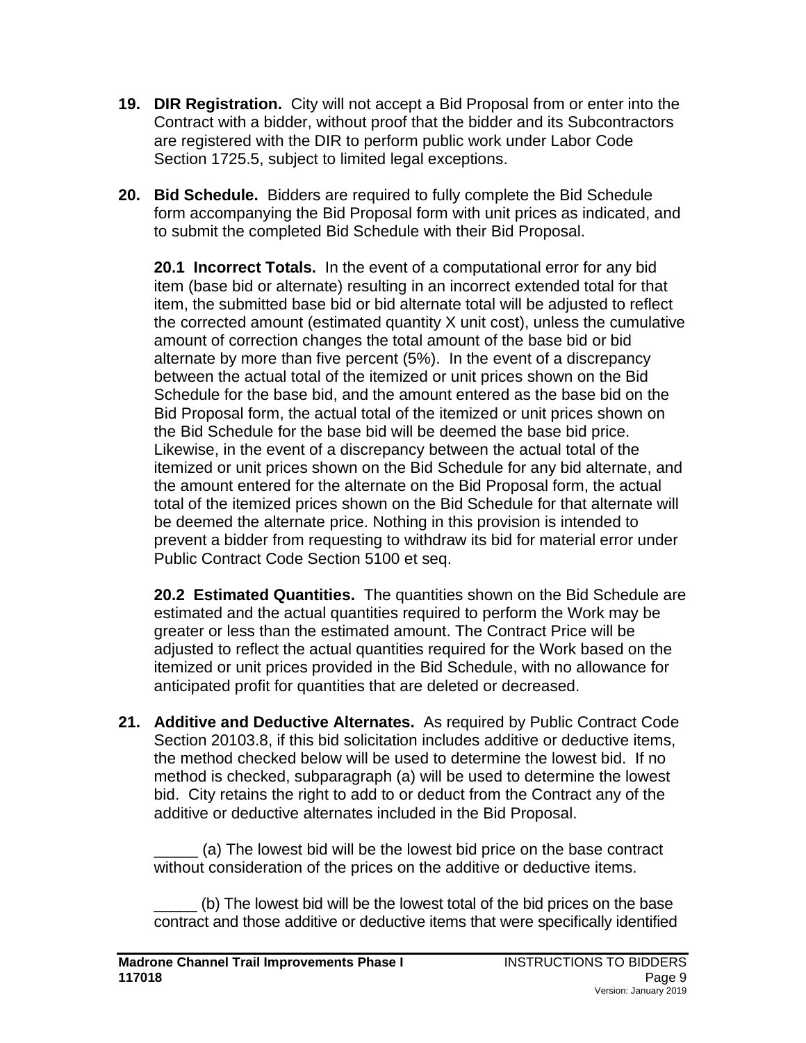**19. DIR Registration.** City will not accept a Bid Proposal from or enter into the Contract with a bidder, without proof that the bidder and its Subcontractors are registered with the DIR to perform public work under Labor Code Section 1725.5, subject to limited legal exceptions.

**20. Bid Schedule.** Bidders are required to fully complete the Bid Schedule form accompanying the Bid Proposal form with unit prices as indicated, and to submit the completed Bid Schedule with their Bid Proposal.

**20.1 Incorrect Totals.** In the event of a computational error for any bid item (base bid or alternate) resulting in an incorrect extended total for that item, the submitted base bid or bid alternate total will be adjusted to reflect the corrected amount (estimated quantity X unit cost), unless the cumulative amount of correction changes the total amount of the base bid or bid alternate by more than five percent (5%). In the event of a discrepancy between the actual total of the itemized or unit prices shown on the Bid Schedule for the base bid, and the amount entered as the base bid on the Bid Proposal form, the actual total of the itemized or unit prices shown on the Bid Schedule for the base bid will be deemed the base bid price. Likewise, in the event of a discrepancy between the actual total of the itemized or unit prices shown on the Bid Schedule for any bid alternate, and the amount entered for the alternate on the Bid Proposal form, the actual total of the itemized prices shown on the Bid Schedule for that alternate will be deemed the alternate price. Nothing in this provision is intended to prevent a bidder from requesting to withdraw its bid for material error under Public Contract Code Section 5100 et seq.

**20.2 Estimated Quantities.** The quantities shown on the Bid Schedule are estimated and the actual quantities required to perform the Work may be greater or less than the estimated amount. The Contract Price will be adjusted to reflect the actual quantities required for the Work based on the itemized or unit prices provided in the Bid Schedule, with no allowance for anticipated profit for quantities that are deleted or decreased.

**21. Additive and Deductive Alternates.** As required by Public Contract Code Section 20103.8, if this bid solicitation includes additive or deductive items, the method checked below will be used to determine the lowest bid. If no method is checked, subparagraph (a) will be used to determine the lowest bid. City retains the right to add to or deduct from the Contract any of the additive or deductive alternates included in the Bid Proposal.

_____ (a) The lowest bid will be the lowest bid price on the base contract without consideration of the prices on the additive or deductive items.

_____ (b) The lowest bid will be the lowest total of the bid prices on the base contract and those additive or deductive items that were specifically identified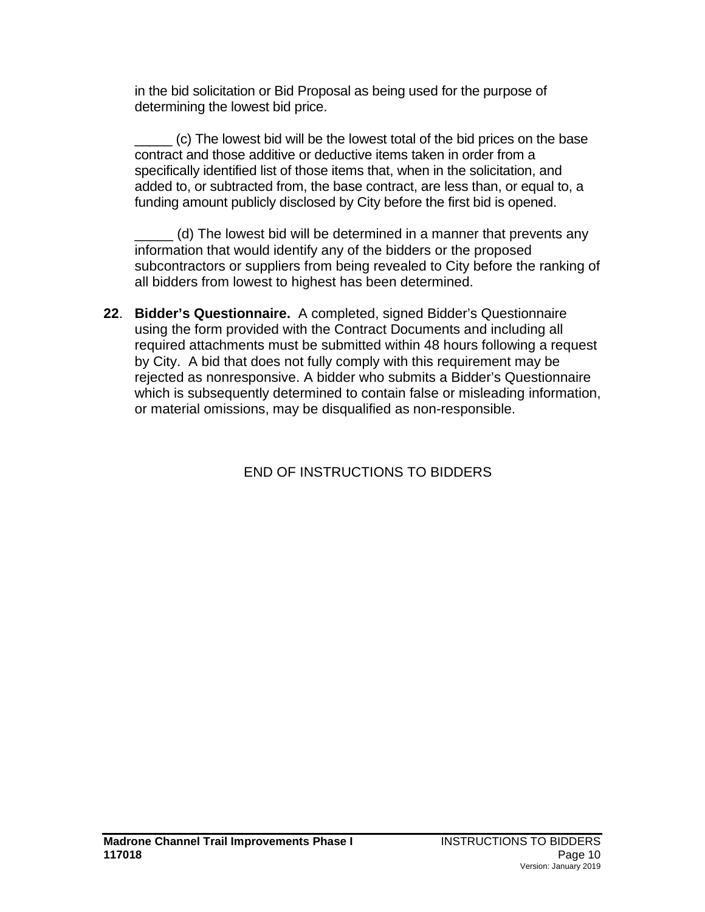in the bid solicitation or Bid Proposal as being used for the purpose of determining the lowest bid price.

_____ (c) The lowest bid will be the lowest total of the bid prices on the base contract and those additive or deductive items taken in order from a specifically identified list of those items that, when in the solicitation, and added to, or subtracted from, the base contract, are less than, or equal to, a funding amount publicly disclosed by City before the first bid is opened.

_____ (d) The lowest bid will be determined in a manner that prevents any information that would identify any of the bidders or the proposed subcontractors or suppliers from being revealed to City before the ranking of all bidders from lowest to highest has been determined.

**22**. **Bidder's Questionnaire.** A completed, signed Bidder's Questionnaire using the form provided with the Contract Documents and including all required attachments must be submitted within 48 hours following a request by City. A bid that does not fully comply with this requirement may be rejected as nonresponsive. A bidder who submits a Bidder's Questionnaire which is subsequently determined to contain false or misleading information, or material omissions, may be disqualified as non-responsible.

END OF INSTRUCTIONS TO BIDDERS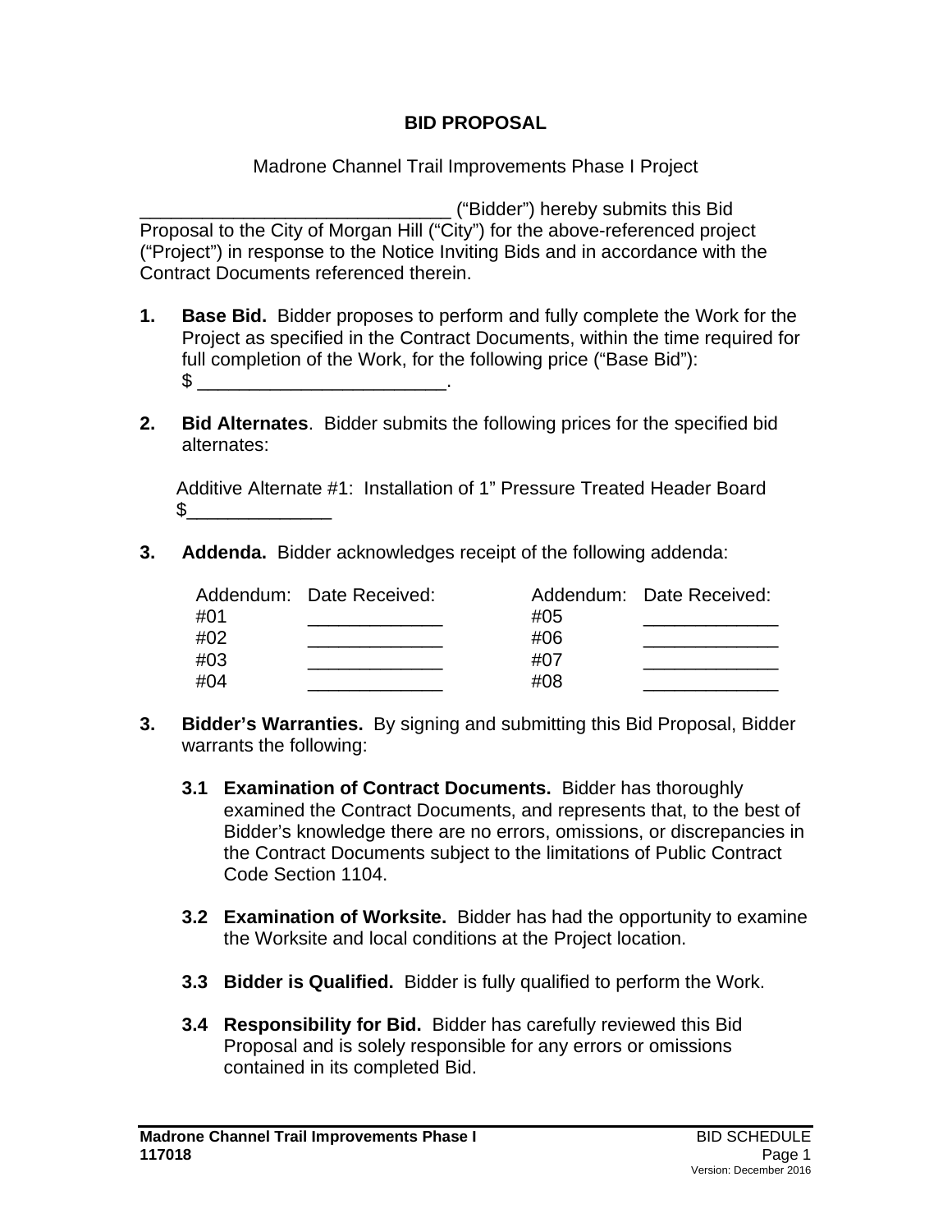## BID PROPOSAL

Madrone Channel Trail Improvements Phase I Project

______________________________ ("Bidder") hereby submits this Bid Proposal to the City of Morgan Hill ("City") for the above-referenced project ("Project") in response to the Notice Inviting Bids and in accordance with the Contract Documents referenced therein.

1. **Base Bid.** Bidder proposes to perform and fully complete the Work for the Project as specified in the Contract Documents, within the time required for full completion of the Work, for the following price ("Base Bid"):
   $ ________________________.

2. **Bid Alternates**. Bidder submits the following prices for the specified bid alternates:

   Additive Alternate #1: Installation of 1" Pressure Treated Header Board
   $______________

3. **Addenda.** Bidder acknowledges receipt of the following addenda:

| Addendum: | Date Received: | Addendum: | Date Received: |
|---|---|---|---|
| #01 | _____________ | #05 | _____________ |
| #02 | _____________ | #06 | _____________ |
| #03 | _____________ | #07 | _____________ |
| #04 | _____________ | #08 | _____________ |

3. **Bidder's Warranties.** By signing and submitting this Bid Proposal, Bidder warrants the following:

   **3.1 Examination of Contract Documents.** Bidder has thoroughly examined the Contract Documents, and represents that, to the best of Bidder's knowledge there are no errors, omissions, or discrepancies in the Contract Documents subject to the limitations of Public Contract Code Section 1104.

   **3.2 Examination of Worksite.** Bidder has had the opportunity to examine the Worksite and local conditions at the Project location.

   **3.3 Bidder is Qualified.** Bidder is fully qualified to perform the Work.

   **3.4 Responsibility for Bid.** Bidder has carefully reviewed this Bid Proposal and is solely responsible for any errors or omissions contained in its completed Bid.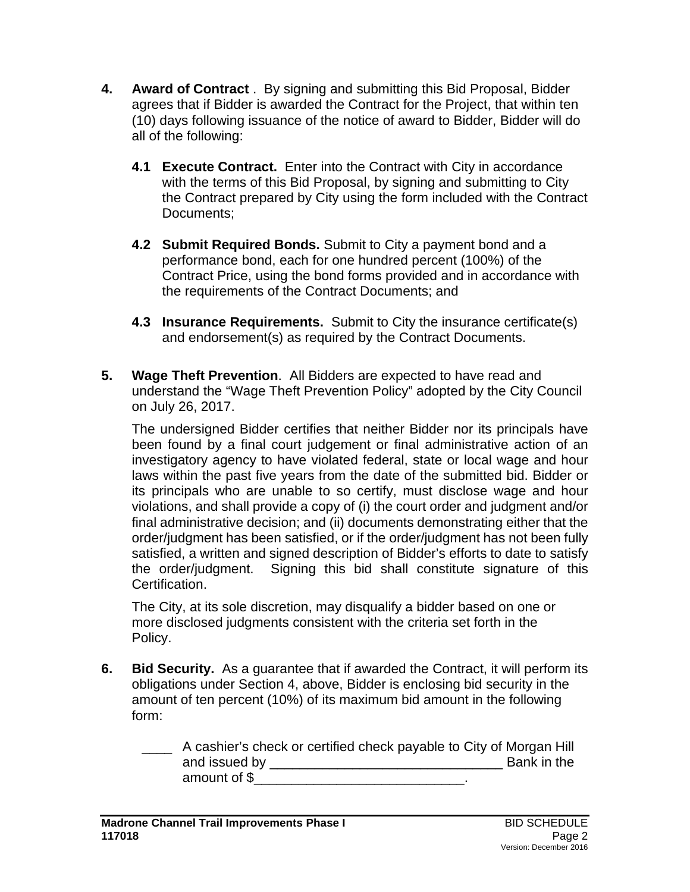**4. Award of Contract** . By signing and submitting this Bid Proposal, Bidder agrees that if Bidder is awarded the Contract for the Project, that within ten (10) days following issuance of the notice of award to Bidder, Bidder will do all of the following:

**4.1 Execute Contract.** Enter into the Contract with City in accordance with the terms of this Bid Proposal, by signing and submitting to City the Contract prepared by City using the form included with the Contract Documents;

**4.2 Submit Required Bonds.** Submit to City a payment bond and a performance bond, each for one hundred percent (100%) of the Contract Price, using the bond forms provided and in accordance with the requirements of the Contract Documents; and

**4.3 Insurance Requirements.** Submit to City the insurance certificate(s) and endorsement(s) as required by the Contract Documents.

**5. Wage Theft Prevention**. All Bidders are expected to have read and understand the “Wage Theft Prevention Policy” adopted by the City Council on July 26, 2017.

The undersigned Bidder certifies that neither Bidder nor its principals have been found by a final court judgement or final administrative action of an investigatory agency to have violated federal, state or local wage and hour laws within the past five years from the date of the submitted bid. Bidder or its principals who are unable to so certify, must disclose wage and hour violations, and shall provide a copy of (i) the court order and judgment and/or final administrative decision; and (ii) documents demonstrating either that the order/judgment has been satisfied, or if the order/judgment has not been fully satisfied, a written and signed description of Bidder’s efforts to date to satisfy the order/judgment. Signing this bid shall constitute signature of this Certification.

The City, at its sole discretion, may disqualify a bidder based on one or more disclosed judgments consistent with the criteria set forth in the Policy.

**6. Bid Security.** As a guarantee that if awarded the Contract, it will perform its obligations under Section 4, above, Bidder is enclosing bid security in the amount of ten percent (10%) of its maximum bid amount in the following form:

____ A cashier’s check or certified check payable to City of Morgan Hill and issued by ______________________________ Bank in the amount of $___________________________.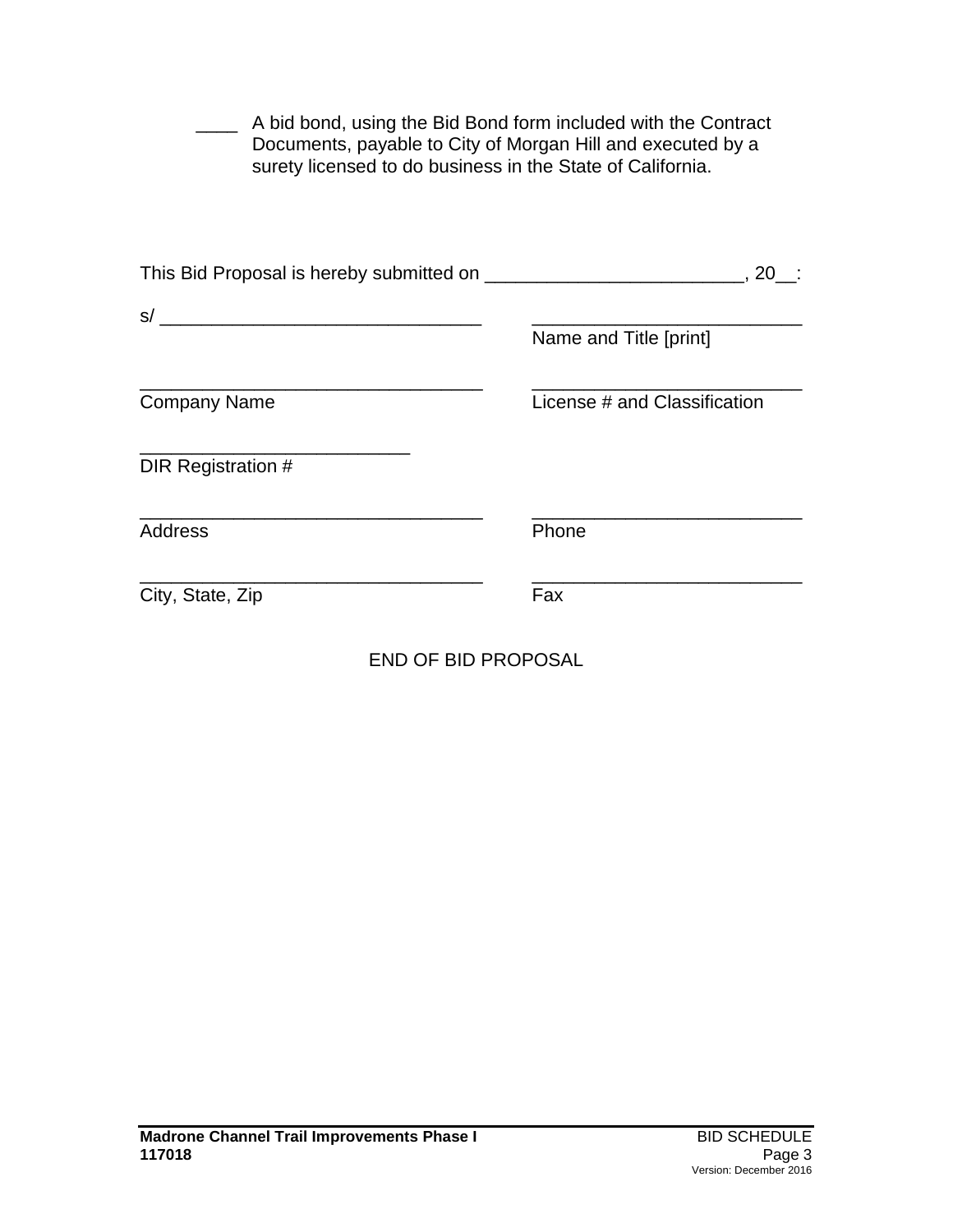____ A bid bond, using the Bid Bond form included with the Contract Documents, payable to City of Morgan Hill and executed by a surety licensed to do business in the State of California.

This Bid Proposal is hereby submitted on _________________________, 20__:

s/ _______________________________ __________________________
Name and Title [print]

_________________________________ __________________________
Company Name License # and Classification

__________________________
DIR Registration #

_________________________________ __________________________
Address Phone

_________________________________ __________________________
City, State, Zip Fax

END OF BID PROPOSAL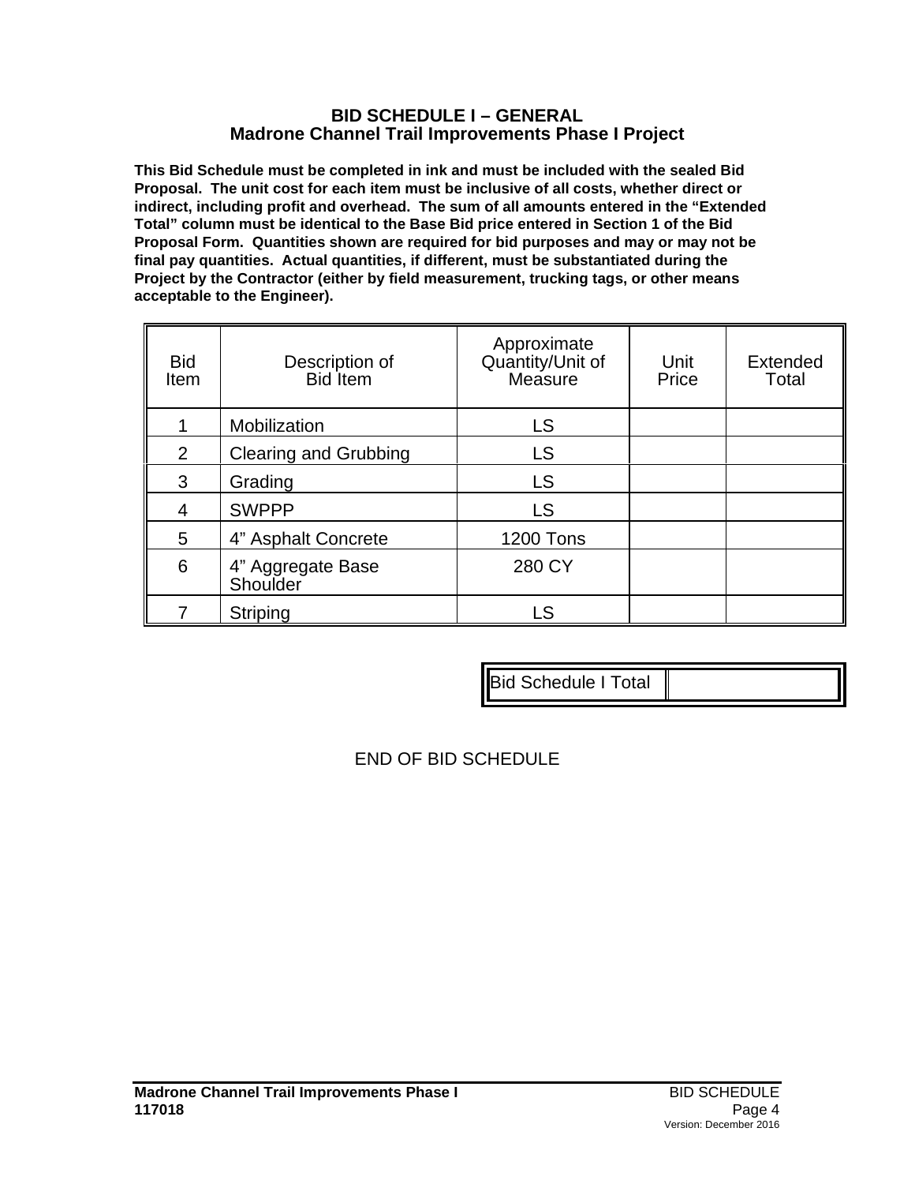## BID SCHEDULE I – GENERAL
## Madrone Channel Trail Improvements Phase I Project

**This Bid Schedule must be completed in ink and must be included with the sealed Bid Proposal. The unit cost for each item must be inclusive of all costs, whether direct or indirect, including profit and overhead. The sum of all amounts entered in the "Extended Total" column must be identical to the Base Bid price entered in Section 1 of the Bid Proposal Form. Quantities shown are required for bid purposes and may or may not be final pay quantities. Actual quantities, if different, must be substantiated during the Project by the Contractor (either by field measurement, trucking tags, or other means acceptable to the Engineer).**

| Bid Item | Description of Bid Item | Approximate Quantity/Unit of Measure | Unit Price | Extended Total |
|---|---|---|---|---|
| 1 | Mobilization | LS | | |
| 2 | Clearing and Grubbing | LS | | |
| 3 | Grading | LS | | |
| 4 | SWPPP | LS | | |
| 5 | 4" Asphalt Concrete | 1200 Tons | | |
| 6 | 4" Aggregate Base Shoulder | 280 CY | | |
| 7 | Striping | LS | | |

| Bid Schedule I Total | |
|---|---|

END OF BID SCHEDULE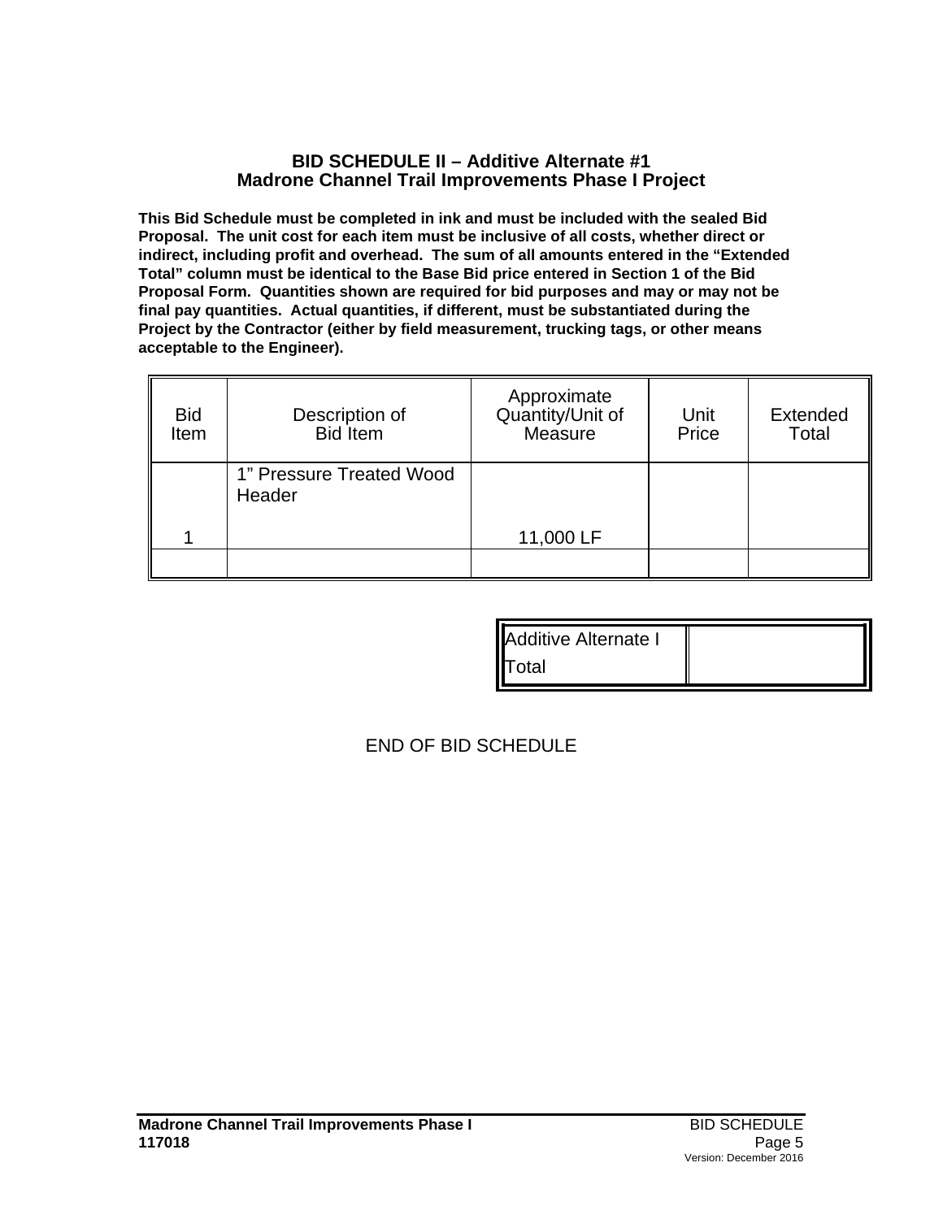## BID SCHEDULE II – Additive Alternate #1
## Madrone Channel Trail Improvements Phase I Project

**This Bid Schedule must be completed in ink and must be included with the sealed Bid Proposal. The unit cost for each item must be inclusive of all costs, whether direct or indirect, including profit and overhead. The sum of all amounts entered in the "Extended Total" column must be identical to the Base Bid price entered in Section 1 of the Bid Proposal Form. Quantities shown are required for bid purposes and may or may not be final pay quantities. Actual quantities, if different, must be substantiated during the Project by the Contractor (either by field measurement, trucking tags, or other means acceptable to the Engineer).**

| Bid Item | Description of Bid Item | Approximate Quantity/Unit of Measure | Unit Price | Extended Total |
|---|---|---|---|---|
| 1 | 1" Pressure Treated Wood Header | 11,000 LF | | |
| | | | | |

| Additive Alternate I Total | |
|---|---|

END OF BID SCHEDULE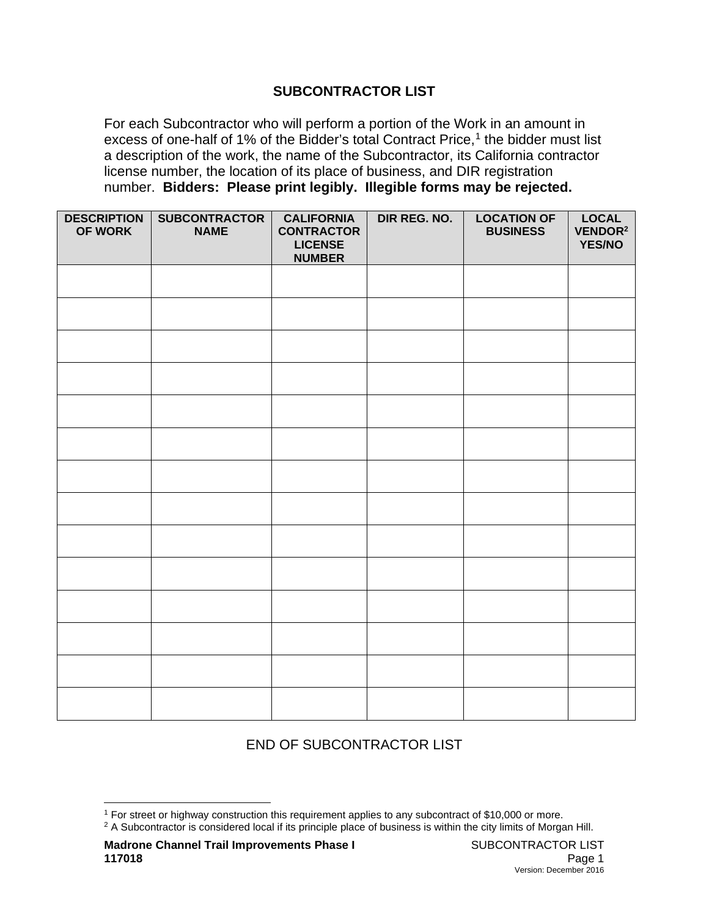# SUBCONTRACTOR LIST

For each Subcontractor who will perform a portion of the Work in an amount in excess of one-half of 1% of the Bidder's total Contract Price,[1] the bidder must list a description of the work, the name of the Subcontractor, its California contractor license number, the location of its place of business, and DIR registration number. **Bidders: Please print legibly. Illegible forms may be rejected.**

| DESCRIPTION OF WORK | SUBCONTRACTOR NAME | CALIFORNIA CONTRACTOR LICENSE NUMBER | DIR REG. NO. | LOCATION OF BUSINESS | LOCAL VENDOR[2] YES/NO |
|---|---|---|---|---|---|
| | | | | | |
| | | | | | |
| | | | | | |
| | | | | | |
| | | | | | |
| | | | | | |
| | | | | | |
| | | | | | |
| | | | | | |
| | | | | | |
| | | | | | |
| | | | | | |
| | | | | | |
| | | | | | |

END OF SUBCONTRACTOR LIST

[1] For street or highway construction this requirement applies to any subcontract of $10,000 or more.

[2] A Subcontractor is considered local if its principle place of business is within the city limits of Morgan Hill.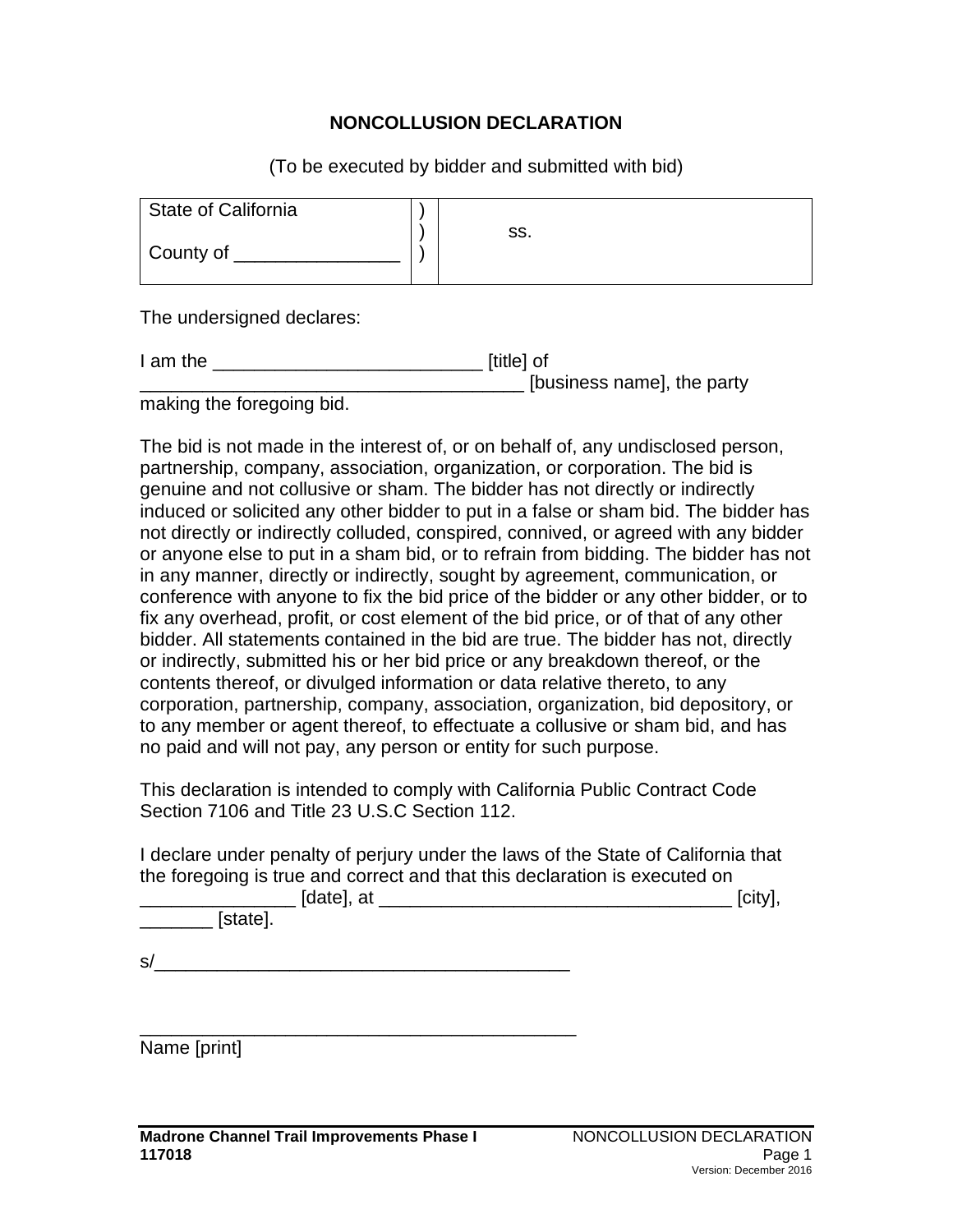# NONCOLLUSION DECLARATION

(To be executed by bidder and submitted with bid)

| State of California<br><br>County of ________________ | )<br>)<br>) | ss. |
|---|---|---|

The undersigned declares:

I am the __________________________ [title] of _____________________________________ [business name], the party making the foregoing bid.

The bid is not made in the interest of, or on behalf of, any undisclosed person, partnership, company, association, organization, or corporation. The bid is genuine and not collusive or sham. The bidder has not directly or indirectly induced or solicited any other bidder to put in a false or sham bid. The bidder has not directly or indirectly colluded, conspired, connived, or agreed with any bidder or anyone else to put in a sham bid, or to refrain from bidding. The bidder has not in any manner, directly or indirectly, sought by agreement, communication, or conference with anyone to fix the bid price of the bidder or any other bidder, or to fix any overhead, profit, or cost element of the bid price, or of that of any other bidder. All statements contained in the bid are true. The bidder has not, directly or indirectly, submitted his or her bid price or any breakdown thereof, or the contents thereof, or divulged information or data relative thereto, to any corporation, partnership, company, association, organization, bid depository, or to any member or agent thereof, to effectuate a collusive or sham bid, and has no paid and will not pay, any person or entity for such purpose.

This declaration is intended to comply with California Public Contract Code Section 7106 and Title 23 U.S.C Section 112.

I declare under penalty of perjury under the laws of the State of California that the foregoing is true and correct and that this declaration is executed on _______________ [date], at __________________________________ [city], _______ [state].

s/________________________________________

___________________________________________
Name [print]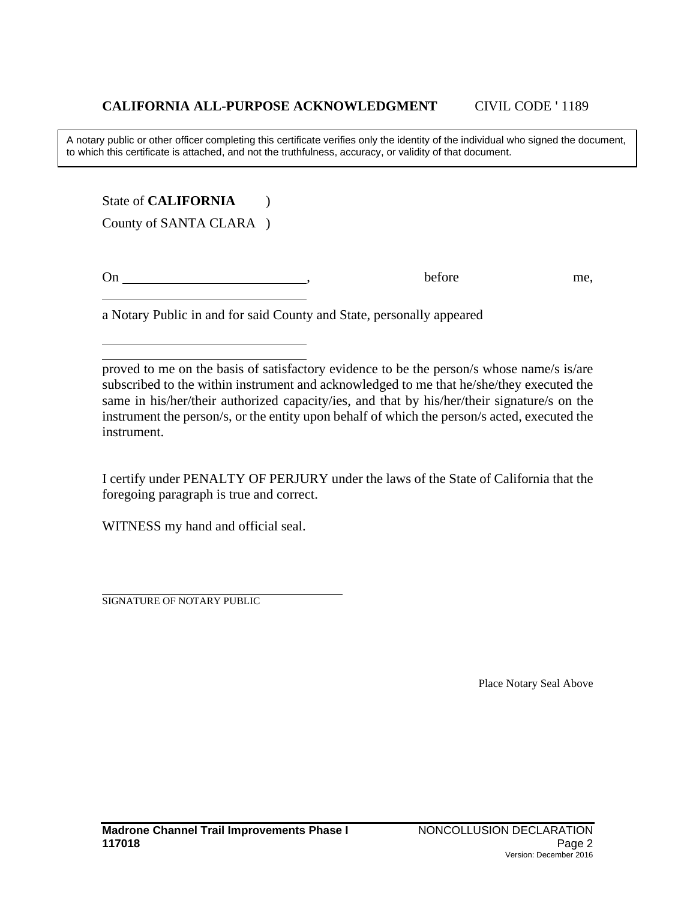**CALIFORNIA ALL-PURPOSE ACKNOWLEDGMENT** CIVIL CODE ' 1189

A notary public or other officer completing this certificate verifies only the identity of the individual who signed the document, to which this certificate is attached, and not the truthfulness, accuracy, or validity of that document.

State of **CALIFORNIA** )
County of SANTA CLARA )

On \_\_\_\_\_\_\_\_\_\_\_\_\_\_\_\_\_\_\_\_\_\_\_\_\_\_\_\_, before me,
\_\_\_\_\_\_\_\_\_\_\_\_\_\_\_\_\_\_\_\_\_\_\_\_\_\_\_\_\_\_\_\_

a Notary Public in and for said County and State, personally appeared

\_\_\_\_\_\_\_\_\_\_\_\_\_\_\_\_\_\_\_\_\_\_\_\_\_\_\_\_\_\_\_\_
\_\_\_\_\_\_\_\_\_\_\_\_\_\_\_\_\_\_\_\_\_\_\_\_\_\_\_\_\_\_\_\_

proved to me on the basis of satisfactory evidence to be the person/s whose name/s is/are subscribed to the within instrument and acknowledged to me that he/she/they executed the same in his/her/their authorized capacity/ies, and that by his/her/their signature/s on the instrument the person/s, or the entity upon behalf of which the person/s acted, executed the instrument.

I certify under PENALTY OF PERJURY under the laws of the State of California that the foregoing paragraph is true and correct.

WITNESS my hand and official seal.

\_\_\_\_\_\_\_\_\_\_\_\_\_\_\_\_\_\_\_\_\_\_\_\_\_\_\_\_\_\_\_\_\_\_\_\_\_\_
SIGNATURE OF NOTARY PUBLIC

Place Notary Seal Above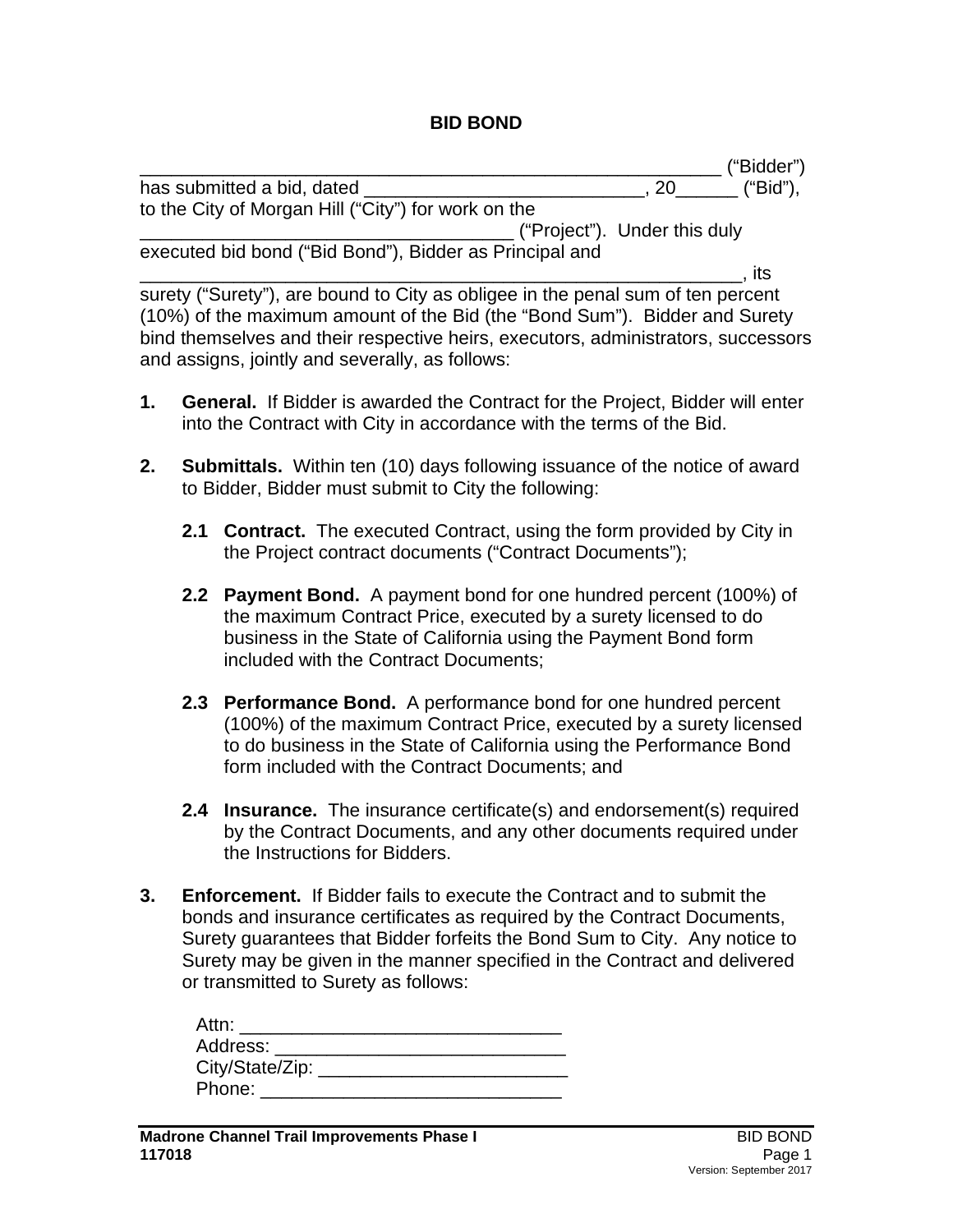# BID BOND

_______________________________________________________ ("Bidder") has submitted a bid, dated ___________________________, 20______ ("Bid"), to the City of Morgan Hill ("City") for work on the ___________________________________ ("Project"). Under this duly executed bid bond ("Bid Bond"), Bidder as Principal and _________________________________________________________, its surety ("Surety"), are bound to City as obligee in the penal sum of ten percent (10%) of the maximum amount of the Bid (the "Bond Sum"). Bidder and Surety bind themselves and their respective heirs, executors, administrators, successors and assigns, jointly and severally, as follows:

**1. General.** If Bidder is awarded the Contract for the Project, Bidder will enter into the Contract with City in accordance with the terms of the Bid.

**2. Submittals.** Within ten (10) days following issuance of the notice of award to Bidder, Bidder must submit to City the following:

**2.1 Contract.** The executed Contract, using the form provided by City in the Project contract documents ("Contract Documents");

**2.2 Payment Bond.** A payment bond for one hundred percent (100%) of the maximum Contract Price, executed by a surety licensed to do business in the State of California using the Payment Bond form included with the Contract Documents;

**2.3 Performance Bond.** A performance bond for one hundred percent (100%) of the maximum Contract Price, executed by a surety licensed to do business in the State of California using the Performance Bond form included with the Contract Documents; and

**2.4 Insurance.** The insurance certificate(s) and endorsement(s) required by the Contract Documents, and any other documents required under the Instructions for Bidders.

**3. Enforcement.** If Bidder fails to execute the Contract and to submit the bonds and insurance certificates as required by the Contract Documents, Surety guarantees that Bidder forfeits the Bond Sum to City. Any notice to Surety may be given in the manner specified in the Contract and delivered or transmitted to Surety as follows:

Attn: ______________________________
Address: ____________________________
City/State/Zip: ________________________
Phone: _____________________________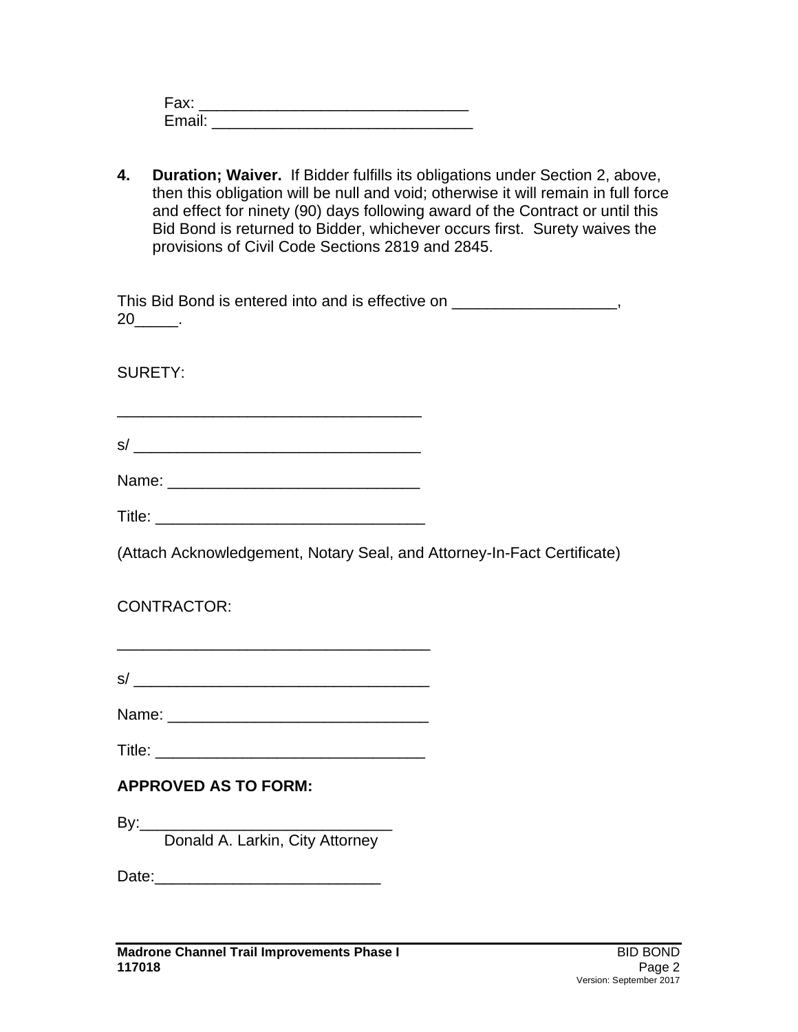Fax: ______________________________
Email: ______________________________

4. **Duration; Waiver.** If Bidder fulfills its obligations under Section 2, above, then this obligation will be null and void; otherwise it will remain in full force and effect for ninety (90) days following award of the Contract or until this Bid Bond is returned to Bidder, whichever occurs first. Surety waives the provisions of Civil Code Sections 2819 and 2845.

This Bid Bond is entered into and is effective on ___________________, 20_____.

SURETY:

___________________________________

s/ _________________________________

Name: _____________________________

Title: _______________________________

(Attach Acknowledgement, Notary Seal, and Attorney-In-Fact Certificate)

CONTRACTOR:

___________________________________

s/ _________________________________

Name: _____________________________

Title: _______________________________

**APPROVED AS TO FORM:**

By:_____________________________
Donald A. Larkin, City Attorney

Date:__________________________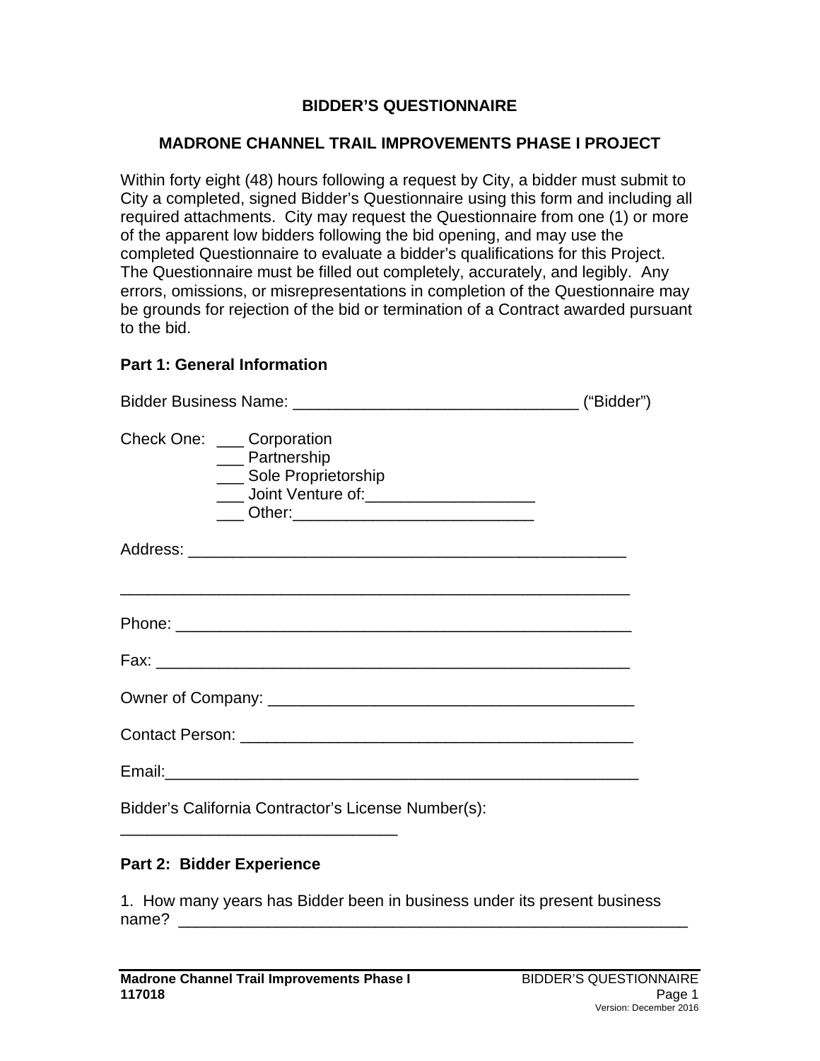# BIDDER'S QUESTIONNAIRE

## MADRONE CHANNEL TRAIL IMPROVEMENTS PHASE I PROJECT

Within forty eight (48) hours following a request by City, a bidder must submit to City a completed, signed Bidder's Questionnaire using this form and including all required attachments. City may request the Questionnaire from one (1) or more of the apparent low bidders following the bid opening, and may use the completed Questionnaire to evaluate a bidder's qualifications for this Project. The Questionnaire must be filled out completely, accurately, and legibly. Any errors, omissions, or misrepresentations in completion of the Questionnaire may be grounds for rejection of the bid or termination of a Contract awarded pursuant to the bid.

### Part 1: General Information

Bidder Business Name: _________________________________ ("Bidder")

Check One:
___ Corporation
___ Partnership
___ Sole Proprietorship
___ Joint Venture of:___________________
___ Other:___________________________

Address: ___________________________________________________

___________________________________________________________

Phone: ____________________________________________________

Fax: ______________________________________________________

Owner of Company: __________________________________________

Contact Person: _____________________________________________

Email:______________________________________________________

Bidder's California Contractor's License Number(s):
_______________________________

### Part 2: Bidder Experience

1. How many years has Bidder been in business under its present business name? ___________________________________________________________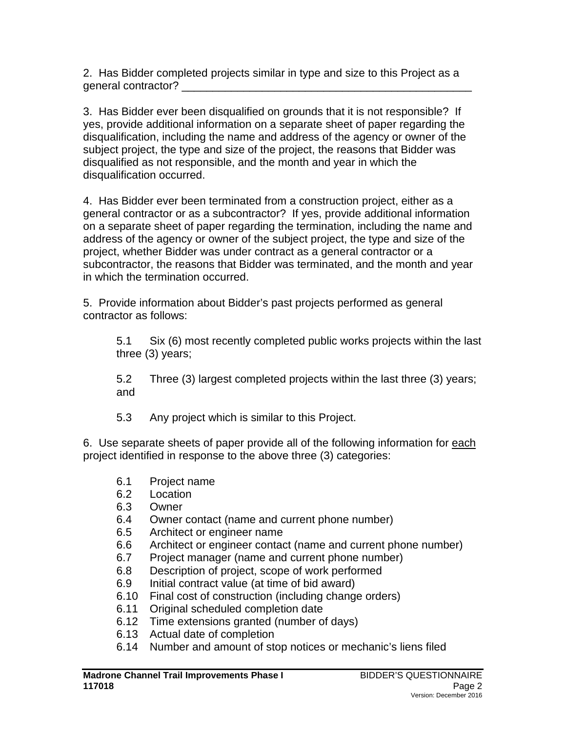2. Has Bidder completed projects similar in type and size to this Project as a general contractor? ________________________________________________

3. Has Bidder ever been disqualified on grounds that it is not responsible? If yes, provide additional information on a separate sheet of paper regarding the disqualification, including the name and address of the agency or owner of the subject project, the type and size of the project, the reasons that Bidder was disqualified as not responsible, and the month and year in which the disqualification occurred.

4. Has Bidder ever been terminated from a construction project, either as a general contractor or as a subcontractor? If yes, provide additional information on a separate sheet of paper regarding the termination, including the name and address of the agency or owner of the subject project, the type and size of the project, whether Bidder was under contract as a general contractor or a subcontractor, the reasons that Bidder was terminated, and the month and year in which the termination occurred.

5. Provide information about Bidder's past projects performed as general contractor as follows:

5.1 Six (6) most recently completed public works projects within the last three (3) years;

5.2 Three (3) largest completed projects within the last three (3) years; and

5.3 Any project which is similar to this Project.

6. Use separate sheets of paper provide all of the following information for <u>each</u> project identified in response to the above three (3) categories:

6.1 Project name
6.2 Location
6.3 Owner
6.4 Owner contact (name and current phone number)
6.5 Architect or engineer name
6.6 Architect or engineer contact (name and current phone number)
6.7 Project manager (name and current phone number)
6.8 Description of project, scope of work performed
6.9 Initial contract value (at time of bid award)
6.10 Final cost of construction (including change orders)
6.11 Original scheduled completion date
6.12 Time extensions granted (number of days)
6.13 Actual date of completion
6.14 Number and amount of stop notices or mechanic's liens filed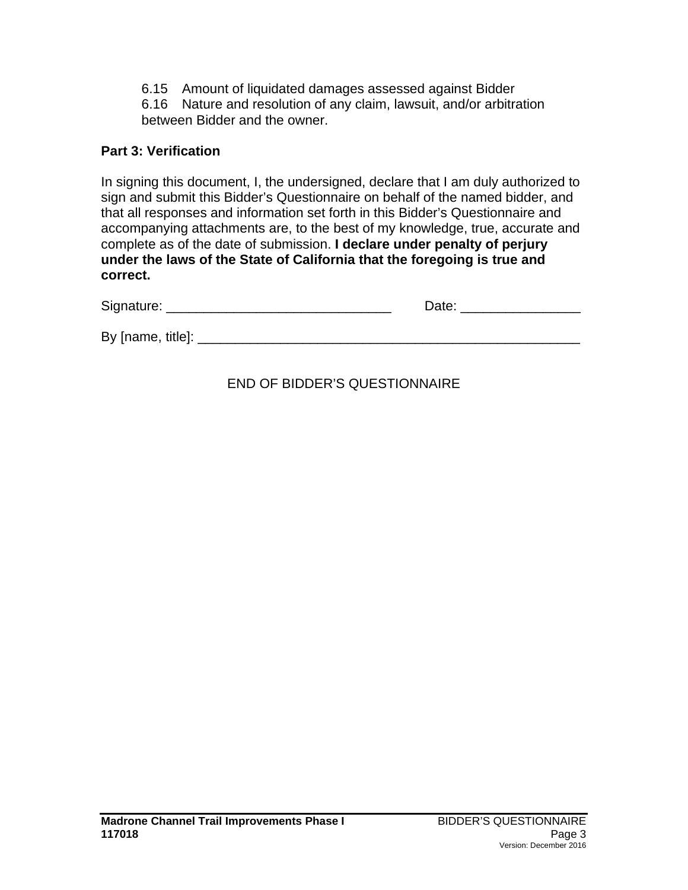6.15 Amount of liquidated damages assessed against Bidder
6.16 Nature and resolution of any claim, lawsuit, and/or arbitration between Bidder and the owner.

**Part 3: Verification**

In signing this document, I, the undersigned, declare that I am duly authorized to sign and submit this Bidder's Questionnaire on behalf of the named bidder, and that all responses and information set forth in this Bidder's Questionnaire and accompanying attachments are, to the best of my knowledge, true, accurate and complete as of the date of submission. **I declare under penalty of perjury under the laws of the State of California that the foregoing is true and correct.**

Signature: ______________________________ Date: ________________

By [name, title]: ___________________________________________________

END OF BIDDER'S QUESTIONNAIRE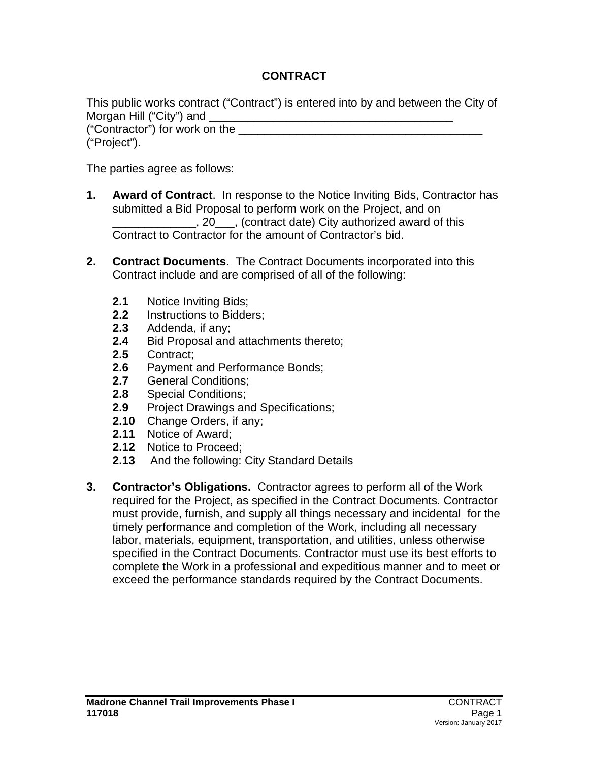# CONTRACT

This public works contract ("Contract") is entered into by and between the City of Morgan Hill ("City") and ______________________________________ ("Contractor") for work on the ______________________________________ ("Project").

The parties agree as follows:

1. **Award of Contract**. In response to the Notice Inviting Bids, Contractor has submitted a Bid Proposal to perform work on the Project, and on _____________, 20___, (contract date) City authorized award of this Contract to Contractor for the amount of Contractor's bid.

2. **Contract Documents**. The Contract Documents incorporated into this Contract include and are comprised of all of the following:

   **2.1** Notice Inviting Bids;
   **2.2** Instructions to Bidders;
   **2.3** Addenda, if any;
   **2.4** Bid Proposal and attachments thereto;
   **2.5** Contract;
   **2.6** Payment and Performance Bonds;
   **2.7** General Conditions;
   **2.8** Special Conditions;
   **2.9** Project Drawings and Specifications;
   **2.10** Change Orders, if any;
   **2.11** Notice of Award;
   **2.12** Notice to Proceed;
   **2.13** And the following: City Standard Details

3. **Contractor's Obligations.** Contractor agrees to perform all of the Work required for the Project, as specified in the Contract Documents. Contractor must provide, furnish, and supply all things necessary and incidental for the timely performance and completion of the Work, including all necessary labor, materials, equipment, transportation, and utilities, unless otherwise specified in the Contract Documents. Contractor must use its best efforts to complete the Work in a professional and expeditious manner and to meet or exceed the performance standards required by the Contract Documents.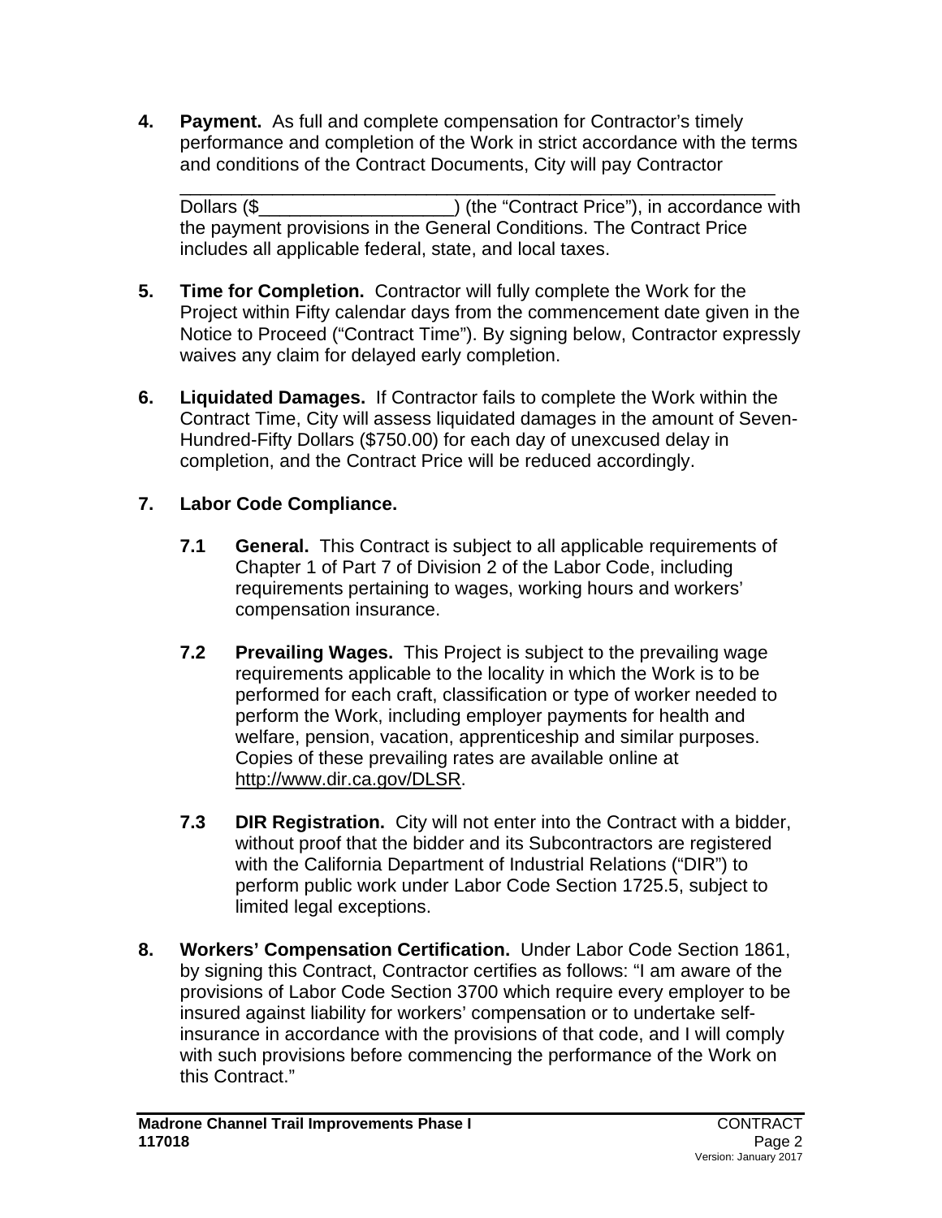**4. Payment.** As full and complete compensation for Contractor's timely performance and completion of the Work in strict accordance with the terms and conditions of the Contract Documents, City will pay Contractor

_____________________________________________________________ Dollars ($___________________) (the "Contract Price"), in accordance with the payment provisions in the General Conditions. The Contract Price includes all applicable federal, state, and local taxes.

**5. Time for Completion.** Contractor will fully complete the Work for the Project within Fifty calendar days from the commencement date given in the Notice to Proceed ("Contract Time"). By signing below, Contractor expressly waives any claim for delayed early completion.

**6. Liquidated Damages.** If Contractor fails to complete the Work within the Contract Time, City will assess liquidated damages in the amount of Seven-Hundred-Fifty Dollars ($750.00) for each day of unexcused delay in completion, and the Contract Price will be reduced accordingly.

**7. Labor Code Compliance.**

**7.1 General.** This Contract is subject to all applicable requirements of Chapter 1 of Part 7 of Division 2 of the Labor Code, including requirements pertaining to wages, working hours and workers' compensation insurance.

**7.2 Prevailing Wages.** This Project is subject to the prevailing wage requirements applicable to the locality in which the Work is to be performed for each craft, classification or type of worker needed to perform the Work, including employer payments for health and welfare, pension, vacation, apprenticeship and similar purposes. Copies of these prevailing rates are available online at http://www.dir.ca.gov/DLSR.

**7.3 DIR Registration.** City will not enter into the Contract with a bidder, without proof that the bidder and its Subcontractors are registered with the California Department of Industrial Relations ("DIR") to perform public work under Labor Code Section 1725.5, subject to limited legal exceptions.

**8. Workers' Compensation Certification.** Under Labor Code Section 1861, by signing this Contract, Contractor certifies as follows: "I am aware of the provisions of Labor Code Section 3700 which require every employer to be insured against liability for workers' compensation or to undertake self-insurance in accordance with the provisions of that code, and I will comply with such provisions before commencing the performance of the Work on this Contract."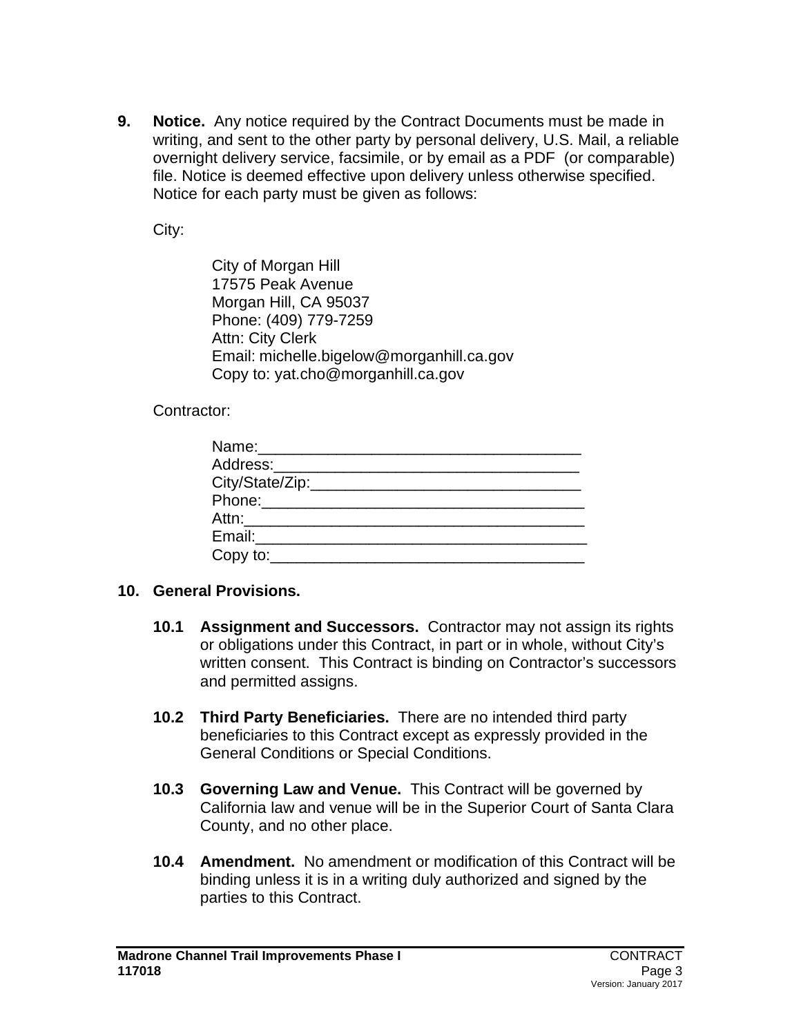**9. Notice.** Any notice required by the Contract Documents must be made in writing, and sent to the other party by personal delivery, U.S. Mail, a reliable overnight delivery service, facsimile, or by email as a PDF (or comparable) file. Notice is deemed effective upon delivery unless otherwise specified. Notice for each party must be given as follows:

City:

City of Morgan Hill
17575 Peak Avenue
Morgan Hill, CA 95037
Phone: (409) 779-7259
Attn: City Clerk
Email: michelle.bigelow@morganhill.ca.gov
Copy to: yat.cho@morganhill.ca.gov

Contractor:

Name:____________________________________
Address:__________________________________
City/State/Zip:_____________________________
Phone:____________________________________
Attn:______________________________________
Email:_____________________________________
Copy to:___________________________________

**10. General Provisions.**

**10.1 Assignment and Successors.** Contractor may not assign its rights or obligations under this Contract, in part or in whole, without City's written consent. This Contract is binding on Contractor's successors and permitted assigns.

**10.2 Third Party Beneficiaries.** There are no intended third party beneficiaries to this Contract except as expressly provided in the General Conditions or Special Conditions.

**10.3 Governing Law and Venue.** This Contract will be governed by California law and venue will be in the Superior Court of Santa Clara County, and no other place.

**10.4 Amendment.** No amendment or modification of this Contract will be binding unless it is in a writing duly authorized and signed by the parties to this Contract.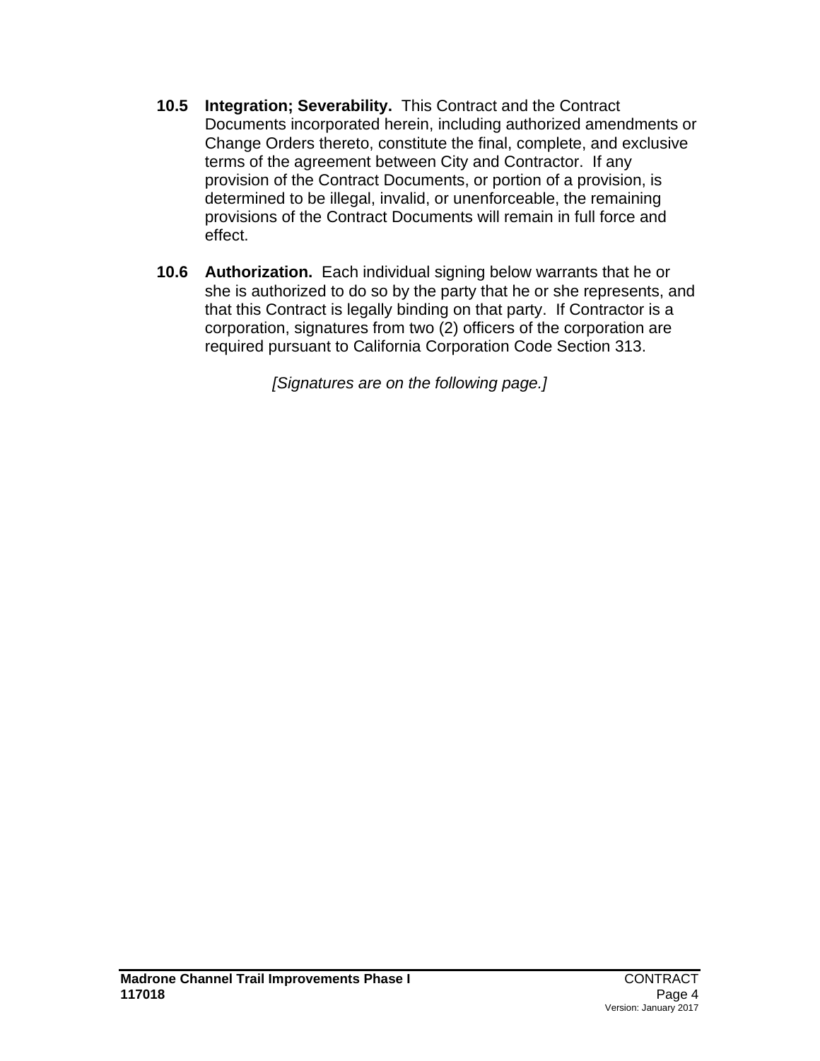**10.5 Integration; Severability.** This Contract and the Contract Documents incorporated herein, including authorized amendments or Change Orders thereto, constitute the final, complete, and exclusive terms of the agreement between City and Contractor. If any provision of the Contract Documents, or portion of a provision, is determined to be illegal, invalid, or unenforceable, the remaining provisions of the Contract Documents will remain in full force and effect.

**10.6 Authorization.** Each individual signing below warrants that he or she is authorized to do so by the party that he or she represents, and that this Contract is legally binding on that party. If Contractor is a corporation, signatures from two (2) officers of the corporation are required pursuant to California Corporation Code Section 313.

*[Signatures are on the following page.]*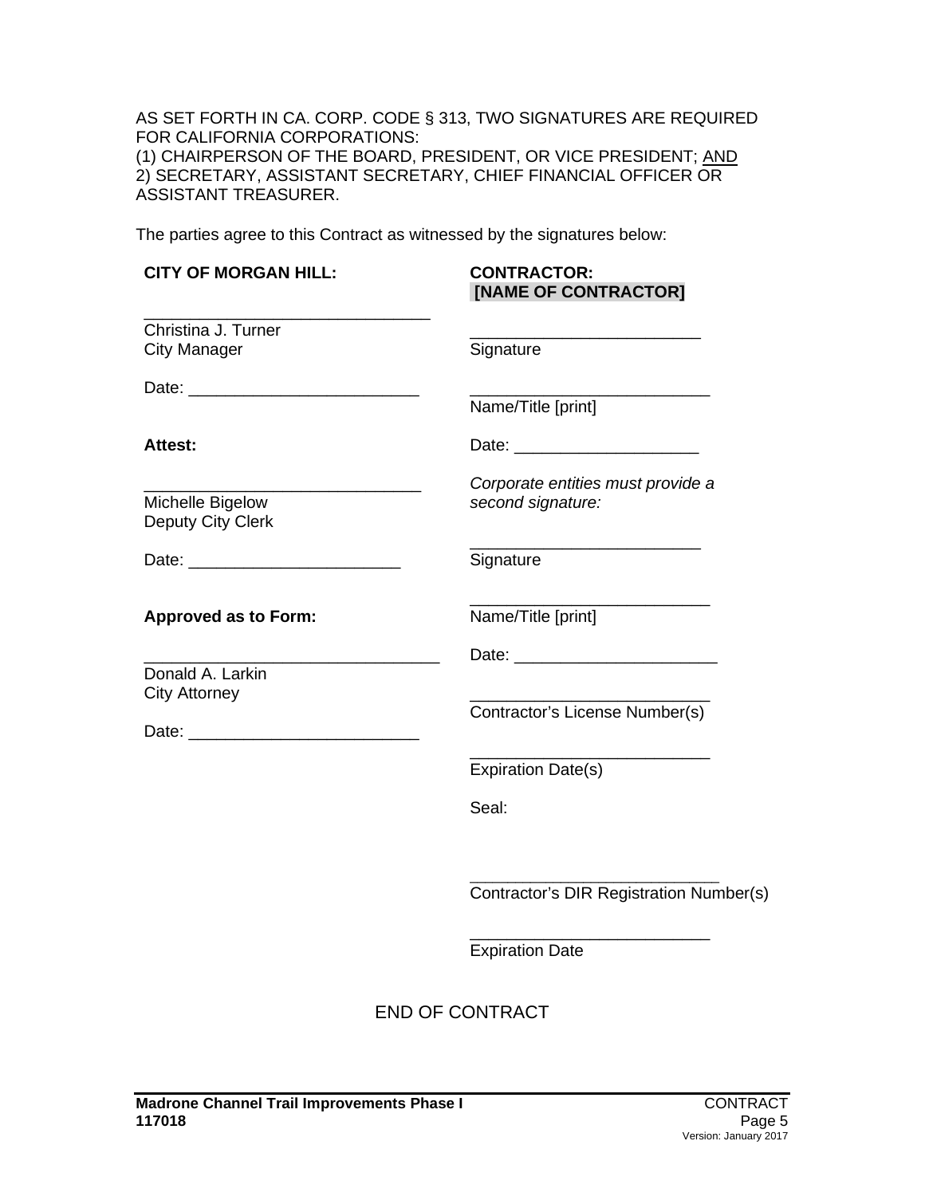AS SET FORTH IN CA. CORP. CODE § 313, TWO SIGNATURES ARE REQUIRED FOR CALIFORNIA CORPORATIONS:
(1) CHAIRPERSON OF THE BOARD, PRESIDENT, OR VICE PRESIDENT; AND
2) SECRETARY, ASSISTANT SECRETARY, CHIEF FINANCIAL OFFICER OR ASSISTANT TREASURER.

The parties agree to this Contract as witnessed by the signatures below:

**CITY OF MORGAN HILL:**

_______________________________
Christina J. Turner
City Manager

Date: _________________________

**Attest:**

______________________________
Michelle Bigelow
Deputy City Clerk

Date: _______________________

**Approved as to Form:**

________________________________
Donald A. Larkin
City Attorney

Date: _________________________

**CONTRACTOR:**
**[NAME OF CONTRACTOR]**

_________________________
Signature

__________________________
Name/Title [print]

Date: ____________________

*Corporate entities must provide a second signature:*

_________________________
Signature

__________________________
Name/Title [print]

Date: ______________________

__________________________
Contractor's License Number(s)

__________________________
Expiration Date(s)

Seal:

___________________________
Contractor's DIR Registration Number(s)

__________________________
Expiration Date

END OF CONTRACT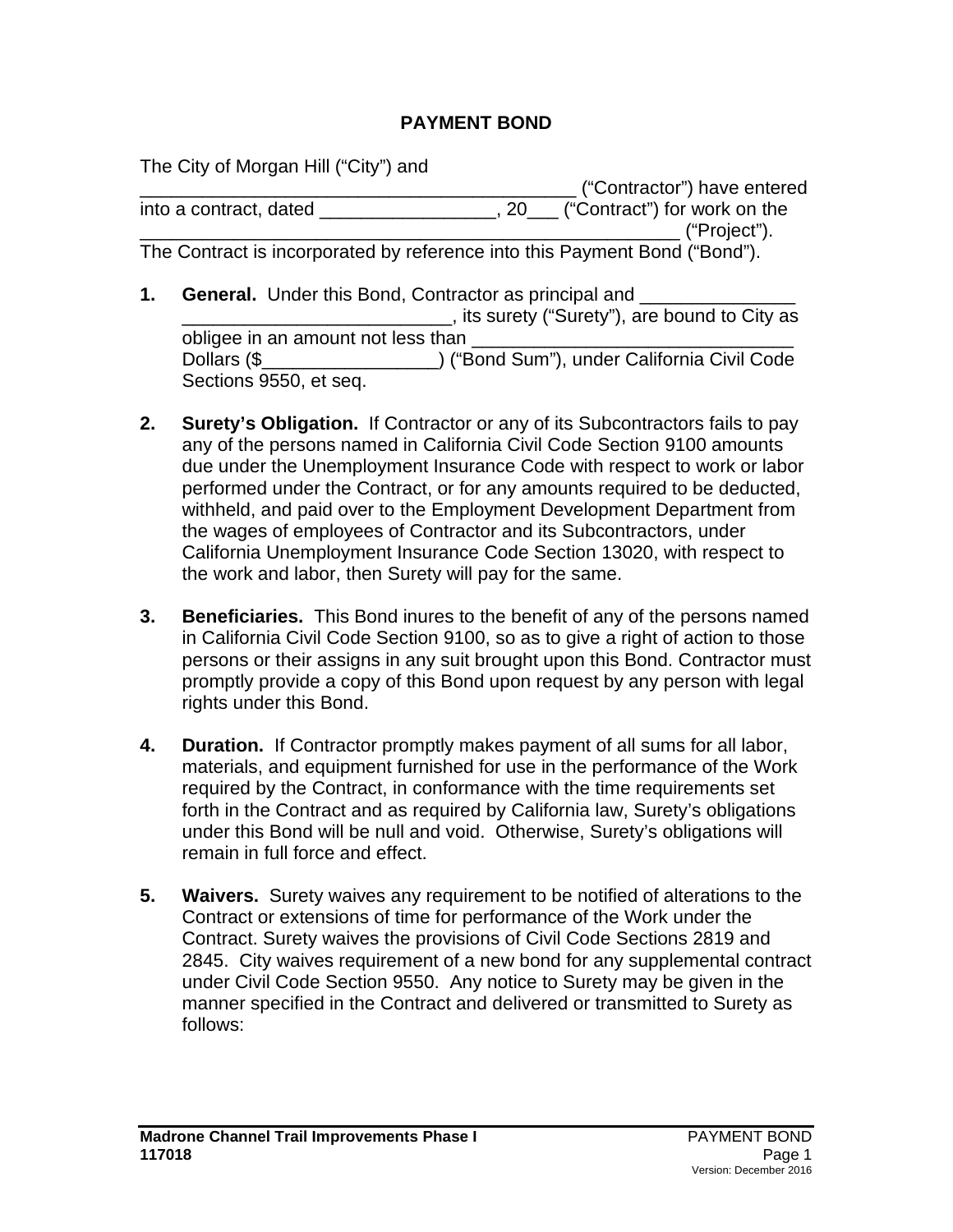# PAYMENT BOND

The City of Morgan Hill ("City") and ________________________________________ ("Contractor") have entered into a contract, dated ________________, 20___ ("Contract") for work on the ___________________________________________________ ("Project"). The Contract is incorporated by reference into this Payment Bond ("Bond").

1. **General.** Under this Bond, Contractor as principal and ______________ _________________________, its surety ("Surety"), are bound to City as obligee in an amount not less than ______________________________ Dollars ($________________) ("Bond Sum"), under California Civil Code Sections 9550, et seq.

2. **Surety's Obligation.** If Contractor or any of its Subcontractors fails to pay any of the persons named in California Civil Code Section 9100 amounts due under the Unemployment Insurance Code with respect to work or labor performed under the Contract, or for any amounts required to be deducted, withheld, and paid over to the Employment Development Department from the wages of employees of Contractor and its Subcontractors, under California Unemployment Insurance Code Section 13020, with respect to the work and labor, then Surety will pay for the same.

3. **Beneficiaries.** This Bond inures to the benefit of any of the persons named in California Civil Code Section 9100, so as to give a right of action to those persons or their assigns in any suit brought upon this Bond. Contractor must promptly provide a copy of this Bond upon request by any person with legal rights under this Bond.

4. **Duration.** If Contractor promptly makes payment of all sums for all labor, materials, and equipment furnished for use in the performance of the Work required by the Contract, in conformance with the time requirements set forth in the Contract and as required by California law, Surety's obligations under this Bond will be null and void. Otherwise, Surety's obligations will remain in full force and effect.

5. **Waivers.** Surety waives any requirement to be notified of alterations to the Contract or extensions of time for performance of the Work under the Contract. Surety waives the provisions of Civil Code Sections 2819 and 2845. City waives requirement of a new bond for any supplemental contract under Civil Code Section 9550. Any notice to Surety may be given in the manner specified in the Contract and delivered or transmitted to Surety as follows: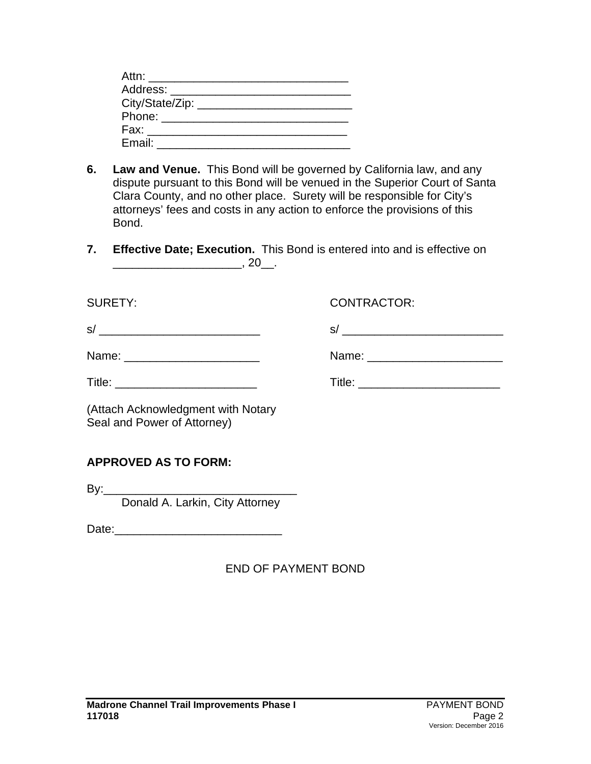Attn: ______________________________
Address: ____________________________
City/State/Zip: ________________________
Phone: _____________________________
Fax: _______________________________
Email: _____________________________

**6. Law and Venue.** This Bond will be governed by California law, and any dispute pursuant to this Bond will be venued in the Superior Court of Santa Clara County, and no other place. Surety will be responsible for City's attorneys' fees and costs in any action to enforce the provisions of this Bond.

**7. Effective Date; Execution.** This Bond is entered into and is effective on ___________________, 20__.

SURETY:

s/ ________________________

Name: ____________________

Title: _____________________

(Attach Acknowledgment with Notary Seal and Power of Attorney)

CONTRACTOR:

s/ ________________________

Name: ____________________

Title: _____________________

**APPROVED AS TO FORM:**

By:_____________________________
Donald A. Larkin, City Attorney

Date:_________________________

END OF PAYMENT BOND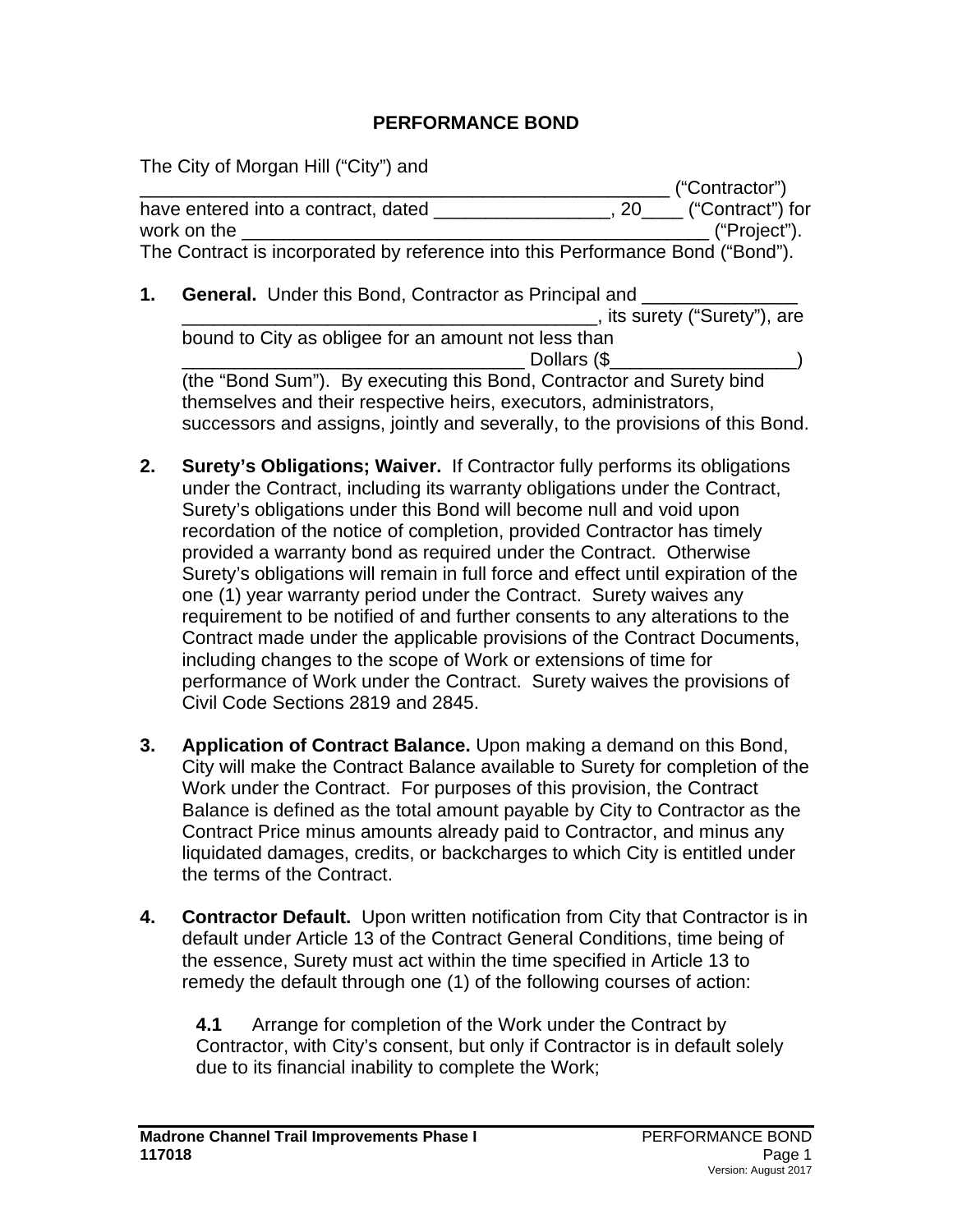# PERFORMANCE BOND

The City of Morgan Hill ("City") and \_\_\_\_\_\_\_\_\_\_\_\_\_\_\_\_\_\_\_\_\_\_\_\_\_\_\_\_\_\_\_\_\_\_\_\_\_\_\_\_\_\_\_\_\_\_\_\_\_\_\_\_ ("Contractor") have entered into a contract, dated \_\_\_\_\_\_\_\_\_\_\_\_\_\_\_\_\_, 20\_\_\_\_ ("Contract") for work on the \_\_\_\_\_\_\_\_\_\_\_\_\_\_\_\_\_\_\_\_\_\_\_\_\_\_\_\_\_\_\_\_\_\_\_\_\_\_\_\_\_\_\_\_\_\_\_ ("Project"). The Contract is incorporated by reference into this Performance Bond ("Bond").

**1. General.** Under this Bond, Contractor as Principal and \_\_\_\_\_\_\_\_\_\_\_\_\_\_\_ \_\_\_\_\_\_\_\_\_\_\_\_\_\_\_\_\_\_\_\_\_\_\_\_\_\_\_\_\_\_\_\_\_\_\_\_\_\_\_\_\_, its surety ("Surety"), are bound to City as obligee for an amount not less than \_\_\_\_\_\_\_\_\_\_\_\_\_\_\_\_\_\_\_\_\_\_\_\_\_\_\_\_\_\_\_\_\_\_ Dollars ($\_\_\_\_\_\_\_\_\_\_\_\_\_\_\_\_\_\_) (the "Bond Sum"). By executing this Bond, Contractor and Surety bind themselves and their respective heirs, executors, administrators, successors and assigns, jointly and severally, to the provisions of this Bond.

**2. Surety's Obligations; Waiver.** If Contractor fully performs its obligations under the Contract, including its warranty obligations under the Contract, Surety's obligations under this Bond will become null and void upon recordation of the notice of completion, provided Contractor has timely provided a warranty bond as required under the Contract. Otherwise Surety's obligations will remain in full force and effect until expiration of the one (1) year warranty period under the Contract. Surety waives any requirement to be notified of and further consents to any alterations to the Contract made under the applicable provisions of the Contract Documents, including changes to the scope of Work or extensions of time for performance of Work under the Contract. Surety waives the provisions of Civil Code Sections 2819 and 2845.

**3. Application of Contract Balance.** Upon making a demand on this Bond, City will make the Contract Balance available to Surety for completion of the Work under the Contract. For purposes of this provision, the Contract Balance is defined as the total amount payable by City to Contractor as the Contract Price minus amounts already paid to Contractor, and minus any liquidated damages, credits, or backcharges to which City is entitled under the terms of the Contract.

**4. Contractor Default.** Upon written notification from City that Contractor is in default under Article 13 of the Contract General Conditions, time being of the essence, Surety must act within the time specified in Article 13 to remedy the default through one (1) of the following courses of action:

**4.1** Arrange for completion of the Work under the Contract by Contractor, with City's consent, but only if Contractor is in default solely due to its financial inability to complete the Work;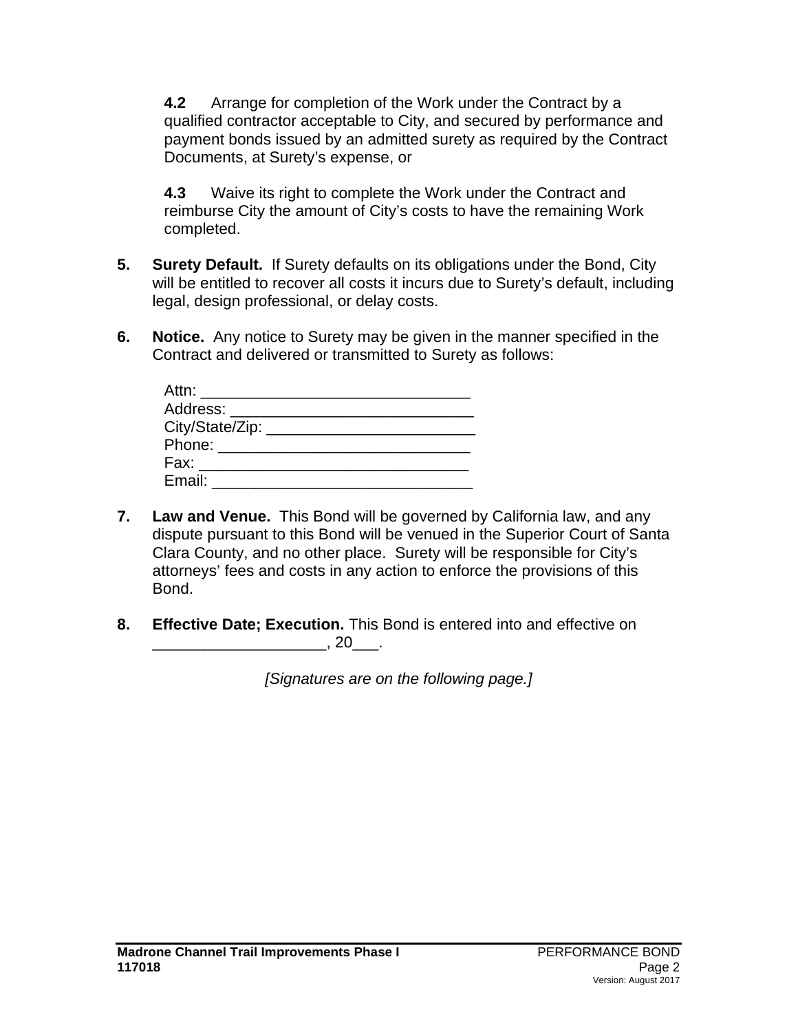**4.2** Arrange for completion of the Work under the Contract by a qualified contractor acceptable to City, and secured by performance and payment bonds issued by an admitted surety as required by the Contract Documents, at Surety's expense, or

**4.3** Waive its right to complete the Work under the Contract and reimburse City the amount of City's costs to have the remaining Work completed.

**5. Surety Default.** If Surety defaults on its obligations under the Bond, City will be entitled to recover all costs it incurs due to Surety's default, including legal, design professional, or delay costs.

**6. Notice.** Any notice to Surety may be given in the manner specified in the Contract and delivered or transmitted to Surety as follows:

Attn: ______________________________
Address: ____________________________
City/State/Zip: ________________________
Phone: _____________________________
Fax: _______________________________
Email: ______________________________

**7. Law and Venue.** This Bond will be governed by California law, and any dispute pursuant to this Bond will be venued in the Superior Court of Santa Clara County, and no other place. Surety will be responsible for City's attorneys' fees and costs in any action to enforce the provisions of this Bond.

**8. Effective Date; Execution.** This Bond is entered into and effective on ____________________, 20___.

*[Signatures are on the following page.]*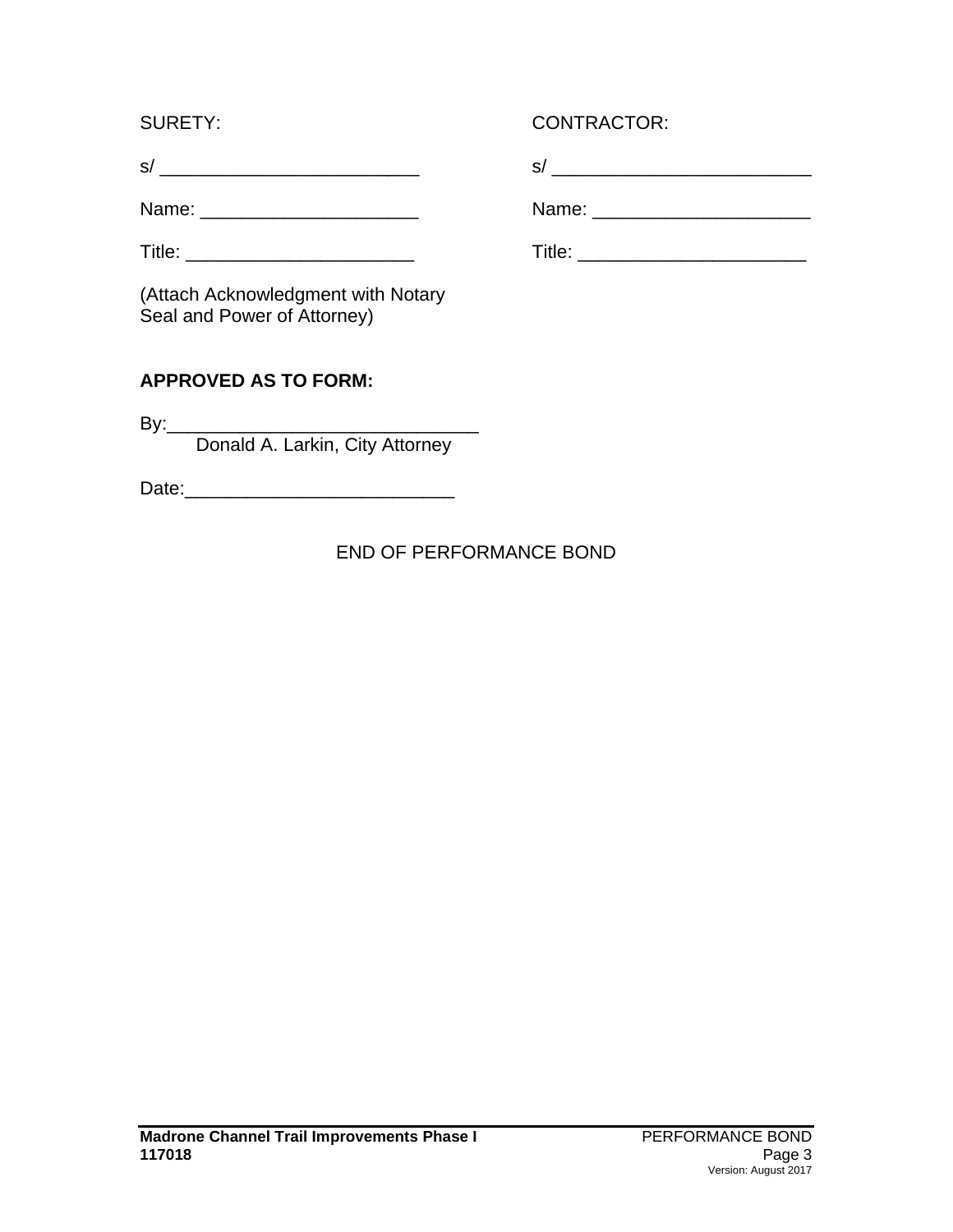| SURETY: | CONTRACTOR: |
|---|---|
| s/ ________________________ | s/ ________________________ |
| Name: ____________________ | Name: ____________________ |
| Title: _____________________ | Title: _____________________ |
| (Attach Acknowledgment with Notary Seal and Power of Attorney) | |

**APPROVED AS TO FORM:**

By:______________________________
Donald A. Larkin, City Attorney

Date:_________________________

END OF PERFORMANCE BOND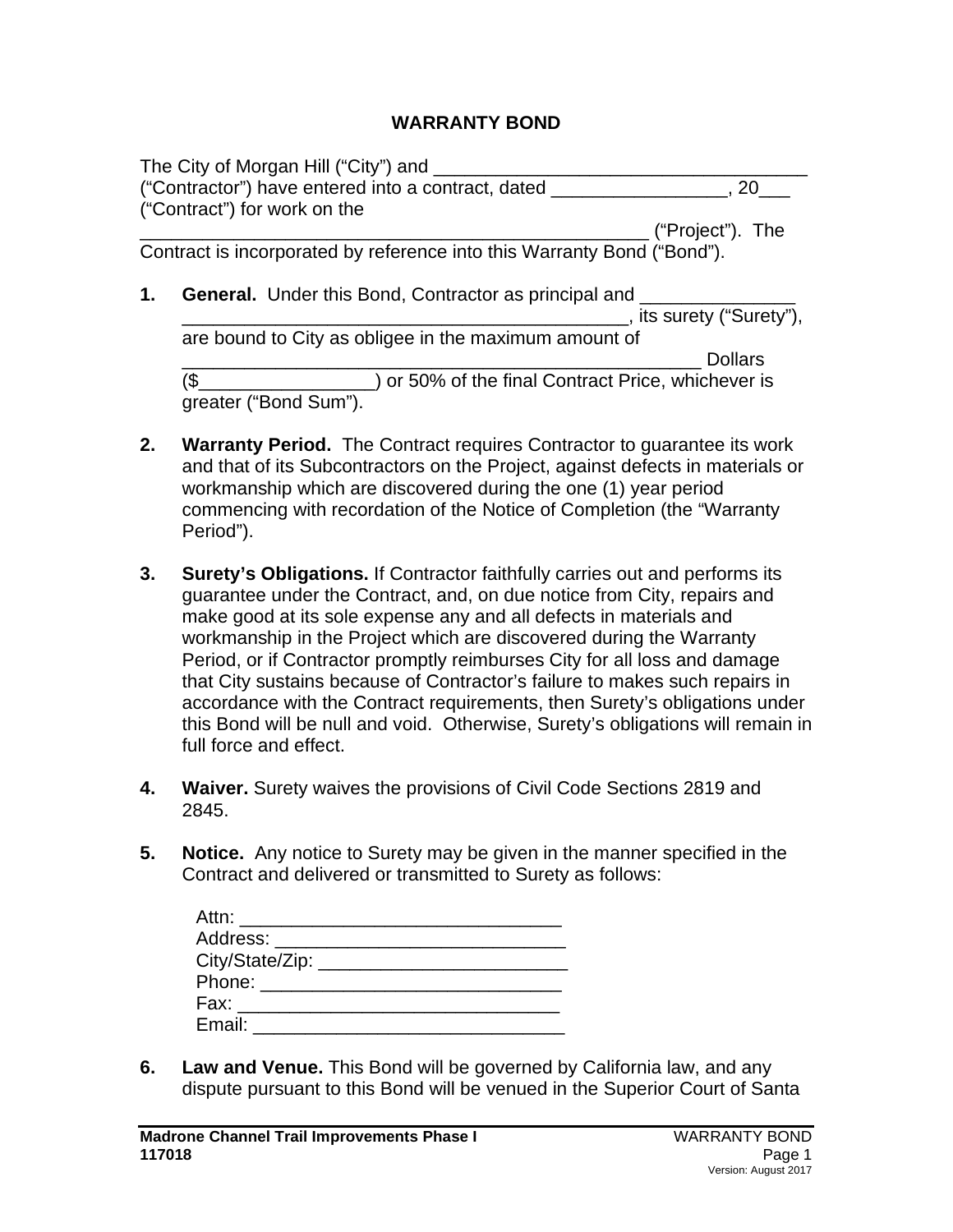# WARRANTY BOND

The City of Morgan Hill ("City") and ____________________________________ ("Contractor") have entered into a contract, dated _________________, 20___ ("Contract") for work on the _________________________________________________ ("Project"). The Contract is incorporated by reference into this Warranty Bond ("Bond").

1. **General.** Under this Bond, Contractor as principal and _______________ ____________________________________________, its surety ("Surety"), are bound to City as obligee in the maximum amount of ___________________________________________________ Dollars ($_________________) or 50% of the final Contract Price, whichever is greater ("Bond Sum").

2. **Warranty Period.** The Contract requires Contractor to guarantee its work and that of its Subcontractors on the Project, against defects in materials or workmanship which are discovered during the one (1) year period commencing with recordation of the Notice of Completion (the "Warranty Period").

3. **Surety's Obligations.** If Contractor faithfully carries out and performs its guarantee under the Contract, and, on due notice from City, repairs and make good at its sole expense any and all defects in materials and workmanship in the Project which are discovered during the Warranty Period, or if Contractor promptly reimburses City for all loss and damage that City sustains because of Contractor's failure to makes such repairs in accordance with the Contract requirements, then Surety's obligations under this Bond will be null and void. Otherwise, Surety's obligations will remain in full force and effect.

4. **Waiver.** Surety waives the provisions of Civil Code Sections 2819 and 2845.

5. **Notice.** Any notice to Surety may be given in the manner specified in the Contract and delivered or transmitted to Surety as follows:

   Attn: _______________________________
   Address: ____________________________
   City/State/Zip: ________________________
   Phone: _____________________________
   Fax: _______________________________
   Email: ______________________________

6. **Law and Venue.** This Bond will be governed by California law, and any dispute pursuant to this Bond will be venued in the Superior Court of Santa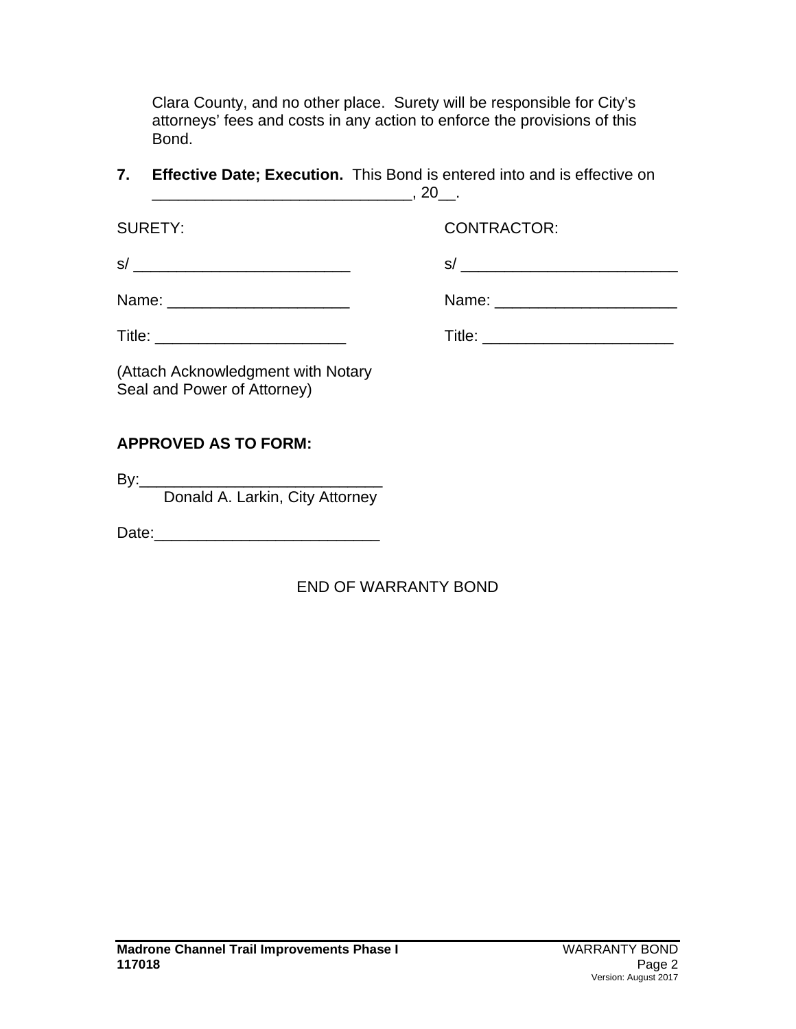Clara County, and no other place. Surety will be responsible for City's attorneys' fees and costs in any action to enforce the provisions of this Bond.

**7. Effective Date; Execution.** This Bond is entered into and is effective on ______________________________, 20__.

| SURETY: | CONTRACTOR: |
| --- | --- |
| s/ _________________________ | s/ _________________________ |
| Name: _____________________ | Name: _____________________ |
| Title: ______________________ | Title: ______________________ |

(Attach Acknowledgment with Notary Seal and Power of Attorney)

**APPROVED AS TO FORM:**

By:____________________________
Donald A. Larkin, City Attorney

Date:_________________________

END OF WARRANTY BOND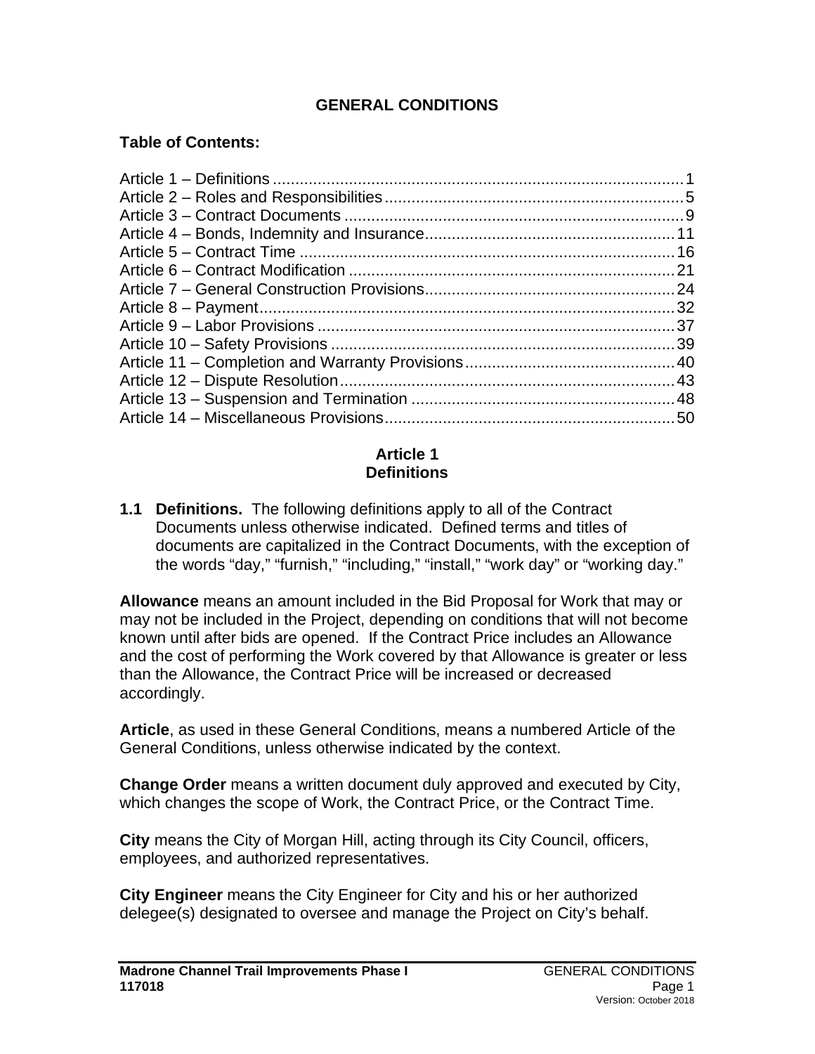# GENERAL CONDITIONS

**Table of Contents:**

Article 1 – Definitions ........................................................................................... 1
Article 2 – Roles and Responsibilities .................................................................. 5
Article 3 – Contract Documents ............................................................................ 9
Article 4 – Bonds, Indemnity and Insurance ........................................................ 11
Article 5 – Contract Time .................................................................................... 16
Article 6 – Contract Modification ......................................................................... 21
Article 7 – General Construction Provisions ........................................................ 24
Article 8 – Payment ............................................................................................. 32
Article 9 – Labor Provisions ................................................................................ 37
Article 10 – Safety Provisions ............................................................................. 39
Article 11 – Completion and Warranty Provisions ............................................... 40
Article 12 – Dispute Resolution ........................................................................... 43
Article 13 – Suspension and Termination ............................................................ 48
Article 14 – Miscellaneous Provisions ................................................................. 50

## Article 1
## Definitions

**1.1 Definitions.** The following definitions apply to all of the Contract Documents unless otherwise indicated. Defined terms and titles of documents are capitalized in the Contract Documents, with the exception of the words "day," "furnish," "including," "install," "work day" or "working day."

**Allowance** means an amount included in the Bid Proposal for Work that may or may not be included in the Project, depending on conditions that will not become known until after bids are opened. If the Contract Price includes an Allowance and the cost of performing the Work covered by that Allowance is greater or less than the Allowance, the Contract Price will be increased or decreased accordingly.

**Article**, as used in these General Conditions, means a numbered Article of the General Conditions, unless otherwise indicated by the context.

**Change Order** means a written document duly approved and executed by City, which changes the scope of Work, the Contract Price, or the Contract Time.

**City** means the City of Morgan Hill, acting through its City Council, officers, employees, and authorized representatives.

**City Engineer** means the City Engineer for City and his or her authorized delegee(s) designated to oversee and manage the Project on City's behalf.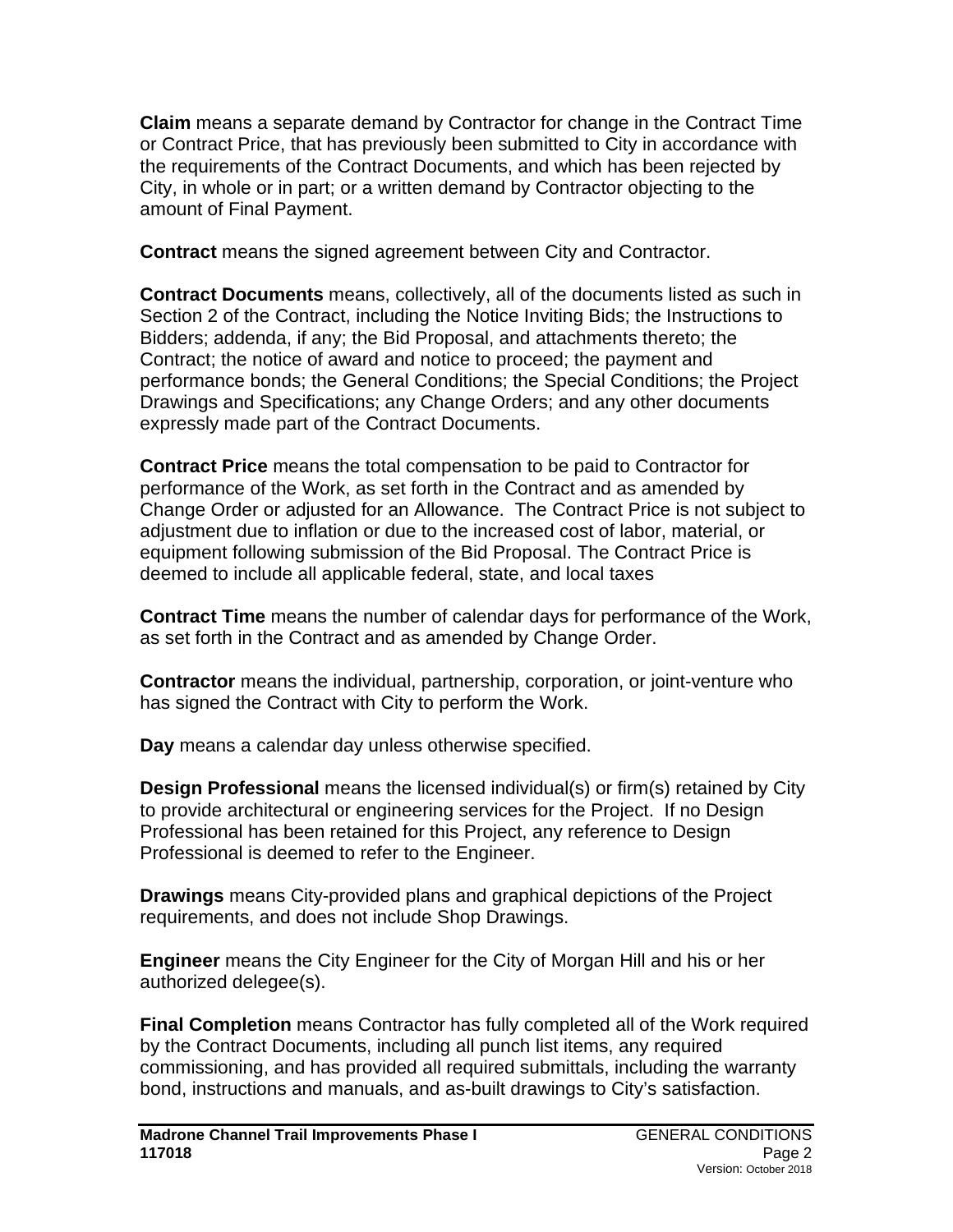**Claim** means a separate demand by Contractor for change in the Contract Time or Contract Price, that has previously been submitted to City in accordance with the requirements of the Contract Documents, and which has been rejected by City, in whole or in part; or a written demand by Contractor objecting to the amount of Final Payment.

**Contract** means the signed agreement between City and Contractor.

**Contract Documents** means, collectively, all of the documents listed as such in Section 2 of the Contract, including the Notice Inviting Bids; the Instructions to Bidders; addenda, if any; the Bid Proposal, and attachments thereto; the Contract; the notice of award and notice to proceed; the payment and performance bonds; the General Conditions; the Special Conditions; the Project Drawings and Specifications; any Change Orders; and any other documents expressly made part of the Contract Documents.

**Contract Price** means the total compensation to be paid to Contractor for performance of the Work, as set forth in the Contract and as amended by Change Order or adjusted for an Allowance. The Contract Price is not subject to adjustment due to inflation or due to the increased cost of labor, material, or equipment following submission of the Bid Proposal. The Contract Price is deemed to include all applicable federal, state, and local taxes

**Contract Time** means the number of calendar days for performance of the Work, as set forth in the Contract and as amended by Change Order.

**Contractor** means the individual, partnership, corporation, or joint-venture who has signed the Contract with City to perform the Work.

**Day** means a calendar day unless otherwise specified.

**Design Professional** means the licensed individual(s) or firm(s) retained by City to provide architectural or engineering services for the Project. If no Design Professional has been retained for this Project, any reference to Design Professional is deemed to refer to the Engineer.

**Drawings** means City-provided plans and graphical depictions of the Project requirements, and does not include Shop Drawings.

**Engineer** means the City Engineer for the City of Morgan Hill and his or her authorized delegee(s).

**Final Completion** means Contractor has fully completed all of the Work required by the Contract Documents, including all punch list items, any required commissioning, and has provided all required submittals, including the warranty bond, instructions and manuals, and as-built drawings to City's satisfaction.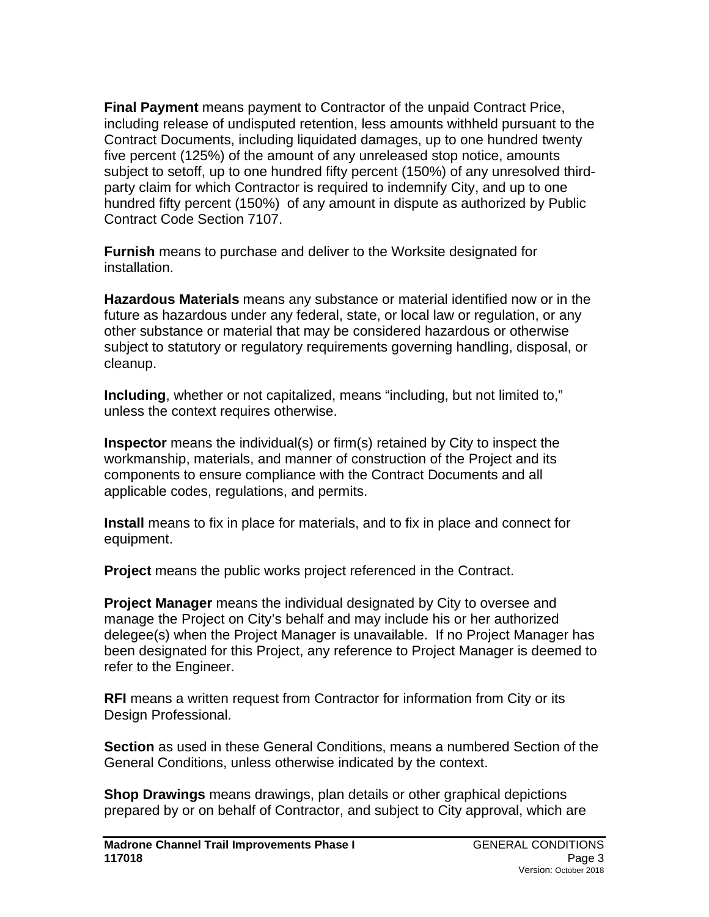**Final Payment** means payment to Contractor of the unpaid Contract Price, including release of undisputed retention, less amounts withheld pursuant to the Contract Documents, including liquidated damages, up to one hundred twenty five percent (125%) of the amount of any unreleased stop notice, amounts subject to setoff, up to one hundred fifty percent (150%) of any unresolved third-party claim for which Contractor is required to indemnify City, and up to one hundred fifty percent (150%) of any amount in dispute as authorized by Public Contract Code Section 7107.

**Furnish** means to purchase and deliver to the Worksite designated for installation.

**Hazardous Materials** means any substance or material identified now or in the future as hazardous under any federal, state, or local law or regulation, or any other substance or material that may be considered hazardous or otherwise subject to statutory or regulatory requirements governing handling, disposal, or cleanup.

**Including**, whether or not capitalized, means "including, but not limited to," unless the context requires otherwise.

**Inspector** means the individual(s) or firm(s) retained by City to inspect the workmanship, materials, and manner of construction of the Project and its components to ensure compliance with the Contract Documents and all applicable codes, regulations, and permits.

**Install** means to fix in place for materials, and to fix in place and connect for equipment.

**Project** means the public works project referenced in the Contract.

**Project Manager** means the individual designated by City to oversee and manage the Project on City's behalf and may include his or her authorized delegee(s) when the Project Manager is unavailable. If no Project Manager has been designated for this Project, any reference to Project Manager is deemed to refer to the Engineer.

**RFI** means a written request from Contractor for information from City or its Design Professional.

**Section** as used in these General Conditions, means a numbered Section of the General Conditions, unless otherwise indicated by the context.

**Shop Drawings** means drawings, plan details or other graphical depictions prepared by or on behalf of Contractor, and subject to City approval, which are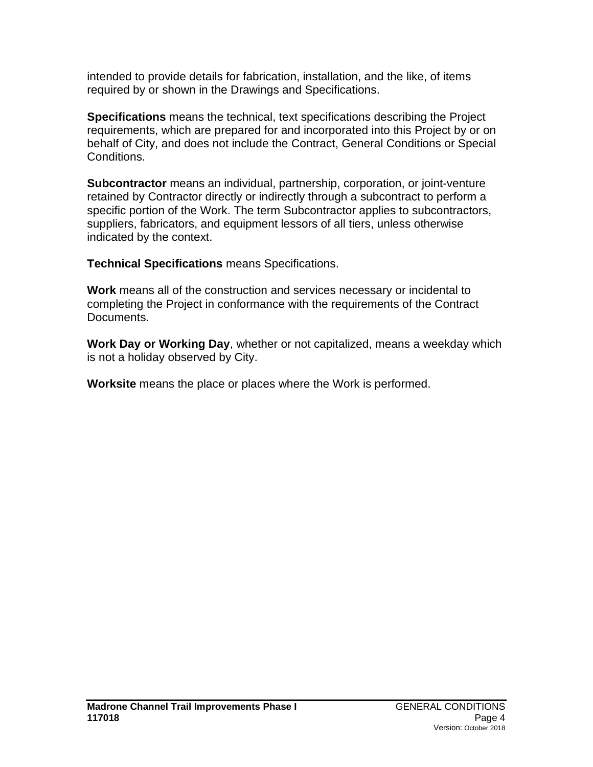intended to provide details for fabrication, installation, and the like, of items required by or shown in the Drawings and Specifications.

**Specifications** means the technical, text specifications describing the Project requirements, which are prepared for and incorporated into this Project by or on behalf of City, and does not include the Contract, General Conditions or Special Conditions.

**Subcontractor** means an individual, partnership, corporation, or joint-venture retained by Contractor directly or indirectly through a subcontract to perform a specific portion of the Work. The term Subcontractor applies to subcontractors, suppliers, fabricators, and equipment lessors of all tiers, unless otherwise indicated by the context.

**Technical Specifications** means Specifications.

**Work** means all of the construction and services necessary or incidental to completing the Project in conformance with the requirements of the Contract Documents.

**Work Day or Working Day**, whether or not capitalized, means a weekday which is not a holiday observed by City.

**Worksite** means the place or places where the Work is performed.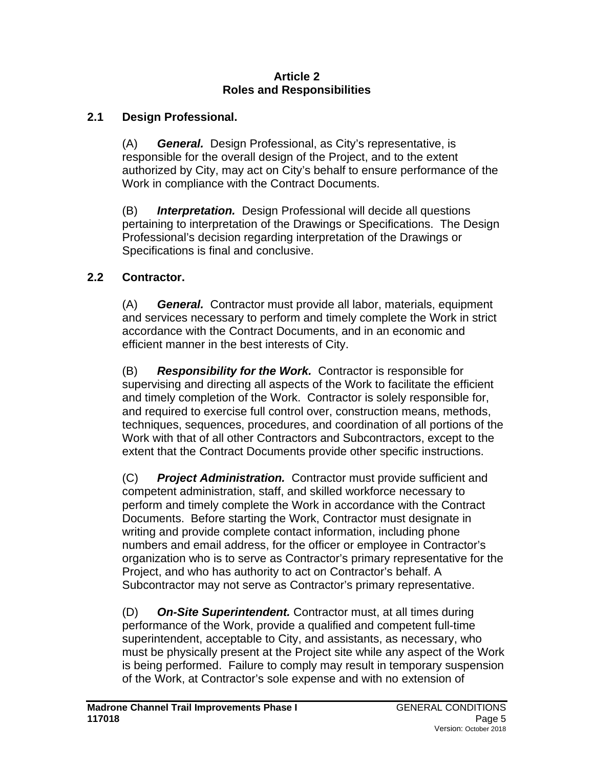# Article 2
# Roles and Responsibilities

## 2.1 Design Professional.

(A) ***General.*** Design Professional, as City's representative, is responsible for the overall design of the Project, and to the extent authorized by City, may act on City's behalf to ensure performance of the Work in compliance with the Contract Documents.

(B) ***Interpretation.*** Design Professional will decide all questions pertaining to interpretation of the Drawings or Specifications. The Design Professional's decision regarding interpretation of the Drawings or Specifications is final and conclusive.

## 2.2 Contractor.

(A) ***General.*** Contractor must provide all labor, materials, equipment and services necessary to perform and timely complete the Work in strict accordance with the Contract Documents, and in an economic and efficient manner in the best interests of City.

(B) ***Responsibility for the Work.*** Contractor is responsible for supervising and directing all aspects of the Work to facilitate the efficient and timely completion of the Work. Contractor is solely responsible for, and required to exercise full control over, construction means, methods, techniques, sequences, procedures, and coordination of all portions of the Work with that of all other Contractors and Subcontractors, except to the extent that the Contract Documents provide other specific instructions.

(C) ***Project Administration.*** Contractor must provide sufficient and competent administration, staff, and skilled workforce necessary to perform and timely complete the Work in accordance with the Contract Documents. Before starting the Work, Contractor must designate in writing and provide complete contact information, including phone numbers and email address, for the officer or employee in Contractor's organization who is to serve as Contractor's primary representative for the Project, and who has authority to act on Contractor's behalf. A Subcontractor may not serve as Contractor's primary representative.

(D) ***On-Site Superintendent.*** Contractor must, at all times during performance of the Work, provide a qualified and competent full-time superintendent, acceptable to City, and assistants, as necessary, who must be physically present at the Project site while any aspect of the Work is being performed. Failure to comply may result in temporary suspension of the Work, at Contractor's sole expense and with no extension of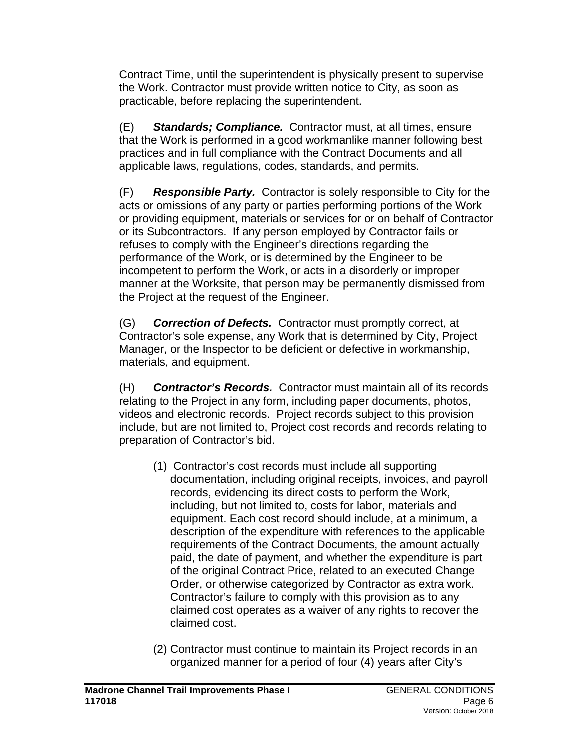Contract Time, until the superintendent is physically present to supervise the Work. Contractor must provide written notice to City, as soon as practicable, before replacing the superintendent.

(E) ***Standards; Compliance.*** Contractor must, at all times, ensure that the Work is performed in a good workmanlike manner following best practices and in full compliance with the Contract Documents and all applicable laws, regulations, codes, standards, and permits.

(F) ***Responsible Party.*** Contractor is solely responsible to City for the acts or omissions of any party or parties performing portions of the Work or providing equipment, materials or services for or on behalf of Contractor or its Subcontractors. If any person employed by Contractor fails or refuses to comply with the Engineer's directions regarding the performance of the Work, or is determined by the Engineer to be incompetent to perform the Work, or acts in a disorderly or improper manner at the Worksite, that person may be permanently dismissed from the Project at the request of the Engineer.

(G) ***Correction of Defects.*** Contractor must promptly correct, at Contractor's sole expense, any Work that is determined by City, Project Manager, or the Inspector to be deficient or defective in workmanship, materials, and equipment.

(H) ***Contractor's Records.*** Contractor must maintain all of its records relating to the Project in any form, including paper documents, photos, videos and electronic records. Project records subject to this provision include, but are not limited to, Project cost records and records relating to preparation of Contractor's bid.

(1) Contractor's cost records must include all supporting documentation, including original receipts, invoices, and payroll records, evidencing its direct costs to perform the Work, including, but not limited to, costs for labor, materials and equipment. Each cost record should include, at a minimum, a description of the expenditure with references to the applicable requirements of the Contract Documents, the amount actually paid, the date of payment, and whether the expenditure is part of the original Contract Price, related to an executed Change Order, or otherwise categorized by Contractor as extra work. Contractor's failure to comply with this provision as to any claimed cost operates as a waiver of any rights to recover the claimed cost.

(2) Contractor must continue to maintain its Project records in an organized manner for a period of four (4) years after City's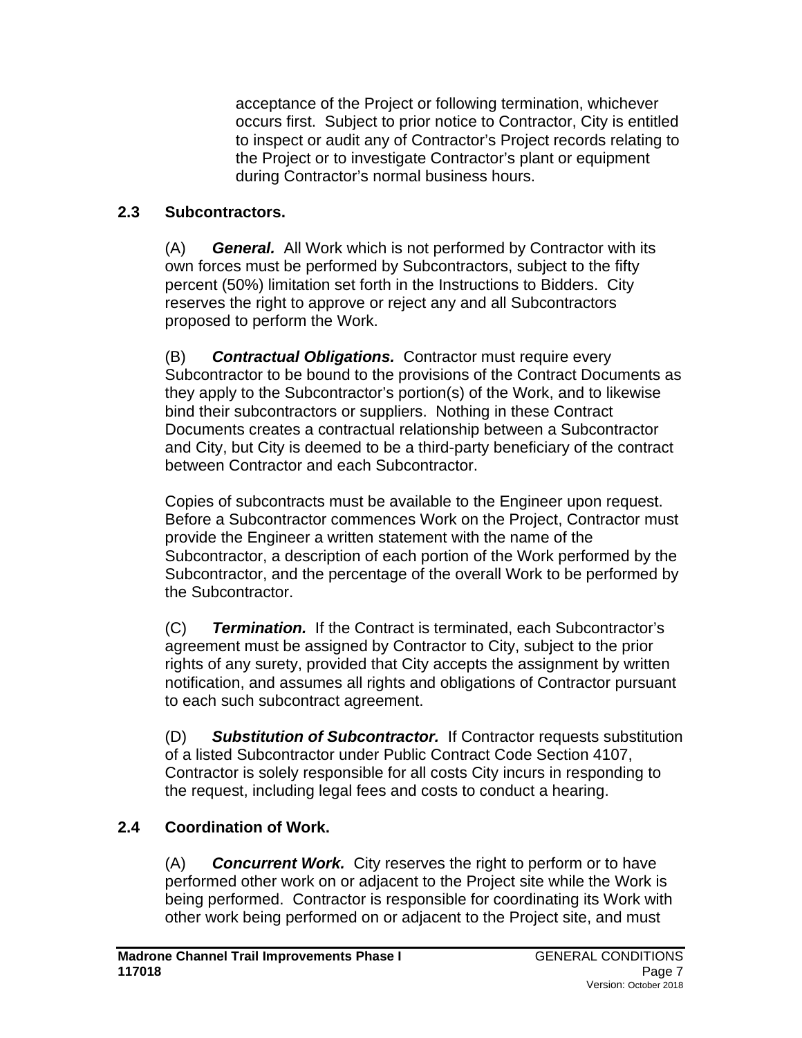acceptance of the Project or following termination, whichever occurs first. Subject to prior notice to Contractor, City is entitled to inspect or audit any of Contractor's Project records relating to the Project or to investigate Contractor's plant or equipment during Contractor's normal business hours.

### 2.3 Subcontractors.

(A) ***General.*** All Work which is not performed by Contractor with its own forces must be performed by Subcontractors, subject to the fifty percent (50%) limitation set forth in the Instructions to Bidders. City reserves the right to approve or reject any and all Subcontractors proposed to perform the Work.

(B) ***Contractual Obligations.*** Contractor must require every Subcontractor to be bound to the provisions of the Contract Documents as they apply to the Subcontractor's portion(s) of the Work, and to likewise bind their subcontractors or suppliers. Nothing in these Contract Documents creates a contractual relationship between a Subcontractor and City, but City is deemed to be a third-party beneficiary of the contract between Contractor and each Subcontractor.

Copies of subcontracts must be available to the Engineer upon request. Before a Subcontractor commences Work on the Project, Contractor must provide the Engineer a written statement with the name of the Subcontractor, a description of each portion of the Work performed by the Subcontractor, and the percentage of the overall Work to be performed by the Subcontractor.

(C) ***Termination.*** If the Contract is terminated, each Subcontractor's agreement must be assigned by Contractor to City, subject to the prior rights of any surety, provided that City accepts the assignment by written notification, and assumes all rights and obligations of Contractor pursuant to each such subcontract agreement.

(D) ***Substitution of Subcontractor.*** If Contractor requests substitution of a listed Subcontractor under Public Contract Code Section 4107, Contractor is solely responsible for all costs City incurs in responding to the request, including legal fees and costs to conduct a hearing.

### 2.4 Coordination of Work.

(A) ***Concurrent Work.*** City reserves the right to perform or to have performed other work on or adjacent to the Project site while the Work is being performed. Contractor is responsible for coordinating its Work with other work being performed on or adjacent to the Project site, and must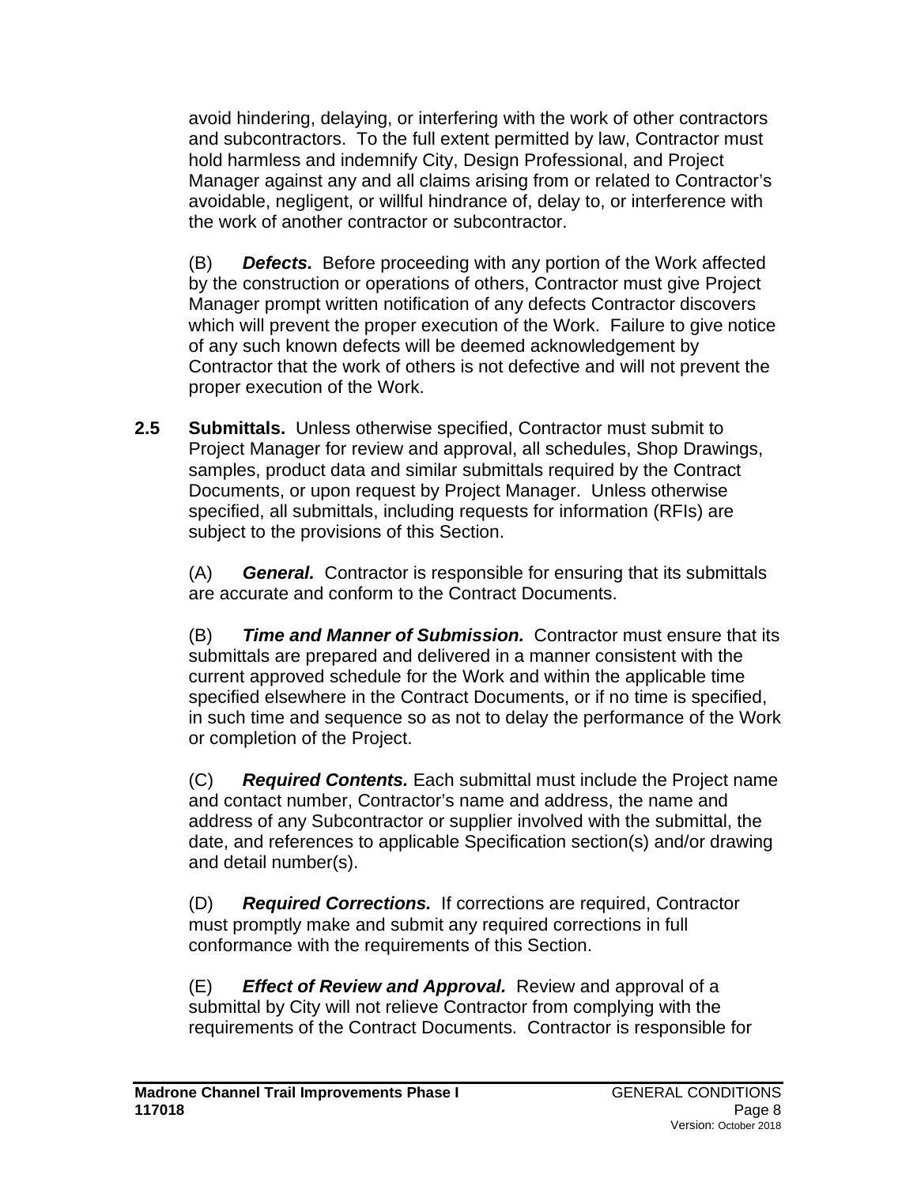avoid hindering, delaying, or interfering with the work of other contractors and subcontractors. To the full extent permitted by law, Contractor must hold harmless and indemnify City, Design Professional, and Project Manager against any and all claims arising from or related to Contractor's avoidable, negligent, or willful hindrance of, delay to, or interference with the work of another contractor or subcontractor.

(B) ***Defects.*** Before proceeding with any portion of the Work affected by the construction or operations of others, Contractor must give Project Manager prompt written notification of any defects Contractor discovers which will prevent the proper execution of the Work. Failure to give notice of any such known defects will be deemed acknowledgement by Contractor that the work of others is not defective and will not prevent the proper execution of the Work.

**2.5 Submittals.** Unless otherwise specified, Contractor must submit to Project Manager for review and approval, all schedules, Shop Drawings, samples, product data and similar submittals required by the Contract Documents, or upon request by Project Manager. Unless otherwise specified, all submittals, including requests for information (RFIs) are subject to the provisions of this Section.

(A) ***General.*** Contractor is responsible for ensuring that its submittals are accurate and conform to the Contract Documents.

(B) ***Time and Manner of Submission.*** Contractor must ensure that its submittals are prepared and delivered in a manner consistent with the current approved schedule for the Work and within the applicable time specified elsewhere in the Contract Documents, or if no time is specified, in such time and sequence so as not to delay the performance of the Work or completion of the Project.

(C) ***Required Contents.*** Each submittal must include the Project name and contact number, Contractor's name and address, the name and address of any Subcontractor or supplier involved with the submittal, the date, and references to applicable Specification section(s) and/or drawing and detail number(s).

(D) ***Required Corrections.*** If corrections are required, Contractor must promptly make and submit any required corrections in full conformance with the requirements of this Section.

(E) ***Effect of Review and Approval.*** Review and approval of a submittal by City will not relieve Contractor from complying with the requirements of the Contract Documents. Contractor is responsible for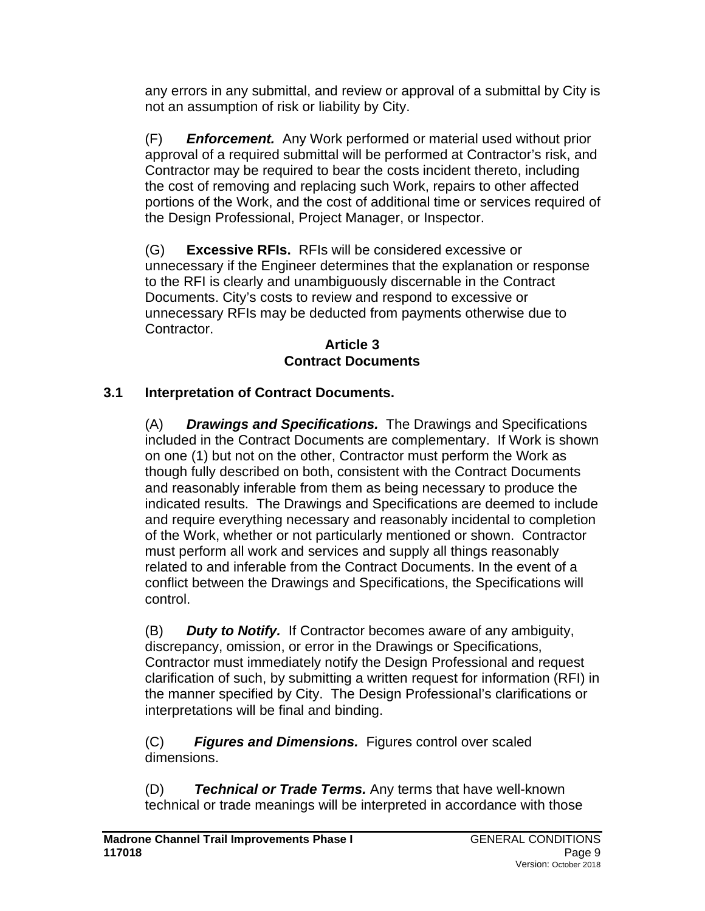any errors in any submittal, and review or approval of a submittal by City is not an assumption of risk or liability by City.

(F) ***Enforcement.*** Any Work performed or material used without prior approval of a required submittal will be performed at Contractor's risk, and Contractor may be required to bear the costs incident thereto, including the cost of removing and replacing such Work, repairs to other affected portions of the Work, and the cost of additional time or services required of the Design Professional, Project Manager, or Inspector.

(G) **Excessive RFIs.** RFIs will be considered excessive or unnecessary if the Engineer determines that the explanation or response to the RFI is clearly and unambiguously discernable in the Contract Documents. City's costs to review and respond to excessive or unnecessary RFIs may be deducted from payments otherwise due to Contractor.

## Article 3
## Contract Documents

### 3.1 Interpretation of Contract Documents.

(A) ***Drawings and Specifications.*** The Drawings and Specifications included in the Contract Documents are complementary. If Work is shown on one (1) but not on the other, Contractor must perform the Work as though fully described on both, consistent with the Contract Documents and reasonably inferable from them as being necessary to produce the indicated results. The Drawings and Specifications are deemed to include and require everything necessary and reasonably incidental to completion of the Work, whether or not particularly mentioned or shown. Contractor must perform all work and services and supply all things reasonably related to and inferable from the Contract Documents. In the event of a conflict between the Drawings and Specifications, the Specifications will control.

(B) ***Duty to Notify.*** If Contractor becomes aware of any ambiguity, discrepancy, omission, or error in the Drawings or Specifications, Contractor must immediately notify the Design Professional and request clarification of such, by submitting a written request for information (RFI) in the manner specified by City. The Design Professional's clarifications or interpretations will be final and binding.

(C) ***Figures and Dimensions.*** Figures control over scaled dimensions.

(D) ***Technical or Trade Terms.*** Any terms that have well-known technical or trade meanings will be interpreted in accordance with those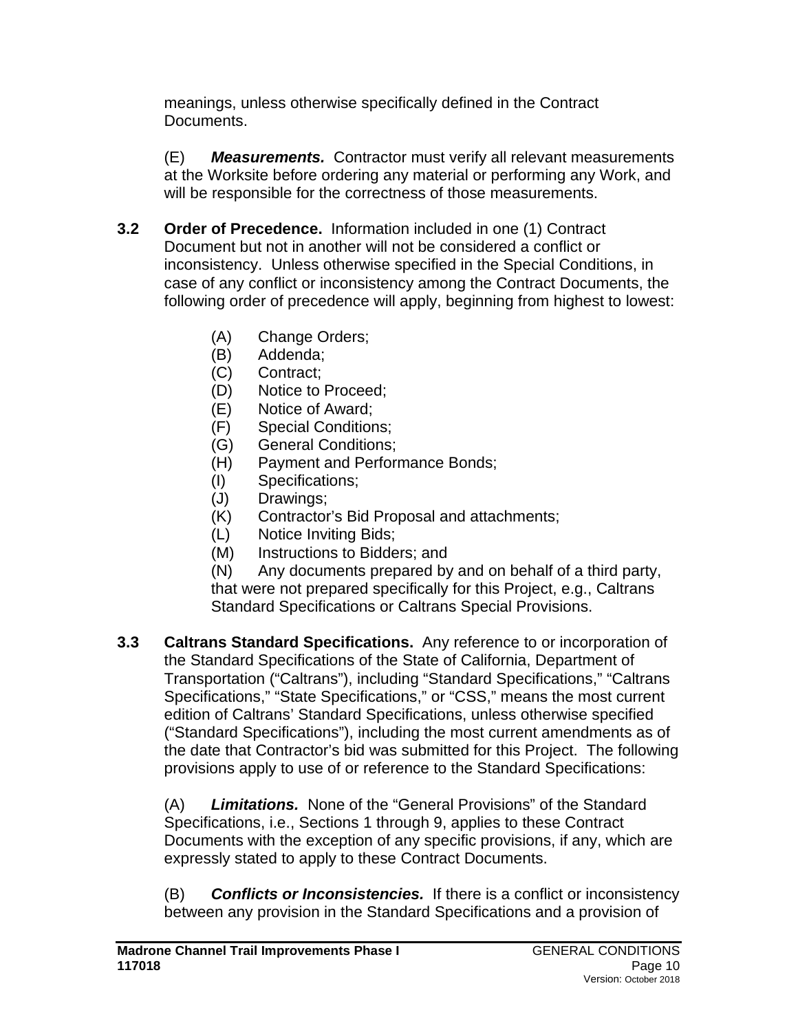meanings, unless otherwise specifically defined in the Contract Documents.

(E) ***Measurements.*** Contractor must verify all relevant measurements at the Worksite before ordering any material or performing any Work, and will be responsible for the correctness of those measurements.

**3.2 Order of Precedence.** Information included in one (1) Contract Document but not in another will not be considered a conflict or inconsistency. Unless otherwise specified in the Special Conditions, in case of any conflict or inconsistency among the Contract Documents, the following order of precedence will apply, beginning from highest to lowest:

(A) Change Orders;
(B) Addenda;
(C) Contract;
(D) Notice to Proceed;
(E) Notice of Award;
(F) Special Conditions;
(G) General Conditions;
(H) Payment and Performance Bonds;
(I) Specifications;
(J) Drawings;
(K) Contractor's Bid Proposal and attachments;
(L) Notice Inviting Bids;
(M) Instructions to Bidders; and
(N) Any documents prepared by and on behalf of a third party, that were not prepared specifically for this Project, e.g., Caltrans Standard Specifications or Caltrans Special Provisions.

**3.3 Caltrans Standard Specifications.** Any reference to or incorporation of the Standard Specifications of the State of California, Department of Transportation ("Caltrans"), including "Standard Specifications," "Caltrans Specifications," "State Specifications," or "CSS," means the most current edition of Caltrans' Standard Specifications, unless otherwise specified ("Standard Specifications"), including the most current amendments as of the date that Contractor's bid was submitted for this Project. The following provisions apply to use of or reference to the Standard Specifications:

(A) ***Limitations.*** None of the "General Provisions" of the Standard Specifications, i.e., Sections 1 through 9, applies to these Contract Documents with the exception of any specific provisions, if any, which are expressly stated to apply to these Contract Documents.

(B) ***Conflicts or Inconsistencies.*** If there is a conflict or inconsistency between any provision in the Standard Specifications and a provision of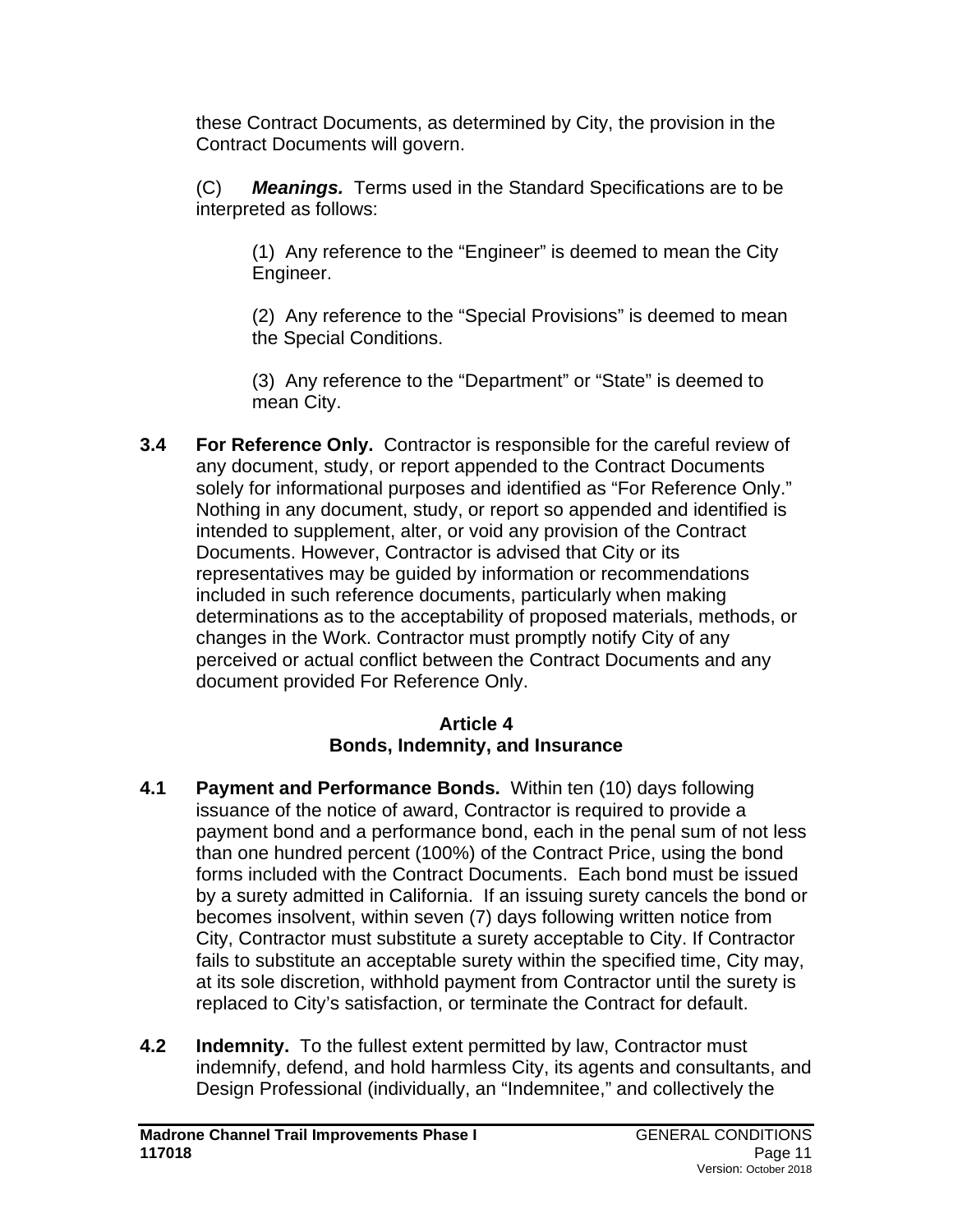these Contract Documents, as determined by City, the provision in the Contract Documents will govern.

(C) ***Meanings.*** Terms used in the Standard Specifications are to be interpreted as follows:

(1) Any reference to the "Engineer" is deemed to mean the City Engineer.

(2) Any reference to the "Special Provisions" is deemed to mean the Special Conditions.

(3) Any reference to the "Department" or "State" is deemed to mean City.

**3.4 For Reference Only.** Contractor is responsible for the careful review of any document, study, or report appended to the Contract Documents solely for informational purposes and identified as "For Reference Only." Nothing in any document, study, or report so appended and identified is intended to supplement, alter, or void any provision of the Contract Documents. However, Contractor is advised that City or its representatives may be guided by information or recommendations included in such reference documents, particularly when making determinations as to the acceptability of proposed materials, methods, or changes in the Work. Contractor must promptly notify City of any perceived or actual conflict between the Contract Documents and any document provided For Reference Only.

## Article 4
## Bonds, Indemnity, and Insurance

**4.1 Payment and Performance Bonds.** Within ten (10) days following issuance of the notice of award, Contractor is required to provide a payment bond and a performance bond, each in the penal sum of not less than one hundred percent (100%) of the Contract Price, using the bond forms included with the Contract Documents. Each bond must be issued by a surety admitted in California. If an issuing surety cancels the bond or becomes insolvent, within seven (7) days following written notice from City, Contractor must substitute a surety acceptable to City. If Contractor fails to substitute an acceptable surety within the specified time, City may, at its sole discretion, withhold payment from Contractor until the surety is replaced to City's satisfaction, or terminate the Contract for default.

**4.2 Indemnity.** To the fullest extent permitted by law, Contractor must indemnify, defend, and hold harmless City, its agents and consultants, and Design Professional (individually, an "Indemnitee," and collectively the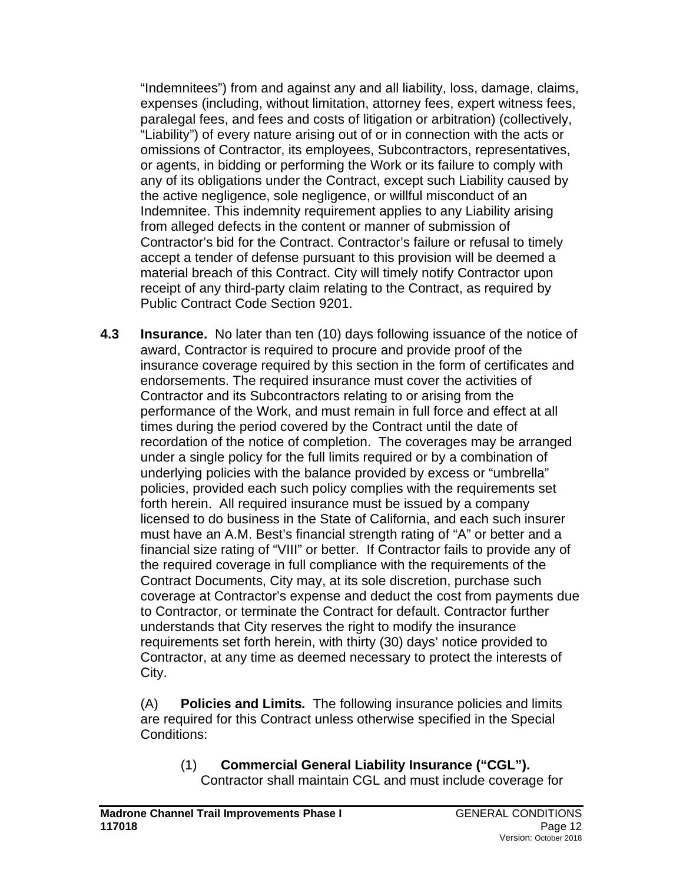"Indemnitees") from and against any and all liability, loss, damage, claims, expenses (including, without limitation, attorney fees, expert witness fees, paralegal fees, and fees and costs of litigation or arbitration) (collectively, "Liability") of every nature arising out of or in connection with the acts or omissions of Contractor, its employees, Subcontractors, representatives, or agents, in bidding or performing the Work or its failure to comply with any of its obligations under the Contract, except such Liability caused by the active negligence, sole negligence, or willful misconduct of an Indemnitee. This indemnity requirement applies to any Liability arising from alleged defects in the content or manner of submission of Contractor's bid for the Contract. Contractor's failure or refusal to timely accept a tender of defense pursuant to this provision will be deemed a material breach of this Contract. City will timely notify Contractor upon receipt of any third-party claim relating to the Contract, as required by Public Contract Code Section 9201.

**4.3 Insurance.** No later than ten (10) days following issuance of the notice of award, Contractor is required to procure and provide proof of the insurance coverage required by this section in the form of certificates and endorsements. The required insurance must cover the activities of Contractor and its Subcontractors relating to or arising from the performance of the Work, and must remain in full force and effect at all times during the period covered by the Contract until the date of recordation of the notice of completion. The coverages may be arranged under a single policy for the full limits required or by a combination of underlying policies with the balance provided by excess or "umbrella" policies, provided each such policy complies with the requirements set forth herein. All required insurance must be issued by a company licensed to do business in the State of California, and each such insurer must have an A.M. Best's financial strength rating of "A" or better and a financial size rating of "VIII" or better. If Contractor fails to provide any of the required coverage in full compliance with the requirements of the Contract Documents, City may, at its sole discretion, purchase such coverage at Contractor's expense and deduct the cost from payments due to Contractor, or terminate the Contract for default. Contractor further understands that City reserves the right to modify the insurance requirements set forth herein, with thirty (30) days' notice provided to Contractor, at any time as deemed necessary to protect the interests of City.

(A) **Policies and Limits.** The following insurance policies and limits are required for this Contract unless otherwise specified in the Special Conditions:

(1) **Commercial General Liability Insurance ("CGL").** Contractor shall maintain CGL and must include coverage for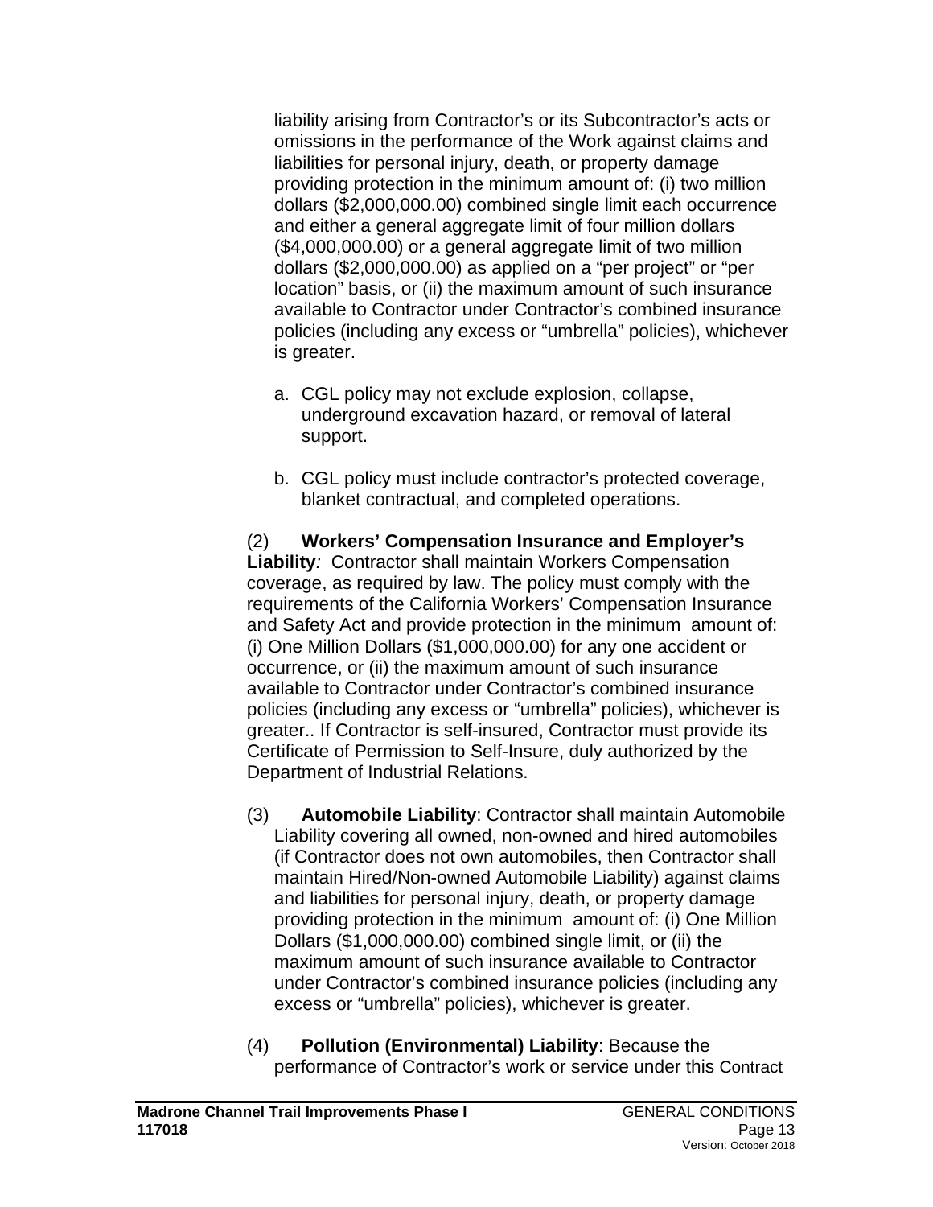liability arising from Contractor's or its Subcontractor's acts or omissions in the performance of the Work against claims and liabilities for personal injury, death, or property damage providing protection in the minimum amount of: (i) two million dollars ($2,000,000.00) combined single limit each occurrence and either a general aggregate limit of four million dollars ($4,000,000.00) or a general aggregate limit of two million dollars ($2,000,000.00) as applied on a "per project" or "per location" basis, or (ii) the maximum amount of such insurance available to Contractor under Contractor's combined insurance policies (including any excess or "umbrella" policies), whichever is greater.

a. CGL policy may not exclude explosion, collapse, underground excavation hazard, or removal of lateral support.

b. CGL policy must include contractor's protected coverage, blanket contractual, and completed operations.

(2) **Workers' Compensation Insurance and Employer's Liability***:* Contractor shall maintain Workers Compensation coverage, as required by law. The policy must comply with the requirements of the California Workers' Compensation Insurance and Safety Act and provide protection in the minimum amount of: (i) One Million Dollars ($1,000,000.00) for any one accident or occurrence, or (ii) the maximum amount of such insurance available to Contractor under Contractor's combined insurance policies (including any excess or "umbrella" policies), whichever is greater.. If Contractor is self-insured, Contractor must provide its Certificate of Permission to Self-Insure, duly authorized by the Department of Industrial Relations.

(3) **Automobile Liability**: Contractor shall maintain Automobile Liability covering all owned, non-owned and hired automobiles (if Contractor does not own automobiles, then Contractor shall maintain Hired/Non-owned Automobile Liability) against claims and liabilities for personal injury, death, or property damage providing protection in the minimum amount of: (i) One Million Dollars ($1,000,000.00) combined single limit, or (ii) the maximum amount of such insurance available to Contractor under Contractor's combined insurance policies (including any excess or "umbrella" policies), whichever is greater.

(4) **Pollution (Environmental) Liability**: Because the performance of Contractor's work or service under this Contract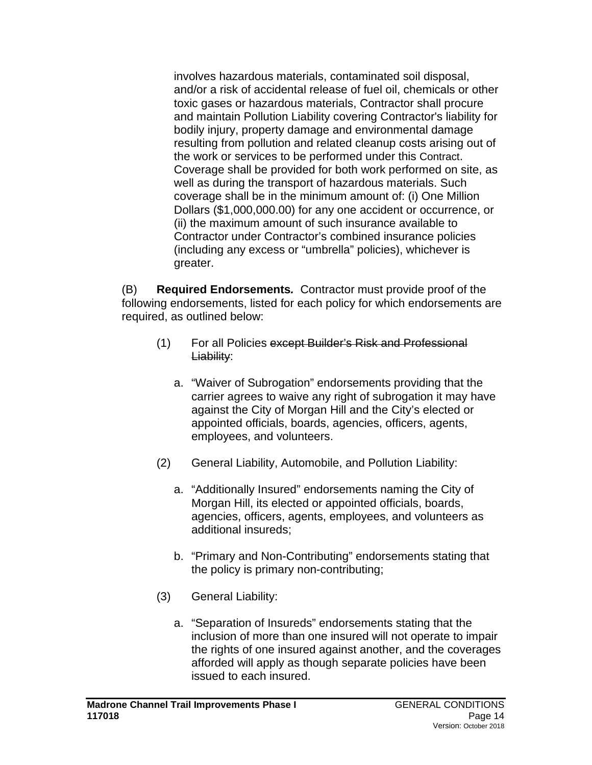involves hazardous materials, contaminated soil disposal, and/or a risk of accidental release of fuel oil, chemicals or other toxic gases or hazardous materials, Contractor shall procure and maintain Pollution Liability covering Contractor's liability for bodily injury, property damage and environmental damage resulting from pollution and related cleanup costs arising out of the work or services to be performed under this Contract. Coverage shall be provided for both work performed on site, as well as during the transport of hazardous materials. Such coverage shall be in the minimum amount of: (i) One Million Dollars ($1,000,000.00) for any one accident or occurrence, or (ii) the maximum amount of such insurance available to Contractor under Contractor's combined insurance policies (including any excess or "umbrella" policies), whichever is greater.

(B) **Required Endorsements.** Contractor must provide proof of the following endorsements, listed for each policy for which endorsements are required, as outlined below:

(1) For all Policies ~~except Builder's Risk and Professional Liability~~:

a. "Waiver of Subrogation" endorsements providing that the carrier agrees to waive any right of subrogation it may have against the City of Morgan Hill and the City's elected or appointed officials, boards, agencies, officers, agents, employees, and volunteers.

(2) General Liability, Automobile, and Pollution Liability:

a. "Additionally Insured" endorsements naming the City of Morgan Hill, its elected or appointed officials, boards, agencies, officers, agents, employees, and volunteers as additional insureds;

b. "Primary and Non-Contributing" endorsements stating that the policy is primary non-contributing;

(3) General Liability:

a. "Separation of Insureds" endorsements stating that the inclusion of more than one insured will not operate to impair the rights of one insured against another, and the coverages afforded will apply as though separate policies have been issued to each insured.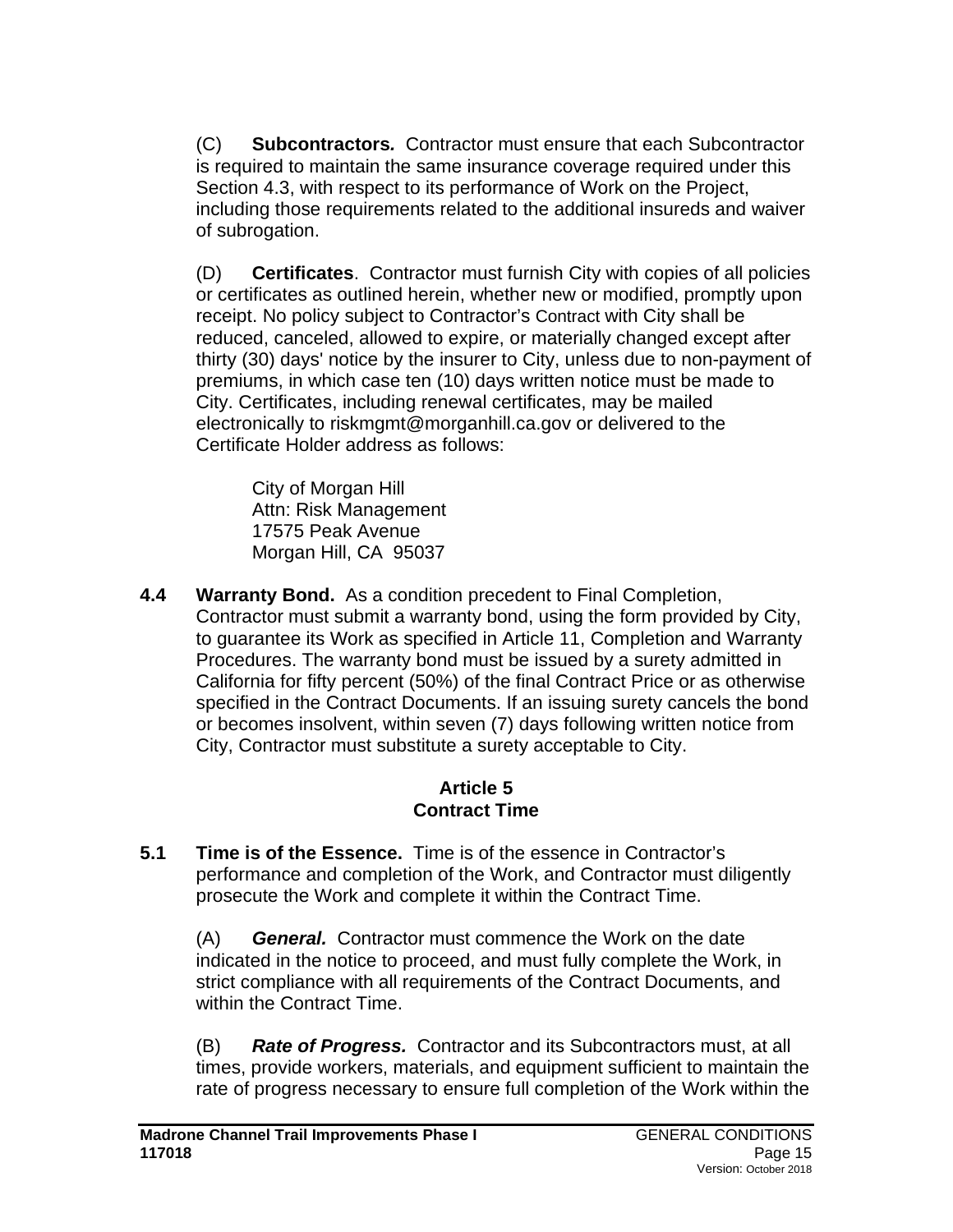(C) **Subcontractors.** Contractor must ensure that each Subcontractor is required to maintain the same insurance coverage required under this Section 4.3, with respect to its performance of Work on the Project, including those requirements related to the additional insureds and waiver of subrogation.

(D) **Certificates**. Contractor must furnish City with copies of all policies or certificates as outlined herein, whether new or modified, promptly upon receipt. No policy subject to Contractor's Contract with City shall be reduced, canceled, allowed to expire, or materially changed except after thirty (30) days' notice by the insurer to City, unless due to non-payment of premiums, in which case ten (10) days written notice must be made to City. Certificates, including renewal certificates, may be mailed electronically to riskmgmt@morganhill.ca.gov or delivered to the Certificate Holder address as follows:

> City of Morgan Hill
> Attn: Risk Management
> 17575 Peak Avenue
> Morgan Hill, CA 95037

**4.4 Warranty Bond.** As a condition precedent to Final Completion, Contractor must submit a warranty bond, using the form provided by City, to guarantee its Work as specified in Article 11, Completion and Warranty Procedures. The warranty bond must be issued by a surety admitted in California for fifty percent (50%) of the final Contract Price or as otherwise specified in the Contract Documents. If an issuing surety cancels the bond or becomes insolvent, within seven (7) days following written notice from City, Contractor must substitute a surety acceptable to City.

## Article 5
## Contract Time

**5.1 Time is of the Essence.** Time is of the essence in Contractor's performance and completion of the Work, and Contractor must diligently prosecute the Work and complete it within the Contract Time.

(A) ***General.*** Contractor must commence the Work on the date indicated in the notice to proceed, and must fully complete the Work, in strict compliance with all requirements of the Contract Documents, and within the Contract Time.

(B) ***Rate of Progress.*** Contractor and its Subcontractors must, at all times, provide workers, materials, and equipment sufficient to maintain the rate of progress necessary to ensure full completion of the Work within the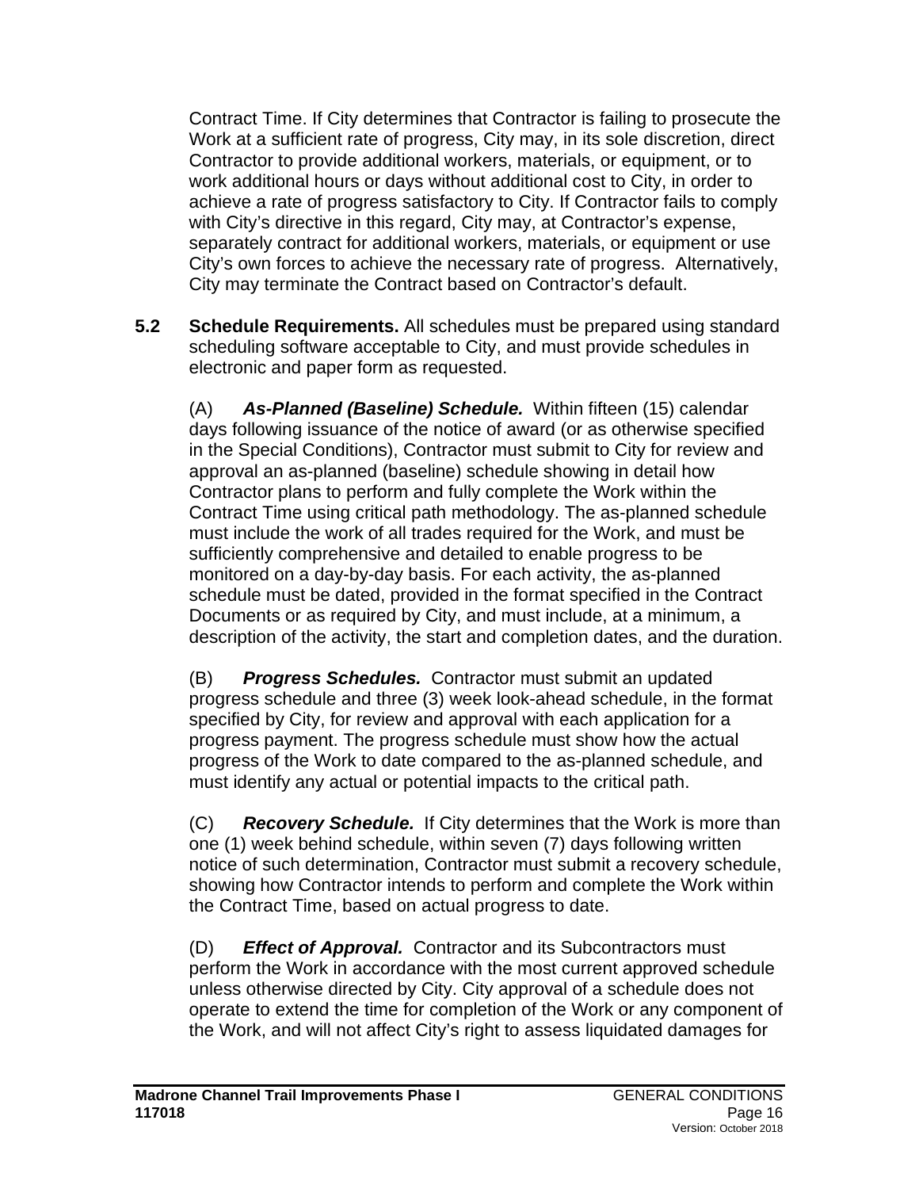Contract Time. If City determines that Contractor is failing to prosecute the Work at a sufficient rate of progress, City may, in its sole discretion, direct Contractor to provide additional workers, materials, or equipment, or to work additional hours or days without additional cost to City, in order to achieve a rate of progress satisfactory to City. If Contractor fails to comply with City's directive in this regard, City may, at Contractor's expense, separately contract for additional workers, materials, or equipment or use City's own forces to achieve the necessary rate of progress. Alternatively, City may terminate the Contract based on Contractor's default.

**5.2 Schedule Requirements.** All schedules must be prepared using standard scheduling software acceptable to City, and must provide schedules in electronic and paper form as requested.

(A) ***As-Planned (Baseline) Schedule.*** Within fifteen (15) calendar days following issuance of the notice of award (or as otherwise specified in the Special Conditions), Contractor must submit to City for review and approval an as-planned (baseline) schedule showing in detail how Contractor plans to perform and fully complete the Work within the Contract Time using critical path methodology. The as-planned schedule must include the work of all trades required for the Work, and must be sufficiently comprehensive and detailed to enable progress to be monitored on a day-by-day basis. For each activity, the as-planned schedule must be dated, provided in the format specified in the Contract Documents or as required by City, and must include, at a minimum, a description of the activity, the start and completion dates, and the duration.

(B) ***Progress Schedules.*** Contractor must submit an updated progress schedule and three (3) week look-ahead schedule, in the format specified by City, for review and approval with each application for a progress payment. The progress schedule must show how the actual progress of the Work to date compared to the as-planned schedule, and must identify any actual or potential impacts to the critical path.

(C) ***Recovery Schedule.*** If City determines that the Work is more than one (1) week behind schedule, within seven (7) days following written notice of such determination, Contractor must submit a recovery schedule, showing how Contractor intends to perform and complete the Work within the Contract Time, based on actual progress to date.

(D) ***Effect of Approval.*** Contractor and its Subcontractors must perform the Work in accordance with the most current approved schedule unless otherwise directed by City. City approval of a schedule does not operate to extend the time for completion of the Work or any component of the Work, and will not affect City's right to assess liquidated damages for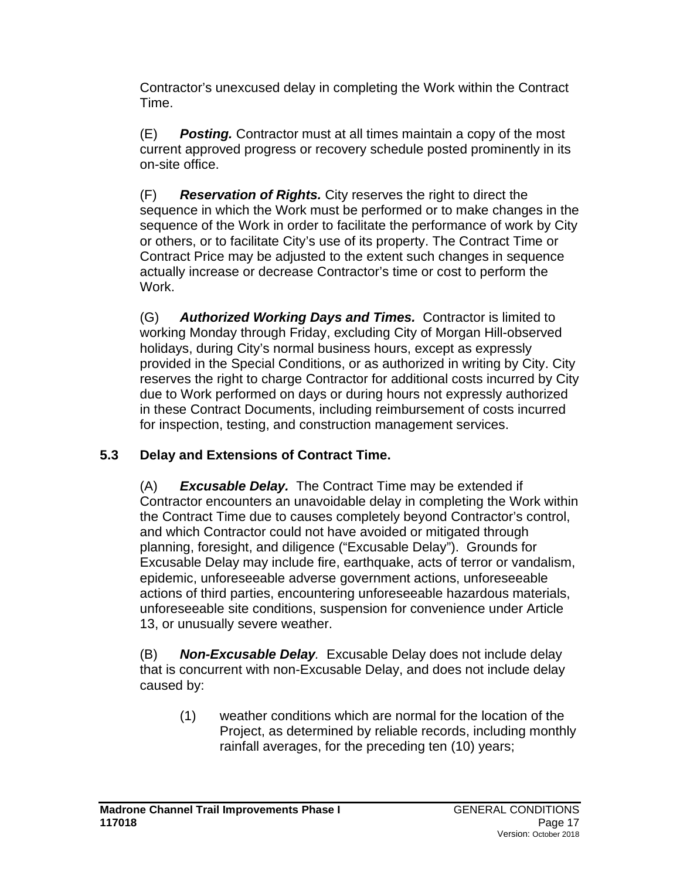Contractor's unexcused delay in completing the Work within the Contract Time.

(E) ***Posting.*** Contractor must at all times maintain a copy of the most current approved progress or recovery schedule posted prominently in its on-site office.

(F) ***Reservation of Rights.*** City reserves the right to direct the sequence in which the Work must be performed or to make changes in the sequence of the Work in order to facilitate the performance of work by City or others, or to facilitate City's use of its property. The Contract Time or Contract Price may be adjusted to the extent such changes in sequence actually increase or decrease Contractor's time or cost to perform the Work.

(G) ***Authorized Working Days and Times.*** Contractor is limited to working Monday through Friday, excluding City of Morgan Hill-observed holidays, during City's normal business hours, except as expressly provided in the Special Conditions, or as authorized in writing by City. City reserves the right to charge Contractor for additional costs incurred by City due to Work performed on days or during hours not expressly authorized in these Contract Documents, including reimbursement of costs incurred for inspection, testing, and construction management services.

### 5.3 Delay and Extensions of Contract Time.

(A) ***Excusable Delay.*** The Contract Time may be extended if Contractor encounters an unavoidable delay in completing the Work within the Contract Time due to causes completely beyond Contractor's control, and which Contractor could not have avoided or mitigated through planning, foresight, and diligence ("Excusable Delay"). Grounds for Excusable Delay may include fire, earthquake, acts of terror or vandalism, epidemic, unforeseeable adverse government actions, unforeseeable actions of third parties, encountering unforeseeable hazardous materials, unforeseeable site conditions, suspension for convenience under Article 13, or unusually severe weather.

(B) ***Non-Excusable Delay****.* Excusable Delay does not include delay that is concurrent with non-Excusable Delay, and does not include delay caused by:

(1) weather conditions which are normal for the location of the Project, as determined by reliable records, including monthly rainfall averages, for the preceding ten (10) years;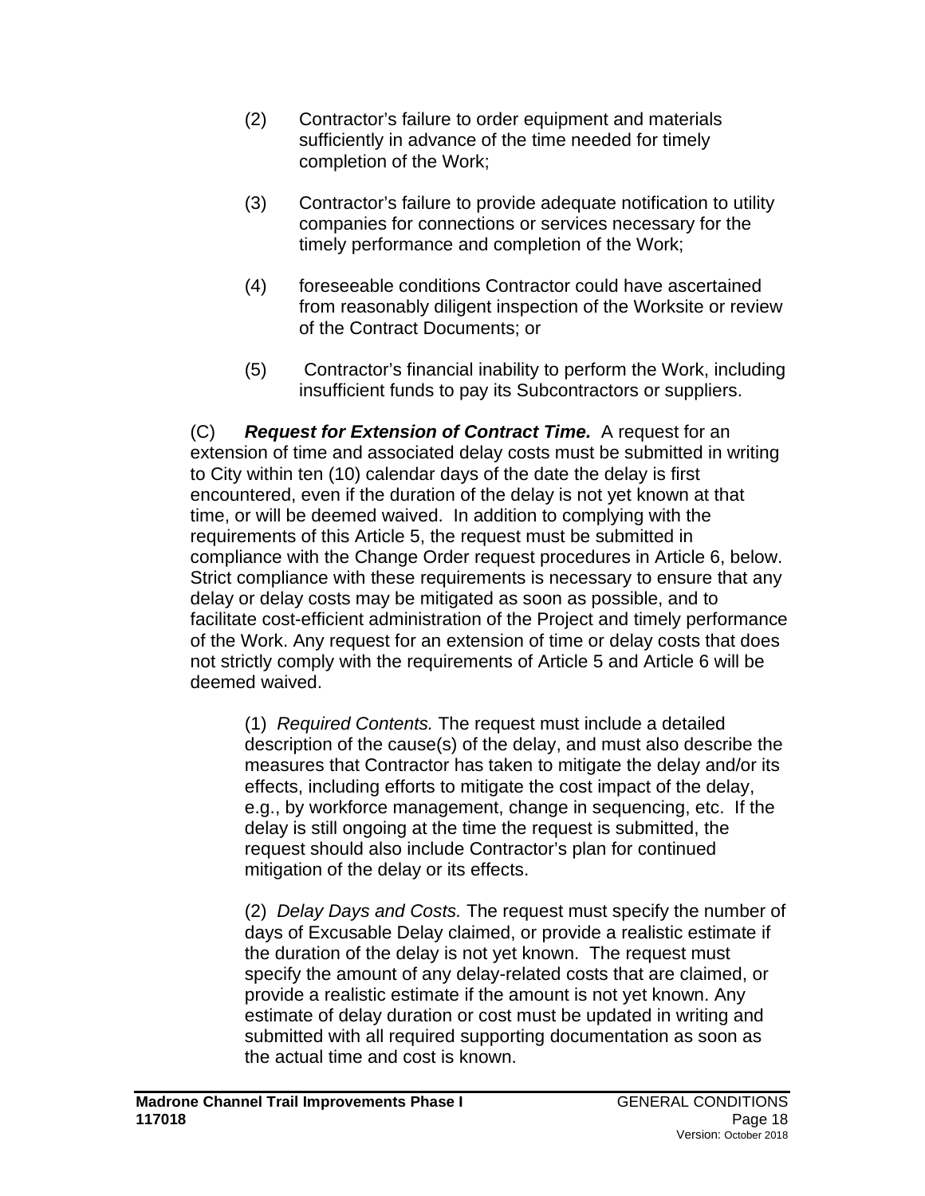(2) Contractor's failure to order equipment and materials sufficiently in advance of the time needed for timely completion of the Work;

(3) Contractor's failure to provide adequate notification to utility companies for connections or services necessary for the timely performance and completion of the Work;

(4) foreseeable conditions Contractor could have ascertained from reasonably diligent inspection of the Worksite or review of the Contract Documents; or

(5) Contractor's financial inability to perform the Work, including insufficient funds to pay its Subcontractors or suppliers.

(C) ***Request for Extension of Contract Time.*** A request for an extension of time and associated delay costs must be submitted in writing to City within ten (10) calendar days of the date the delay is first encountered, even if the duration of the delay is not yet known at that time, or will be deemed waived. In addition to complying with the requirements of this Article 5, the request must be submitted in compliance with the Change Order request procedures in Article 6, below. Strict compliance with these requirements is necessary to ensure that any delay or delay costs may be mitigated as soon as possible, and to facilitate cost-efficient administration of the Project and timely performance of the Work. Any request for an extension of time or delay costs that does not strictly comply with the requirements of Article 5 and Article 6 will be deemed waived.

(1) *Required Contents.* The request must include a detailed description of the cause(s) of the delay, and must also describe the measures that Contractor has taken to mitigate the delay and/or its effects, including efforts to mitigate the cost impact of the delay, e.g., by workforce management, change in sequencing, etc. If the delay is still ongoing at the time the request is submitted, the request should also include Contractor's plan for continued mitigation of the delay or its effects.

(2) *Delay Days and Costs.* The request must specify the number of days of Excusable Delay claimed, or provide a realistic estimate if the duration of the delay is not yet known. The request must specify the amount of any delay-related costs that are claimed, or provide a realistic estimate if the amount is not yet known. Any estimate of delay duration or cost must be updated in writing and submitted with all required supporting documentation as soon as the actual time and cost is known.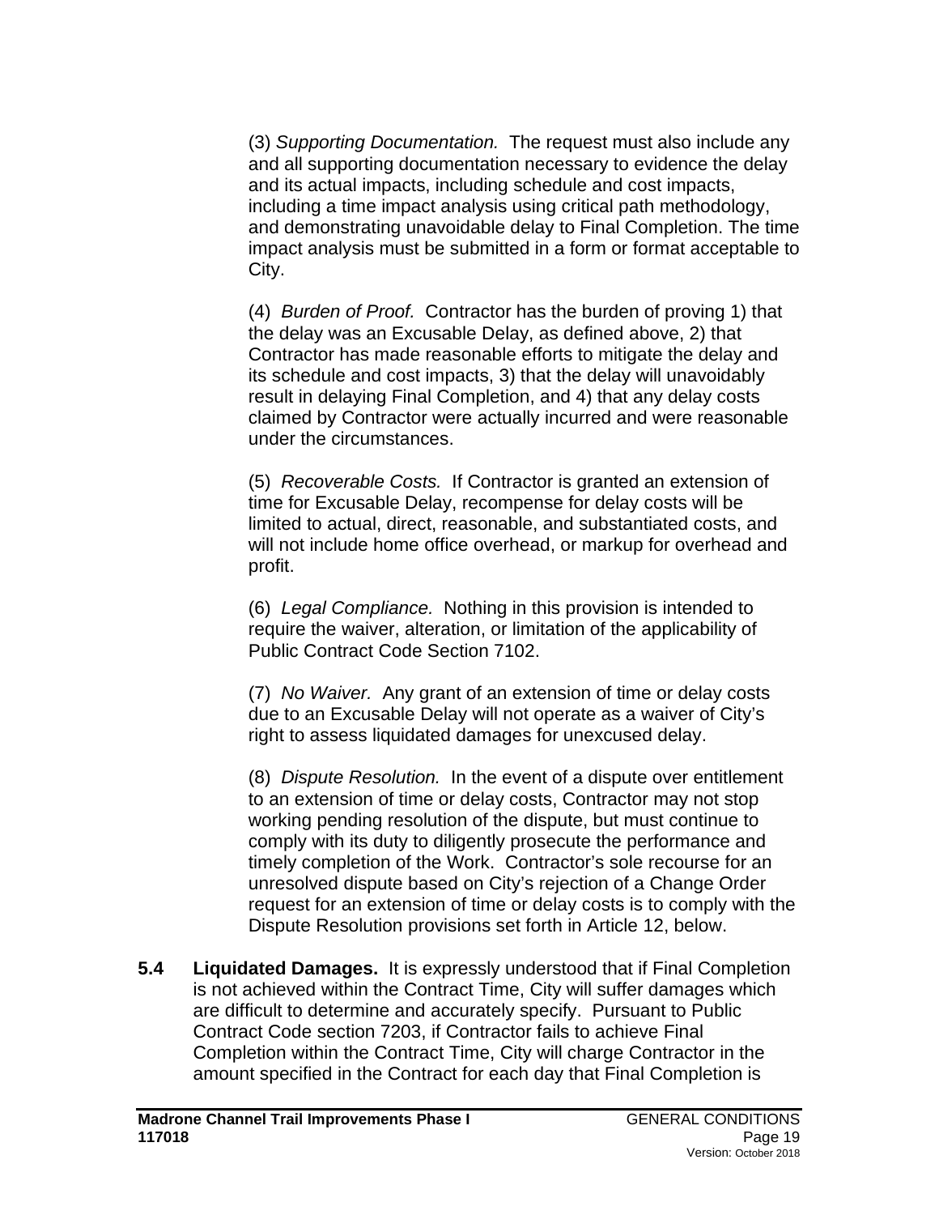(3) *Supporting Documentation.* The request must also include any and all supporting documentation necessary to evidence the delay and its actual impacts, including schedule and cost impacts, including a time impact analysis using critical path methodology, and demonstrating unavoidable delay to Final Completion. The time impact analysis must be submitted in a form or format acceptable to City.

(4) *Burden of Proof.* Contractor has the burden of proving 1) that the delay was an Excusable Delay, as defined above, 2) that Contractor has made reasonable efforts to mitigate the delay and its schedule and cost impacts, 3) that the delay will unavoidably result in delaying Final Completion, and 4) that any delay costs claimed by Contractor were actually incurred and were reasonable under the circumstances.

(5) *Recoverable Costs.* If Contractor is granted an extension of time for Excusable Delay, recompense for delay costs will be limited to actual, direct, reasonable, and substantiated costs, and will not include home office overhead, or markup for overhead and profit.

(6) *Legal Compliance.* Nothing in this provision is intended to require the waiver, alteration, or limitation of the applicability of Public Contract Code Section 7102.

(7) *No Waiver.* Any grant of an extension of time or delay costs due to an Excusable Delay will not operate as a waiver of City's right to assess liquidated damages for unexcused delay.

(8) *Dispute Resolution.* In the event of a dispute over entitlement to an extension of time or delay costs, Contractor may not stop working pending resolution of the dispute, but must continue to comply with its duty to diligently prosecute the performance and timely completion of the Work. Contractor's sole recourse for an unresolved dispute based on City's rejection of a Change Order request for an extension of time or delay costs is to comply with the Dispute Resolution provisions set forth in Article 12, below.

**5.4 Liquidated Damages.** It is expressly understood that if Final Completion is not achieved within the Contract Time, City will suffer damages which are difficult to determine and accurately specify. Pursuant to Public Contract Code section 7203, if Contractor fails to achieve Final Completion within the Contract Time, City will charge Contractor in the amount specified in the Contract for each day that Final Completion is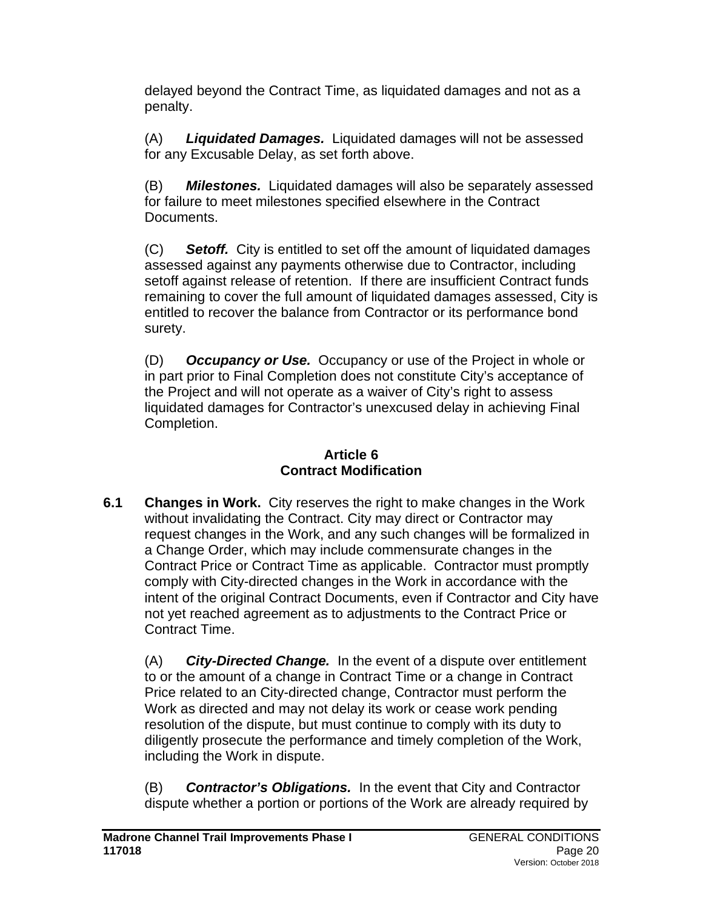delayed beyond the Contract Time, as liquidated damages and not as a penalty.

(A) ***Liquidated Damages.*** Liquidated damages will not be assessed for any Excusable Delay, as set forth above.

(B) ***Milestones.*** Liquidated damages will also be separately assessed for failure to meet milestones specified elsewhere in the Contract Documents.

(C) ***Setoff.*** City is entitled to set off the amount of liquidated damages assessed against any payments otherwise due to Contractor, including setoff against release of retention. If there are insufficient Contract funds remaining to cover the full amount of liquidated damages assessed, City is entitled to recover the balance from Contractor or its performance bond surety.

(D) ***Occupancy or Use.*** Occupancy or use of the Project in whole or in part prior to Final Completion does not constitute City's acceptance of the Project and will not operate as a waiver of City's right to assess liquidated damages for Contractor's unexcused delay in achieving Final Completion.

## Article 6
## Contract Modification

**6.1 Changes in Work.** City reserves the right to make changes in the Work without invalidating the Contract. City may direct or Contractor may request changes in the Work, and any such changes will be formalized in a Change Order, which may include commensurate changes in the Contract Price or Contract Time as applicable. Contractor must promptly comply with City-directed changes in the Work in accordance with the intent of the original Contract Documents, even if Contractor and City have not yet reached agreement as to adjustments to the Contract Price or Contract Time.

(A) ***City-Directed Change.*** In the event of a dispute over entitlement to or the amount of a change in Contract Time or a change in Contract Price related to an City-directed change, Contractor must perform the Work as directed and may not delay its work or cease work pending resolution of the dispute, but must continue to comply with its duty to diligently prosecute the performance and timely completion of the Work, including the Work in dispute.

(B) ***Contractor's Obligations.*** In the event that City and Contractor dispute whether a portion or portions of the Work are already required by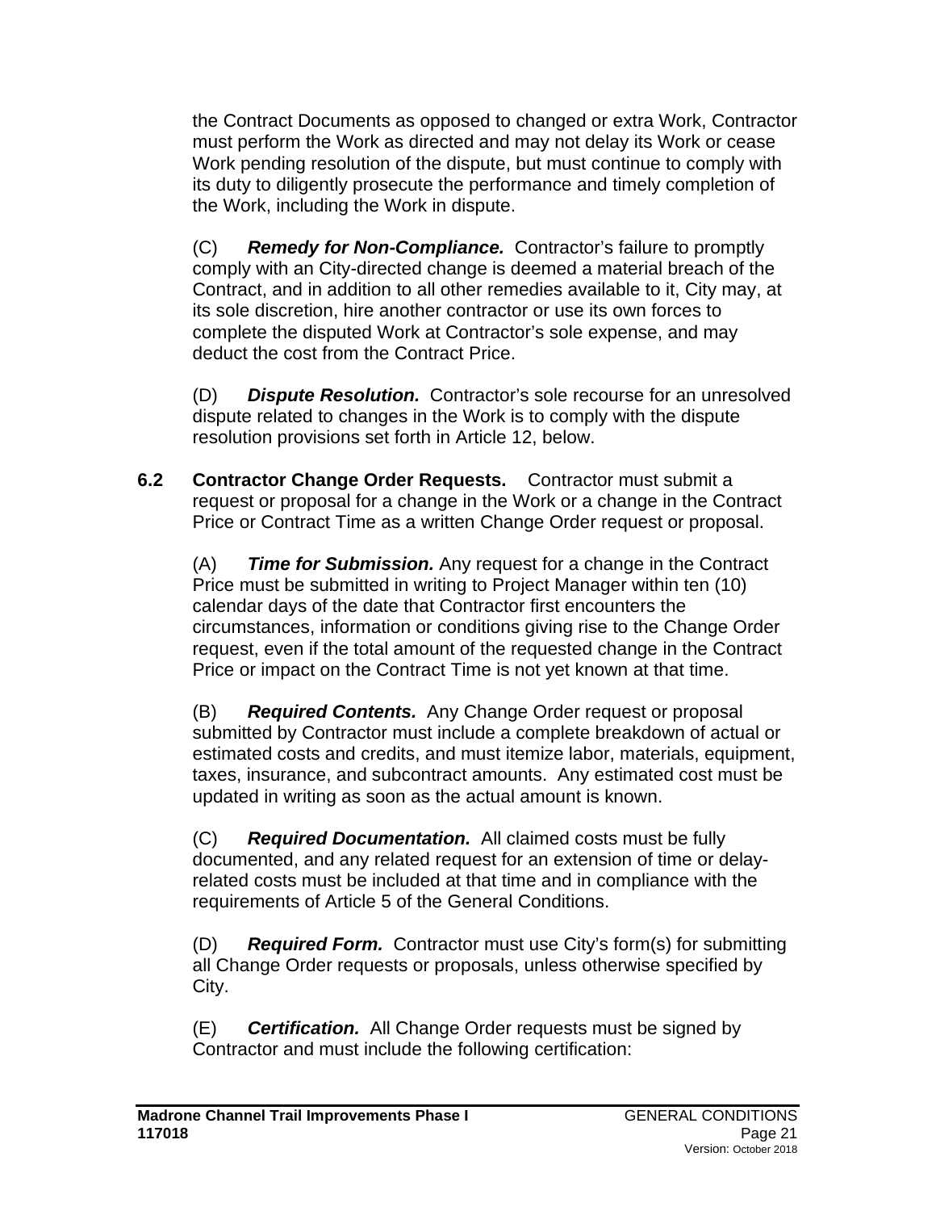the Contract Documents as opposed to changed or extra Work, Contractor must perform the Work as directed and may not delay its Work or cease Work pending resolution of the dispute, but must continue to comply with its duty to diligently prosecute the performance and timely completion of the Work, including the Work in dispute.

(C) ***Remedy for Non-Compliance.*** Contractor's failure to promptly comply with an City-directed change is deemed a material breach of the Contract, and in addition to all other remedies available to it, City may, at its sole discretion, hire another contractor or use its own forces to complete the disputed Work at Contractor's sole expense, and may deduct the cost from the Contract Price.

(D) ***Dispute Resolution.*** Contractor's sole recourse for an unresolved dispute related to changes in the Work is to comply with the dispute resolution provisions set forth in Article 12, below.

**6.2 Contractor Change Order Requests.** Contractor must submit a request or proposal for a change in the Work or a change in the Contract Price or Contract Time as a written Change Order request or proposal.

(A) ***Time for Submission.*** Any request for a change in the Contract Price must be submitted in writing to Project Manager within ten (10) calendar days of the date that Contractor first encounters the circumstances, information or conditions giving rise to the Change Order request, even if the total amount of the requested change in the Contract Price or impact on the Contract Time is not yet known at that time.

(B) ***Required Contents.*** Any Change Order request or proposal submitted by Contractor must include a complete breakdown of actual or estimated costs and credits, and must itemize labor, materials, equipment, taxes, insurance, and subcontract amounts. Any estimated cost must be updated in writing as soon as the actual amount is known.

(C) ***Required Documentation.*** All claimed costs must be fully documented, and any related request for an extension of time or delay-related costs must be included at that time and in compliance with the requirements of Article 5 of the General Conditions.

(D) ***Required Form.*** Contractor must use City's form(s) for submitting all Change Order requests or proposals, unless otherwise specified by City.

(E) ***Certification.*** All Change Order requests must be signed by Contractor and must include the following certification: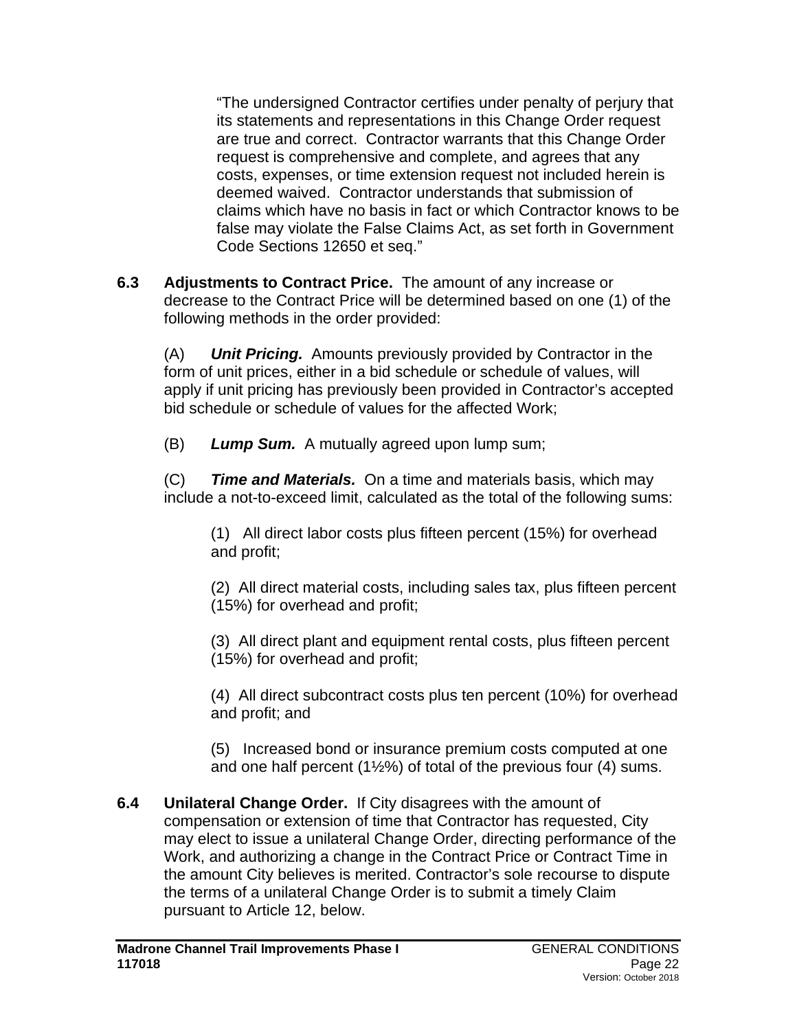"The undersigned Contractor certifies under penalty of perjury that its statements and representations in this Change Order request are true and correct. Contractor warrants that this Change Order request is comprehensive and complete, and agrees that any costs, expenses, or time extension request not included herein is deemed waived. Contractor understands that submission of claims which have no basis in fact or which Contractor knows to be false may violate the False Claims Act, as set forth in Government Code Sections 12650 et seq."

**6.3 Adjustments to Contract Price.** The amount of any increase or decrease to the Contract Price will be determined based on one (1) of the following methods in the order provided:

(A) ***Unit Pricing.*** Amounts previously provided by Contractor in the form of unit prices, either in a bid schedule or schedule of values, will apply if unit pricing has previously been provided in Contractor's accepted bid schedule or schedule of values for the affected Work;

(B) ***Lump Sum.*** A mutually agreed upon lump sum;

(C) ***Time and Materials.*** On a time and materials basis, which may include a not-to-exceed limit, calculated as the total of the following sums:

(1) All direct labor costs plus fifteen percent (15%) for overhead and profit;

(2) All direct material costs, including sales tax, plus fifteen percent (15%) for overhead and profit;

(3) All direct plant and equipment rental costs, plus fifteen percent (15%) for overhead and profit;

(4) All direct subcontract costs plus ten percent (10%) for overhead and profit; and

(5) Increased bond or insurance premium costs computed at one and one half percent (1½%) of total of the previous four (4) sums.

**6.4 Unilateral Change Order.** If City disagrees with the amount of compensation or extension of time that Contractor has requested, City may elect to issue a unilateral Change Order, directing performance of the Work, and authorizing a change in the Contract Price or Contract Time in the amount City believes is merited. Contractor's sole recourse to dispute the terms of a unilateral Change Order is to submit a timely Claim pursuant to Article 12, below.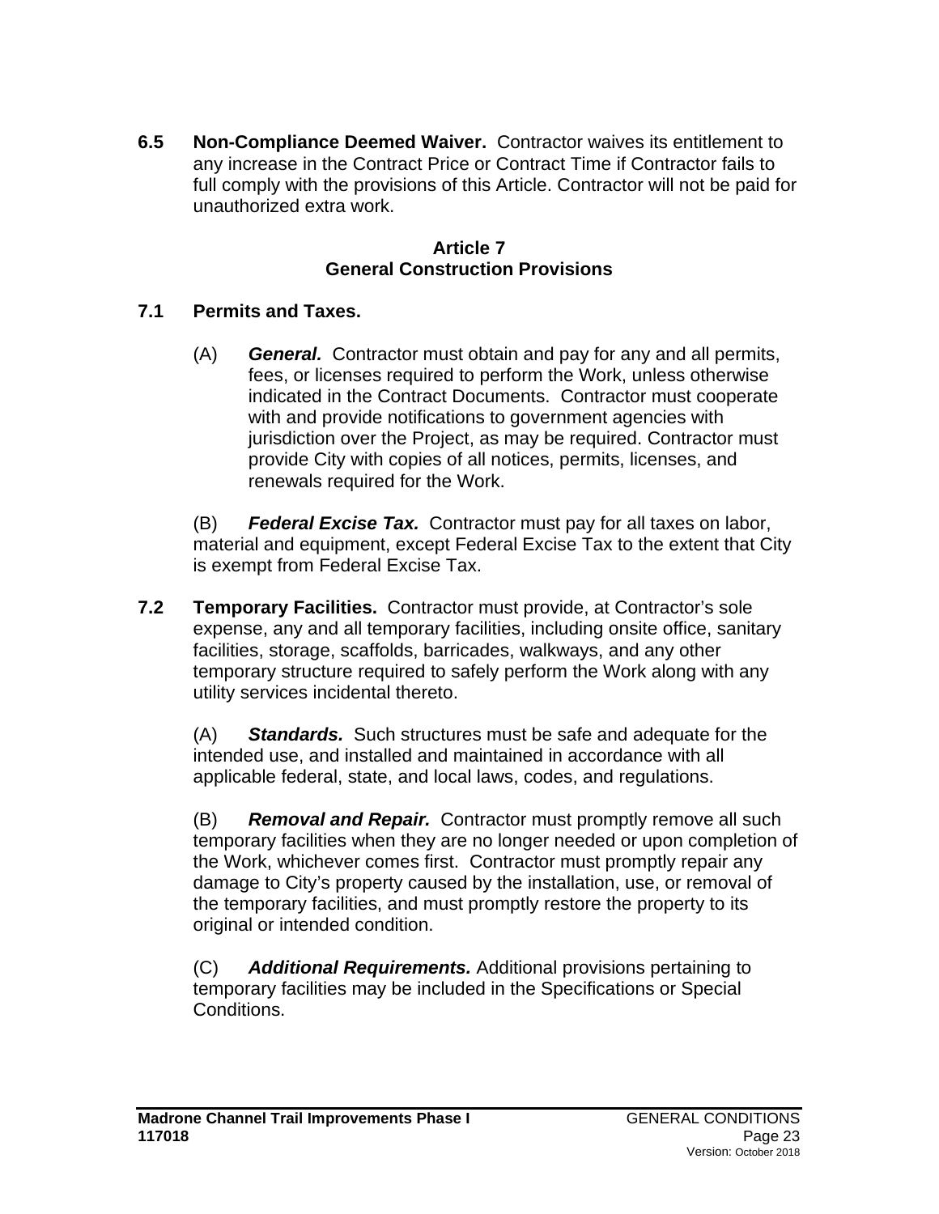**6.5 Non-Compliance Deemed Waiver.** Contractor waives its entitlement to any increase in the Contract Price or Contract Time if Contractor fails to full comply with the provisions of this Article. Contractor will not be paid for unauthorized extra work.

## Article 7
## General Construction Provisions

**7.1 Permits and Taxes.**

(A) ***General.*** Contractor must obtain and pay for any and all permits, fees, or licenses required to perform the Work, unless otherwise indicated in the Contract Documents. Contractor must cooperate with and provide notifications to government agencies with jurisdiction over the Project, as may be required. Contractor must provide City with copies of all notices, permits, licenses, and renewals required for the Work.

(B) ***Federal Excise Tax.*** Contractor must pay for all taxes on labor, material and equipment, except Federal Excise Tax to the extent that City is exempt from Federal Excise Tax.

**7.2 Temporary Facilities.** Contractor must provide, at Contractor's sole expense, any and all temporary facilities, including onsite office, sanitary facilities, storage, scaffolds, barricades, walkways, and any other temporary structure required to safely perform the Work along with any utility services incidental thereto.

(A) ***Standards.*** Such structures must be safe and adequate for the intended use, and installed and maintained in accordance with all applicable federal, state, and local laws, codes, and regulations.

(B) ***Removal and Repair.*** Contractor must promptly remove all such temporary facilities when they are no longer needed or upon completion of the Work, whichever comes first. Contractor must promptly repair any damage to City's property caused by the installation, use, or removal of the temporary facilities, and must promptly restore the property to its original or intended condition.

(C) ***Additional Requirements.*** Additional provisions pertaining to temporary facilities may be included in the Specifications or Special Conditions.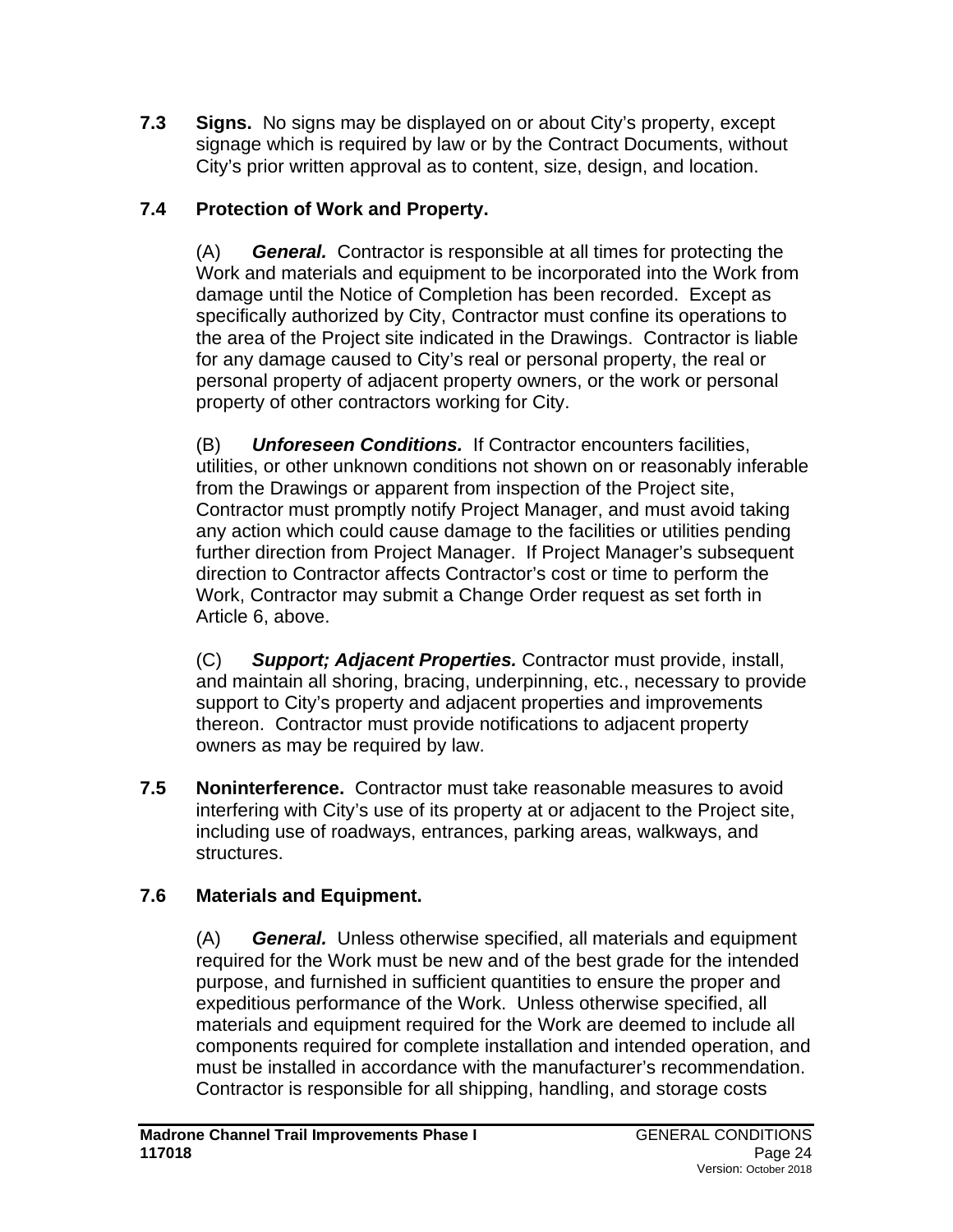**7.3 Signs.** No signs may be displayed on or about City's property, except signage which is required by law or by the Contract Documents, without City's prior written approval as to content, size, design, and location.

**7.4 Protection of Work and Property.**

(A) ***General.*** Contractor is responsible at all times for protecting the Work and materials and equipment to be incorporated into the Work from damage until the Notice of Completion has been recorded. Except as specifically authorized by City, Contractor must confine its operations to the area of the Project site indicated in the Drawings. Contractor is liable for any damage caused to City's real or personal property, the real or personal property of adjacent property owners, or the work or personal property of other contractors working for City.

(B) ***Unforeseen Conditions.*** If Contractor encounters facilities, utilities, or other unknown conditions not shown on or reasonably inferable from the Drawings or apparent from inspection of the Project site, Contractor must promptly notify Project Manager, and must avoid taking any action which could cause damage to the facilities or utilities pending further direction from Project Manager. If Project Manager's subsequent direction to Contractor affects Contractor's cost or time to perform the Work, Contractor may submit a Change Order request as set forth in Article 6, above.

(C) ***Support; Adjacent Properties.*** Contractor must provide, install, and maintain all shoring, bracing, underpinning, etc., necessary to provide support to City's property and adjacent properties and improvements thereon. Contractor must provide notifications to adjacent property owners as may be required by law.

**7.5 Noninterference.** Contractor must take reasonable measures to avoid interfering with City's use of its property at or adjacent to the Project site, including use of roadways, entrances, parking areas, walkways, and structures.

**7.6 Materials and Equipment.**

(A) ***General.*** Unless otherwise specified, all materials and equipment required for the Work must be new and of the best grade for the intended purpose, and furnished in sufficient quantities to ensure the proper and expeditious performance of the Work. Unless otherwise specified, all materials and equipment required for the Work are deemed to include all components required for complete installation and intended operation, and must be installed in accordance with the manufacturer's recommendation. Contractor is responsible for all shipping, handling, and storage costs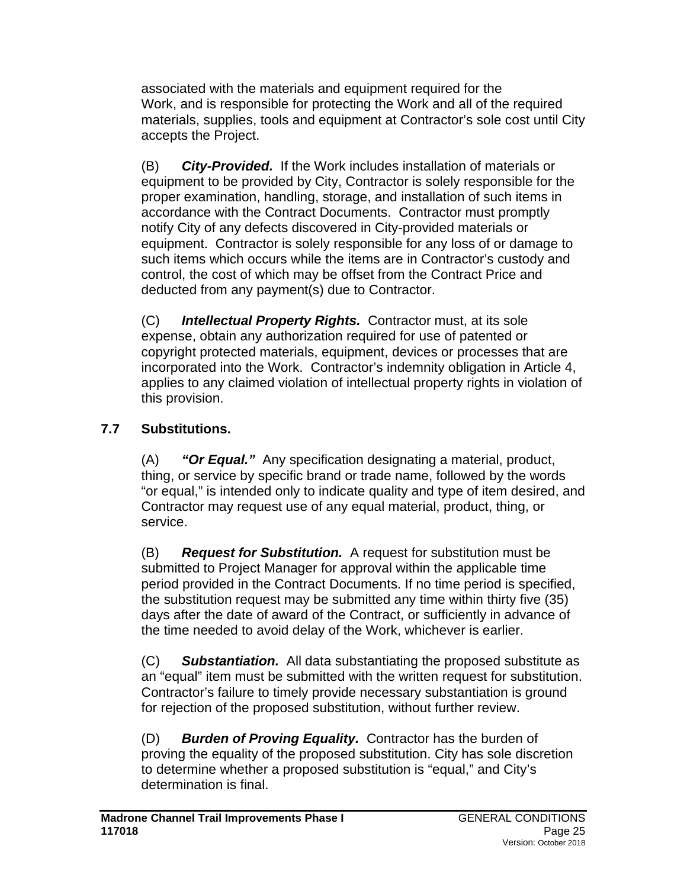associated with the materials and equipment required for the Work, and is responsible for protecting the Work and all of the required materials, supplies, tools and equipment at Contractor's sole cost until City accepts the Project.

(B) ***City-Provided.*** If the Work includes installation of materials or equipment to be provided by City, Contractor is solely responsible for the proper examination, handling, storage, and installation of such items in accordance with the Contract Documents. Contractor must promptly notify City of any defects discovered in City-provided materials or equipment. Contractor is solely responsible for any loss of or damage to such items which occurs while the items are in Contractor's custody and control, the cost of which may be offset from the Contract Price and deducted from any payment(s) due to Contractor.

(C) ***Intellectual Property Rights.*** Contractor must, at its sole expense, obtain any authorization required for use of patented or copyright protected materials, equipment, devices or processes that are incorporated into the Work. Contractor's indemnity obligation in Article 4, applies to any claimed violation of intellectual property rights in violation of this provision.

### 7.7 Substitutions.

(A) ***"Or Equal."*** Any specification designating a material, product, thing, or service by specific brand or trade name, followed by the words "or equal," is intended only to indicate quality and type of item desired, and Contractor may request use of any equal material, product, thing, or service.

(B) ***Request for Substitution.*** A request for substitution must be submitted to Project Manager for approval within the applicable time period provided in the Contract Documents. If no time period is specified, the substitution request may be submitted any time within thirty five (35) days after the date of award of the Contract, or sufficiently in advance of the time needed to avoid delay of the Work, whichever is earlier.

(C) ***Substantiation.*** All data substantiating the proposed substitute as an "equal" item must be submitted with the written request for substitution. Contractor's failure to timely provide necessary substantiation is ground for rejection of the proposed substitution, without further review.

(D) ***Burden of Proving Equality.*** Contractor has the burden of proving the equality of the proposed substitution. City has sole discretion to determine whether a proposed substitution is "equal," and City's determination is final.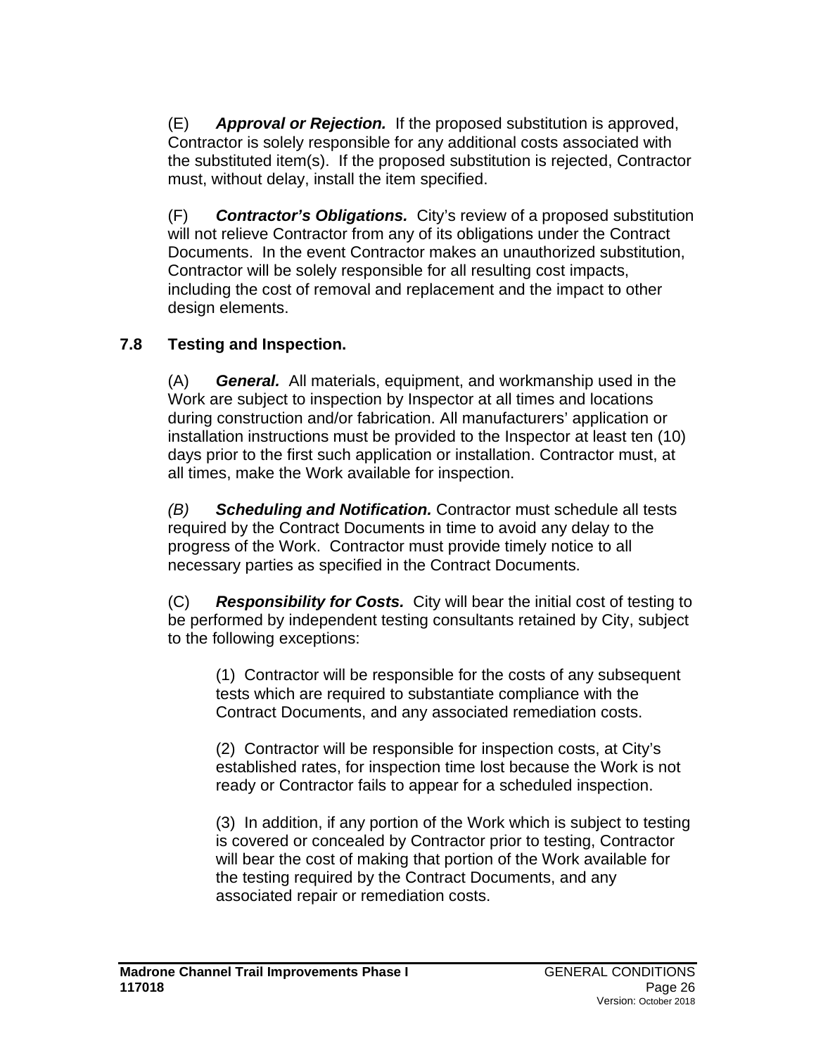(E) ***Approval or Rejection.*** If the proposed substitution is approved, Contractor is solely responsible for any additional costs associated with the substituted item(s). If the proposed substitution is rejected, Contractor must, without delay, install the item specified.

(F) ***Contractor's Obligations.*** City's review of a proposed substitution will not relieve Contractor from any of its obligations under the Contract Documents. In the event Contractor makes an unauthorized substitution, Contractor will be solely responsible for all resulting cost impacts, including the cost of removal and replacement and the impact to other design elements.

## 7.8 Testing and Inspection.

(A) ***General.*** All materials, equipment, and workmanship used in the Work are subject to inspection by Inspector at all times and locations during construction and/or fabrication. All manufacturers' application or installation instructions must be provided to the Inspector at least ten (10) days prior to the first such application or installation. Contractor must, at all times, make the Work available for inspection.

*(B)* ***Scheduling and Notification.*** Contractor must schedule all tests required by the Contract Documents in time to avoid any delay to the progress of the Work. Contractor must provide timely notice to all necessary parties as specified in the Contract Documents.

(C) ***Responsibility for Costs.*** City will bear the initial cost of testing to be performed by independent testing consultants retained by City, subject to the following exceptions:

(1) Contractor will be responsible for the costs of any subsequent tests which are required to substantiate compliance with the Contract Documents, and any associated remediation costs.

(2) Contractor will be responsible for inspection costs, at City's established rates, for inspection time lost because the Work is not ready or Contractor fails to appear for a scheduled inspection.

(3) In addition, if any portion of the Work which is subject to testing is covered or concealed by Contractor prior to testing, Contractor will bear the cost of making that portion of the Work available for the testing required by the Contract Documents, and any associated repair or remediation costs.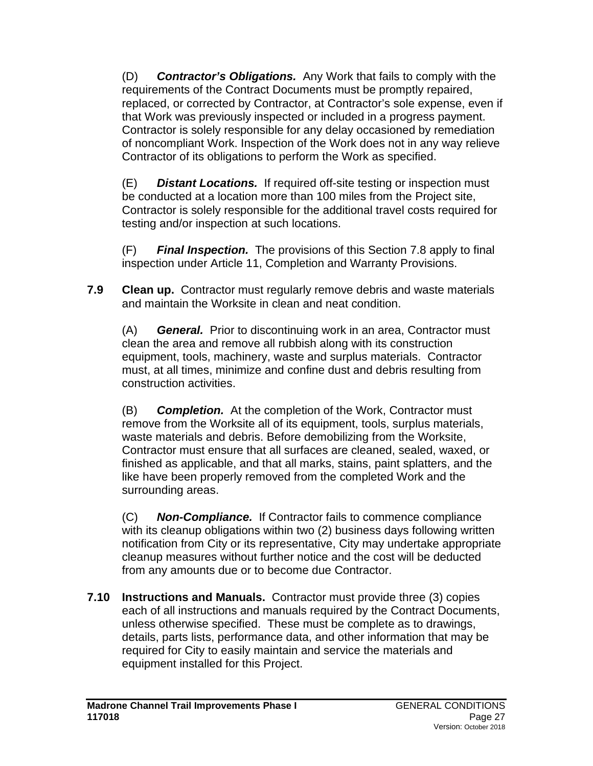(D) ***Contractor's Obligations.*** Any Work that fails to comply with the requirements of the Contract Documents must be promptly repaired, replaced, or corrected by Contractor, at Contractor's sole expense, even if that Work was previously inspected or included in a progress payment. Contractor is solely responsible for any delay occasioned by remediation of noncompliant Work. Inspection of the Work does not in any way relieve Contractor of its obligations to perform the Work as specified.

(E) ***Distant Locations.*** If required off-site testing or inspection must be conducted at a location more than 100 miles from the Project site, Contractor is solely responsible for the additional travel costs required for testing and/or inspection at such locations.

(F) ***Final Inspection.*** The provisions of this Section 7.8 apply to final inspection under Article 11, Completion and Warranty Provisions.

**7.9 Clean up.** Contractor must regularly remove debris and waste materials and maintain the Worksite in clean and neat condition.

(A) ***General.*** Prior to discontinuing work in an area, Contractor must clean the area and remove all rubbish along with its construction equipment, tools, machinery, waste and surplus materials. Contractor must, at all times, minimize and confine dust and debris resulting from construction activities.

(B) ***Completion.*** At the completion of the Work, Contractor must remove from the Worksite all of its equipment, tools, surplus materials, waste materials and debris. Before demobilizing from the Worksite, Contractor must ensure that all surfaces are cleaned, sealed, waxed, or finished as applicable, and that all marks, stains, paint splatters, and the like have been properly removed from the completed Work and the surrounding areas.

(C) ***Non-Compliance.*** If Contractor fails to commence compliance with its cleanup obligations within two (2) business days following written notification from City or its representative, City may undertake appropriate cleanup measures without further notice and the cost will be deducted from any amounts due or to become due Contractor.

**7.10 Instructions and Manuals.** Contractor must provide three (3) copies each of all instructions and manuals required by the Contract Documents, unless otherwise specified. These must be complete as to drawings, details, parts lists, performance data, and other information that may be required for City to easily maintain and service the materials and equipment installed for this Project.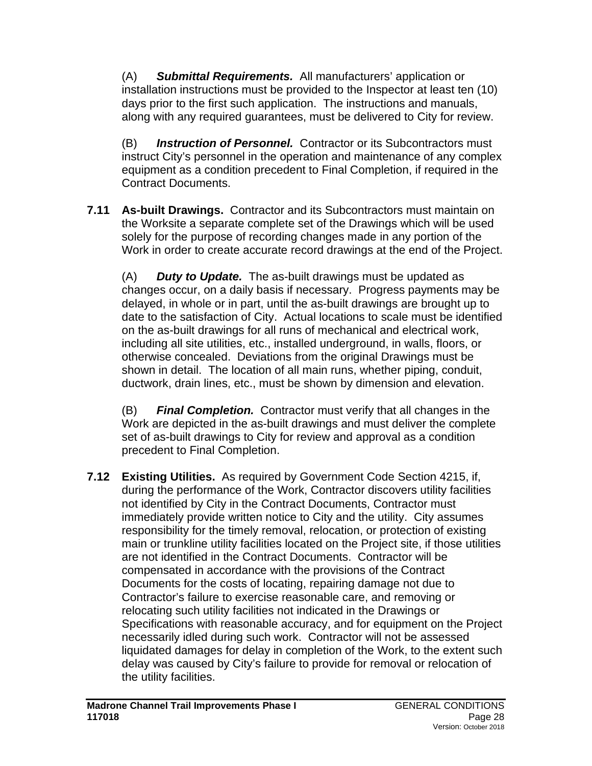(A) ***Submittal Requirements.*** All manufacturers' application or installation instructions must be provided to the Inspector at least ten (10) days prior to the first such application. The instructions and manuals, along with any required guarantees, must be delivered to City for review.

(B) ***Instruction of Personnel.*** Contractor or its Subcontractors must instruct City's personnel in the operation and maintenance of any complex equipment as a condition precedent to Final Completion, if required in the Contract Documents.

**7.11 As-built Drawings.** Contractor and its Subcontractors must maintain on the Worksite a separate complete set of the Drawings which will be used solely for the purpose of recording changes made in any portion of the Work in order to create accurate record drawings at the end of the Project.

(A) ***Duty to Update.*** The as-built drawings must be updated as changes occur, on a daily basis if necessary. Progress payments may be delayed, in whole or in part, until the as-built drawings are brought up to date to the satisfaction of City. Actual locations to scale must be identified on the as-built drawings for all runs of mechanical and electrical work, including all site utilities, etc., installed underground, in walls, floors, or otherwise concealed. Deviations from the original Drawings must be shown in detail. The location of all main runs, whether piping, conduit, ductwork, drain lines, etc., must be shown by dimension and elevation.

(B) ***Final Completion.*** Contractor must verify that all changes in the Work are depicted in the as-built drawings and must deliver the complete set of as-built drawings to City for review and approval as a condition precedent to Final Completion.

**7.12 Existing Utilities.** As required by Government Code Section 4215, if, during the performance of the Work, Contractor discovers utility facilities not identified by City in the Contract Documents, Contractor must immediately provide written notice to City and the utility. City assumes responsibility for the timely removal, relocation, or protection of existing main or trunkline utility facilities located on the Project site, if those utilities are not identified in the Contract Documents. Contractor will be compensated in accordance with the provisions of the Contract Documents for the costs of locating, repairing damage not due to Contractor's failure to exercise reasonable care, and removing or relocating such utility facilities not indicated in the Drawings or Specifications with reasonable accuracy, and for equipment on the Project necessarily idled during such work. Contractor will not be assessed liquidated damages for delay in completion of the Work, to the extent such delay was caused by City's failure to provide for removal or relocation of the utility facilities.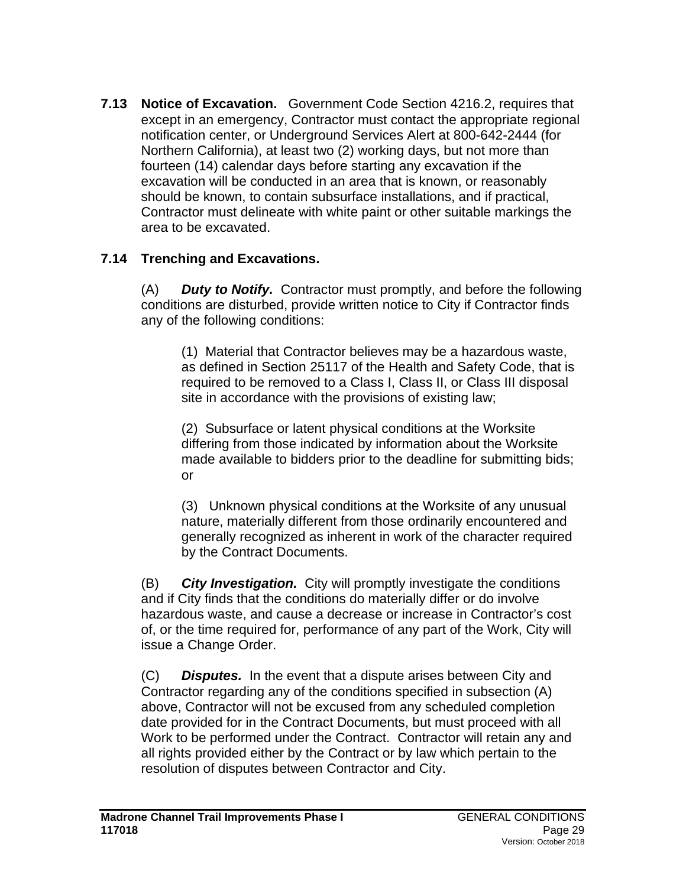**7.13 Notice of Excavation.** Government Code Section 4216.2, requires that except in an emergency, Contractor must contact the appropriate regional notification center, or Underground Services Alert at 800-642-2444 (for Northern California), at least two (2) working days, but not more than fourteen (14) calendar days before starting any excavation if the excavation will be conducted in an area that is known, or reasonably should be known, to contain subsurface installations, and if practical, Contractor must delineate with white paint or other suitable markings the area to be excavated.

**7.14 Trenching and Excavations.**

(A) ***Duty to Notify.*** Contractor must promptly, and before the following conditions are disturbed, provide written notice to City if Contractor finds any of the following conditions:

(1) Material that Contractor believes may be a hazardous waste, as defined in Section 25117 of the Health and Safety Code, that is required to be removed to a Class I, Class II, or Class III disposal site in accordance with the provisions of existing law;

(2) Subsurface or latent physical conditions at the Worksite differing from those indicated by information about the Worksite made available to bidders prior to the deadline for submitting bids; or

(3) Unknown physical conditions at the Worksite of any unusual nature, materially different from those ordinarily encountered and generally recognized as inherent in work of the character required by the Contract Documents.

(B) ***City Investigation.*** City will promptly investigate the conditions and if City finds that the conditions do materially differ or do involve hazardous waste, and cause a decrease or increase in Contractor's cost of, or the time required for, performance of any part of the Work, City will issue a Change Order.

(C) ***Disputes.*** In the event that a dispute arises between City and Contractor regarding any of the conditions specified in subsection (A) above, Contractor will not be excused from any scheduled completion date provided for in the Contract Documents, but must proceed with all Work to be performed under the Contract. Contractor will retain any and all rights provided either by the Contract or by law which pertain to the resolution of disputes between Contractor and City.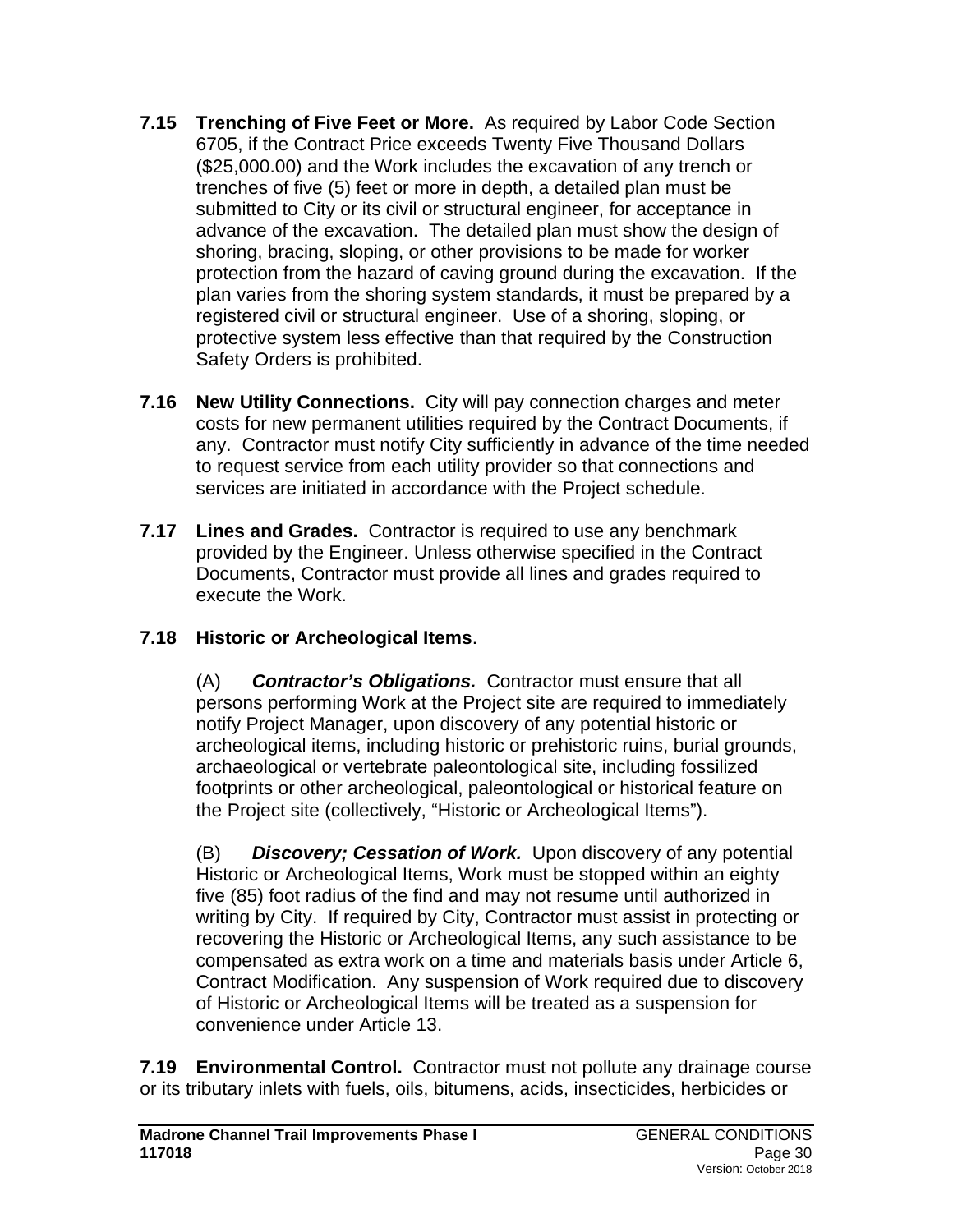**7.15 Trenching of Five Feet or More.** As required by Labor Code Section 6705, if the Contract Price exceeds Twenty Five Thousand Dollars ($25,000.00) and the Work includes the excavation of any trench or trenches of five (5) feet or more in depth, a detailed plan must be submitted to City or its civil or structural engineer, for acceptance in advance of the excavation. The detailed plan must show the design of shoring, bracing, sloping, or other provisions to be made for worker protection from the hazard of caving ground during the excavation. If the plan varies from the shoring system standards, it must be prepared by a registered civil or structural engineer. Use of a shoring, sloping, or protective system less effective than that required by the Construction Safety Orders is prohibited.

**7.16 New Utility Connections.** City will pay connection charges and meter costs for new permanent utilities required by the Contract Documents, if any. Contractor must notify City sufficiently in advance of the time needed to request service from each utility provider so that connections and services are initiated in accordance with the Project schedule.

**7.17 Lines and Grades.** Contractor is required to use any benchmark provided by the Engineer. Unless otherwise specified in the Contract Documents, Contractor must provide all lines and grades required to execute the Work.

**7.18 Historic or Archeological Items**.

(A) ***Contractor's Obligations.*** Contractor must ensure that all persons performing Work at the Project site are required to immediately notify Project Manager, upon discovery of any potential historic or archeological items, including historic or prehistoric ruins, burial grounds, archaeological or vertebrate paleontological site, including fossilized footprints or other archeological, paleontological or historical feature on the Project site (collectively, "Historic or Archeological Items").

(B) ***Discovery; Cessation of Work.*** Upon discovery of any potential Historic or Archeological Items, Work must be stopped within an eighty five (85) foot radius of the find and may not resume until authorized in writing by City. If required by City, Contractor must assist in protecting or recovering the Historic or Archeological Items, any such assistance to be compensated as extra work on a time and materials basis under Article 6, Contract Modification. Any suspension of Work required due to discovery of Historic or Archeological Items will be treated as a suspension for convenience under Article 13.

**7.19 Environmental Control.** Contractor must not pollute any drainage course or its tributary inlets with fuels, oils, bitumens, acids, insecticides, herbicides or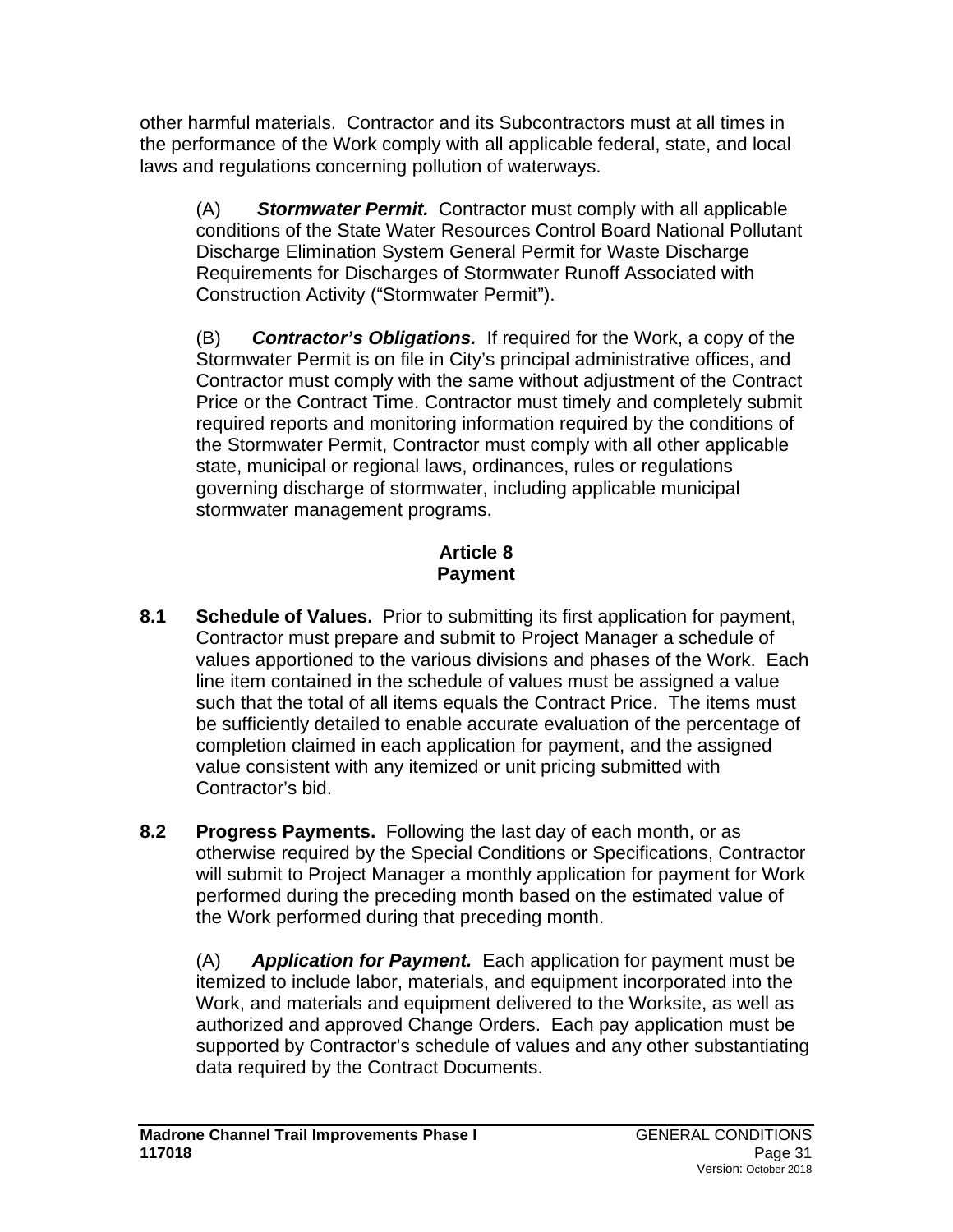other harmful materials. Contractor and its Subcontractors must at all times in the performance of the Work comply with all applicable federal, state, and local laws and regulations concerning pollution of waterways.

(A) ***Stormwater Permit.*** Contractor must comply with all applicable conditions of the State Water Resources Control Board National Pollutant Discharge Elimination System General Permit for Waste Discharge Requirements for Discharges of Stormwater Runoff Associated with Construction Activity ("Stormwater Permit").

(B) ***Contractor's Obligations.*** If required for the Work, a copy of the Stormwater Permit is on file in City's principal administrative offices, and Contractor must comply with the same without adjustment of the Contract Price or the Contract Time. Contractor must timely and completely submit required reports and monitoring information required by the conditions of the Stormwater Permit, Contractor must comply with all other applicable state, municipal or regional laws, ordinances, rules or regulations governing discharge of stormwater, including applicable municipal stormwater management programs.

## Article 8
## Payment

**8.1 Schedule of Values.** Prior to submitting its first application for payment, Contractor must prepare and submit to Project Manager a schedule of values apportioned to the various divisions and phases of the Work. Each line item contained in the schedule of values must be assigned a value such that the total of all items equals the Contract Price. The items must be sufficiently detailed to enable accurate evaluation of the percentage of completion claimed in each application for payment, and the assigned value consistent with any itemized or unit pricing submitted with Contractor's bid.

**8.2 Progress Payments.** Following the last day of each month, or as otherwise required by the Special Conditions or Specifications, Contractor will submit to Project Manager a monthly application for payment for Work performed during the preceding month based on the estimated value of the Work performed during that preceding month.

(A) ***Application for Payment.*** Each application for payment must be itemized to include labor, materials, and equipment incorporated into the Work, and materials and equipment delivered to the Worksite, as well as authorized and approved Change Orders. Each pay application must be supported by Contractor's schedule of values and any other substantiating data required by the Contract Documents.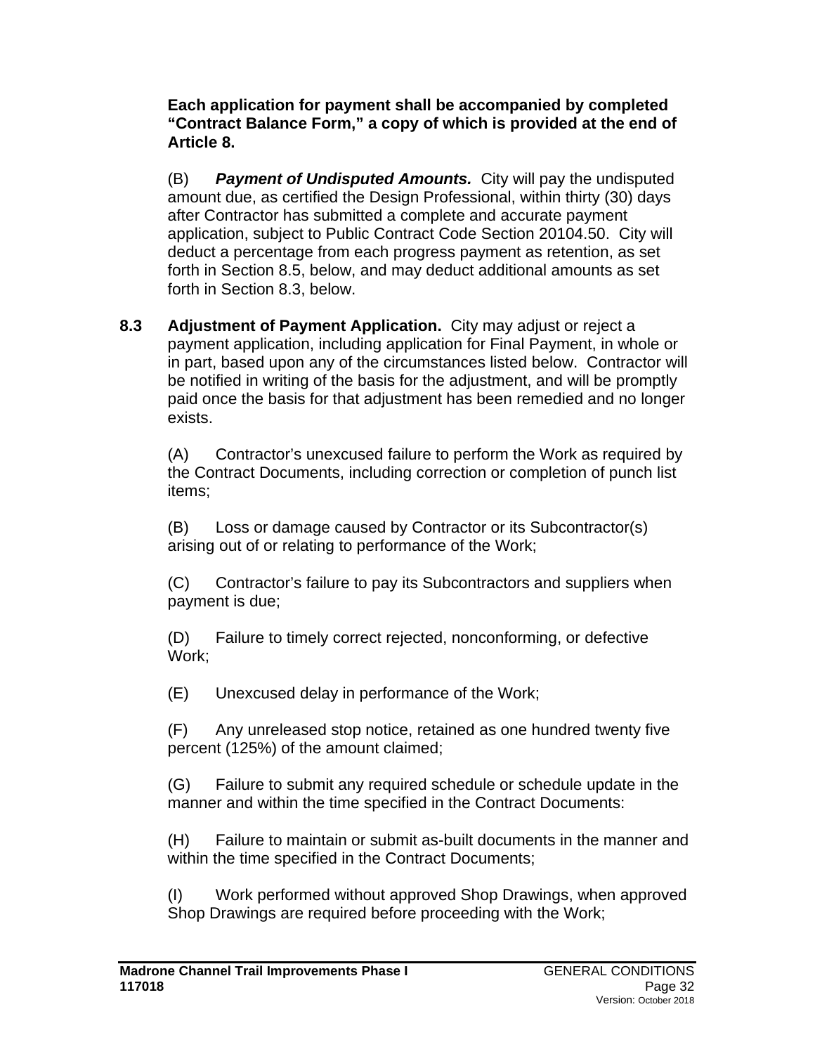**Each application for payment shall be accompanied by completed "Contract Balance Form," a copy of which is provided at the end of Article 8.**

(B) ***Payment of Undisputed Amounts.*** City will pay the undisputed amount due, as certified the Design Professional, within thirty (30) days after Contractor has submitted a complete and accurate payment application, subject to Public Contract Code Section 20104.50. City will deduct a percentage from each progress payment as retention, as set forth in Section 8.5, below, and may deduct additional amounts as set forth in Section 8.3, below.

**8.3 Adjustment of Payment Application.** City may adjust or reject a payment application, including application for Final Payment, in whole or in part, based upon any of the circumstances listed below. Contractor will be notified in writing of the basis for the adjustment, and will be promptly paid once the basis for that adjustment has been remedied and no longer exists.

(A) Contractor's unexcused failure to perform the Work as required by the Contract Documents, including correction or completion of punch list items;

(B) Loss or damage caused by Contractor or its Subcontractor(s) arising out of or relating to performance of the Work;

(C) Contractor's failure to pay its Subcontractors and suppliers when payment is due;

(D) Failure to timely correct rejected, nonconforming, or defective Work;

(E) Unexcused delay in performance of the Work;

(F) Any unreleased stop notice, retained as one hundred twenty five percent (125%) of the amount claimed;

(G) Failure to submit any required schedule or schedule update in the manner and within the time specified in the Contract Documents:

(H) Failure to maintain or submit as-built documents in the manner and within the time specified in the Contract Documents;

(I) Work performed without approved Shop Drawings, when approved Shop Drawings are required before proceeding with the Work;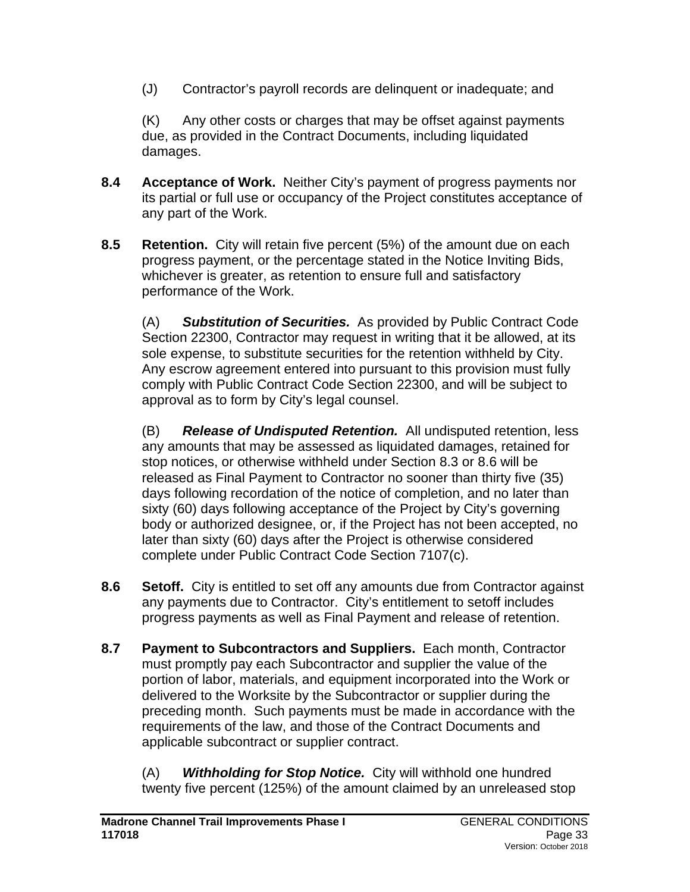(J) Contractor's payroll records are delinquent or inadequate; and

(K) Any other costs or charges that may be offset against payments due, as provided in the Contract Documents, including liquidated damages.

**8.4 Acceptance of Work.** Neither City's payment of progress payments nor its partial or full use or occupancy of the Project constitutes acceptance of any part of the Work.

**8.5 Retention.** City will retain five percent (5%) of the amount due on each progress payment, or the percentage stated in the Notice Inviting Bids, whichever is greater, as retention to ensure full and satisfactory performance of the Work.

(A) ***Substitution of Securities.*** As provided by Public Contract Code Section 22300, Contractor may request in writing that it be allowed, at its sole expense, to substitute securities for the retention withheld by City. Any escrow agreement entered into pursuant to this provision must fully comply with Public Contract Code Section 22300, and will be subject to approval as to form by City's legal counsel.

(B) ***Release of Undisputed Retention.*** All undisputed retention, less any amounts that may be assessed as liquidated damages, retained for stop notices, or otherwise withheld under Section 8.3 or 8.6 will be released as Final Payment to Contractor no sooner than thirty five (35) days following recordation of the notice of completion, and no later than sixty (60) days following acceptance of the Project by City's governing body or authorized designee, or, if the Project has not been accepted, no later than sixty (60) days after the Project is otherwise considered complete under Public Contract Code Section 7107(c).

**8.6 Setoff.** City is entitled to set off any amounts due from Contractor against any payments due to Contractor. City's entitlement to setoff includes progress payments as well as Final Payment and release of retention.

**8.7 Payment to Subcontractors and Suppliers.** Each month, Contractor must promptly pay each Subcontractor and supplier the value of the portion of labor, materials, and equipment incorporated into the Work or delivered to the Worksite by the Subcontractor or supplier during the preceding month. Such payments must be made in accordance with the requirements of the law, and those of the Contract Documents and applicable subcontract or supplier contract.

(A) ***Withholding for Stop Notice.*** City will withhold one hundred twenty five percent (125%) of the amount claimed by an unreleased stop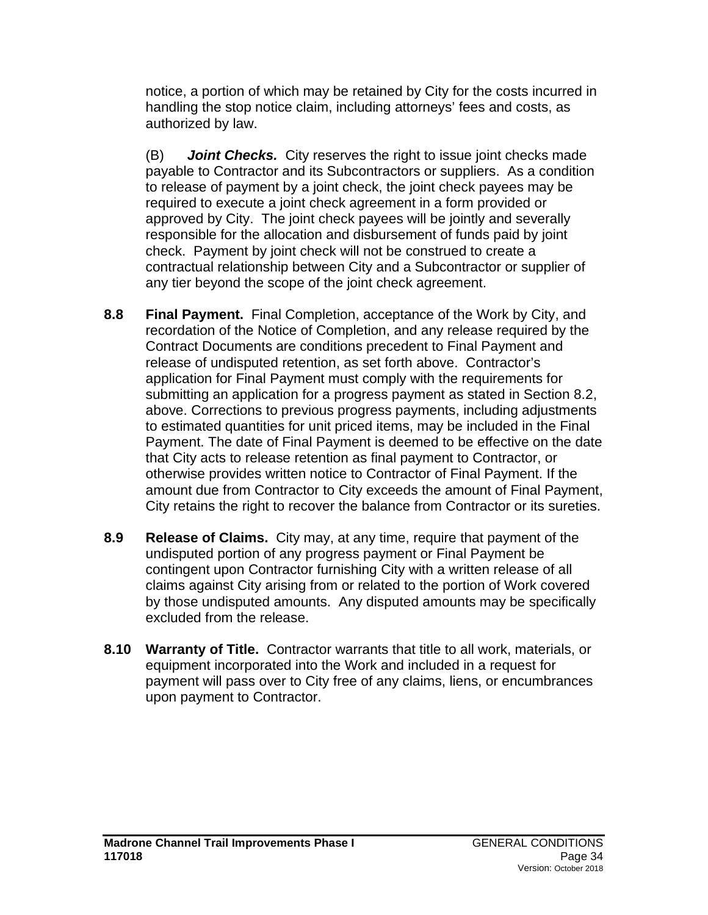notice, a portion of which may be retained by City for the costs incurred in handling the stop notice claim, including attorneys' fees and costs, as authorized by law.

(B) ***Joint Checks.*** City reserves the right to issue joint checks made payable to Contractor and its Subcontractors or suppliers. As a condition to release of payment by a joint check, the joint check payees may be required to execute a joint check agreement in a form provided or approved by City. The joint check payees will be jointly and severally responsible for the allocation and disbursement of funds paid by joint check. Payment by joint check will not be construed to create a contractual relationship between City and a Subcontractor or supplier of any tier beyond the scope of the joint check agreement.

**8.8 Final Payment.** Final Completion, acceptance of the Work by City, and recordation of the Notice of Completion, and any release required by the Contract Documents are conditions precedent to Final Payment and release of undisputed retention, as set forth above. Contractor's application for Final Payment must comply with the requirements for submitting an application for a progress payment as stated in Section 8.2, above. Corrections to previous progress payments, including adjustments to estimated quantities for unit priced items, may be included in the Final Payment. The date of Final Payment is deemed to be effective on the date that City acts to release retention as final payment to Contractor, or otherwise provides written notice to Contractor of Final Payment. If the amount due from Contractor to City exceeds the amount of Final Payment, City retains the right to recover the balance from Contractor or its sureties.

**8.9 Release of Claims.** City may, at any time, require that payment of the undisputed portion of any progress payment or Final Payment be contingent upon Contractor furnishing City with a written release of all claims against City arising from or related to the portion of Work covered by those undisputed amounts. Any disputed amounts may be specifically excluded from the release.

**8.10 Warranty of Title.** Contractor warrants that title to all work, materials, or equipment incorporated into the Work and included in a request for payment will pass over to City free of any claims, liens, or encumbrances upon payment to Contractor.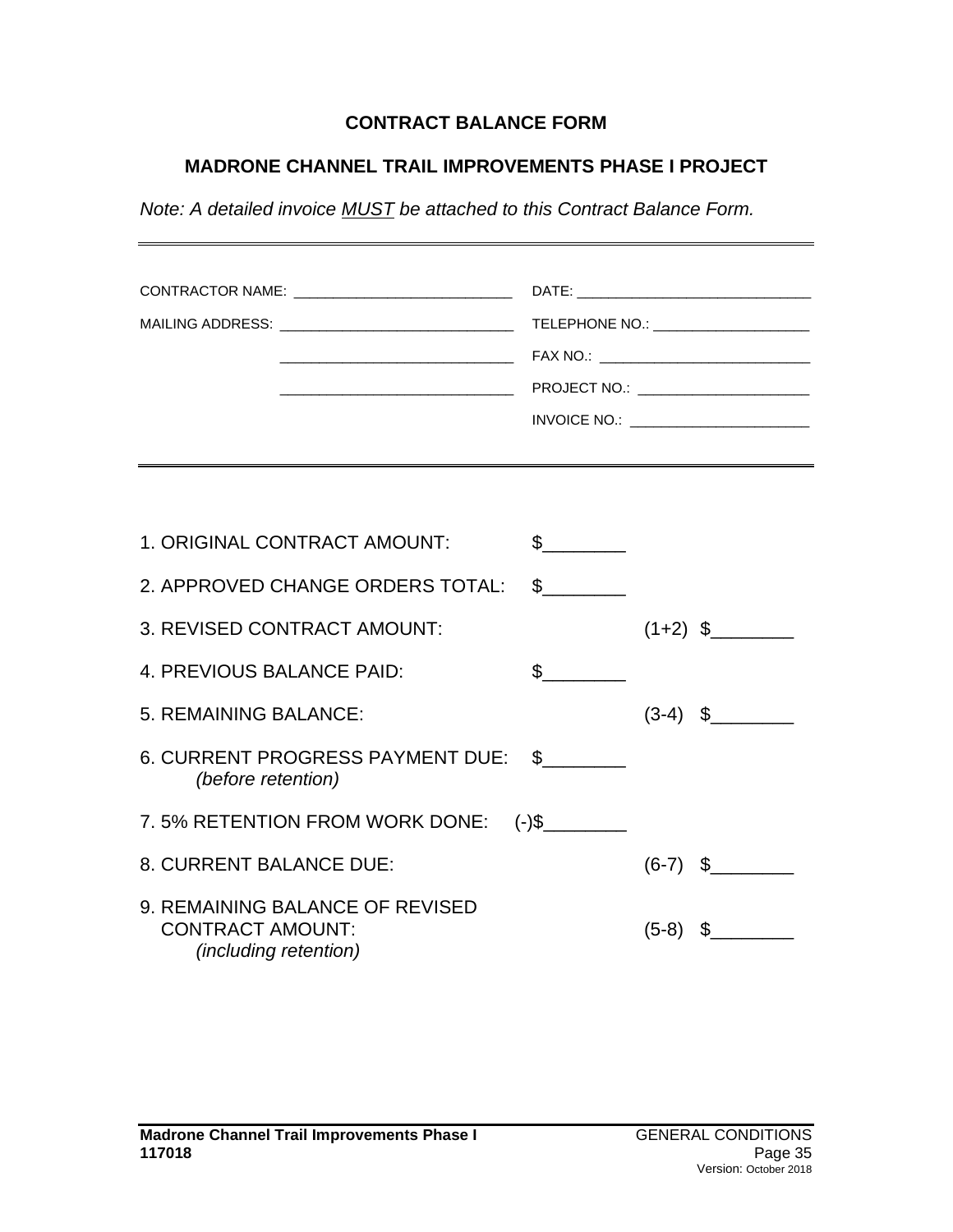# CONTRACT BALANCE FORM

## MADRONE CHANNEL TRAIL IMPROVEMENTS PHASE I PROJECT

*Note: A detailed invoice* *<u>MUST</u>* *be attached to this Contract Balance Form.*

---

| | |
|---|---|
| CONTRACTOR NAME: ____________________________ | DATE: ______________________________ |
| MAILING ADDRESS: ______________________________ | TELEPHONE NO.: ____________________ |
| ______________________________ | FAX NO.: ___________________________ |
| ______________________________ | PROJECT NO.: ______________________ |
| | INVOICE NO.: _______________________ |

---

| | | | |
|---|---|---|---|
| 1. ORIGINAL CONTRACT AMOUNT: | $________ | | |
| 2. APPROVED CHANGE ORDERS TOTAL: | $________ | | |
| 3. REVISED CONTRACT AMOUNT: | | (1+2) | $________ |
| 4. PREVIOUS BALANCE PAID: | $________ | | |
| 5. REMAINING BALANCE: | | (3-4) | $________ |
| 6. CURRENT PROGRESS PAYMENT DUE: *(before retention)* | $________ | | |
| 7. 5% RETENTION FROM WORK DONE: | (-)$________ | | |
| 8. CURRENT BALANCE DUE: | | (6-7) | $________ |
| 9. REMAINING BALANCE OF REVISED CONTRACT AMOUNT: *(including retention)* | | (5-8) | $________ |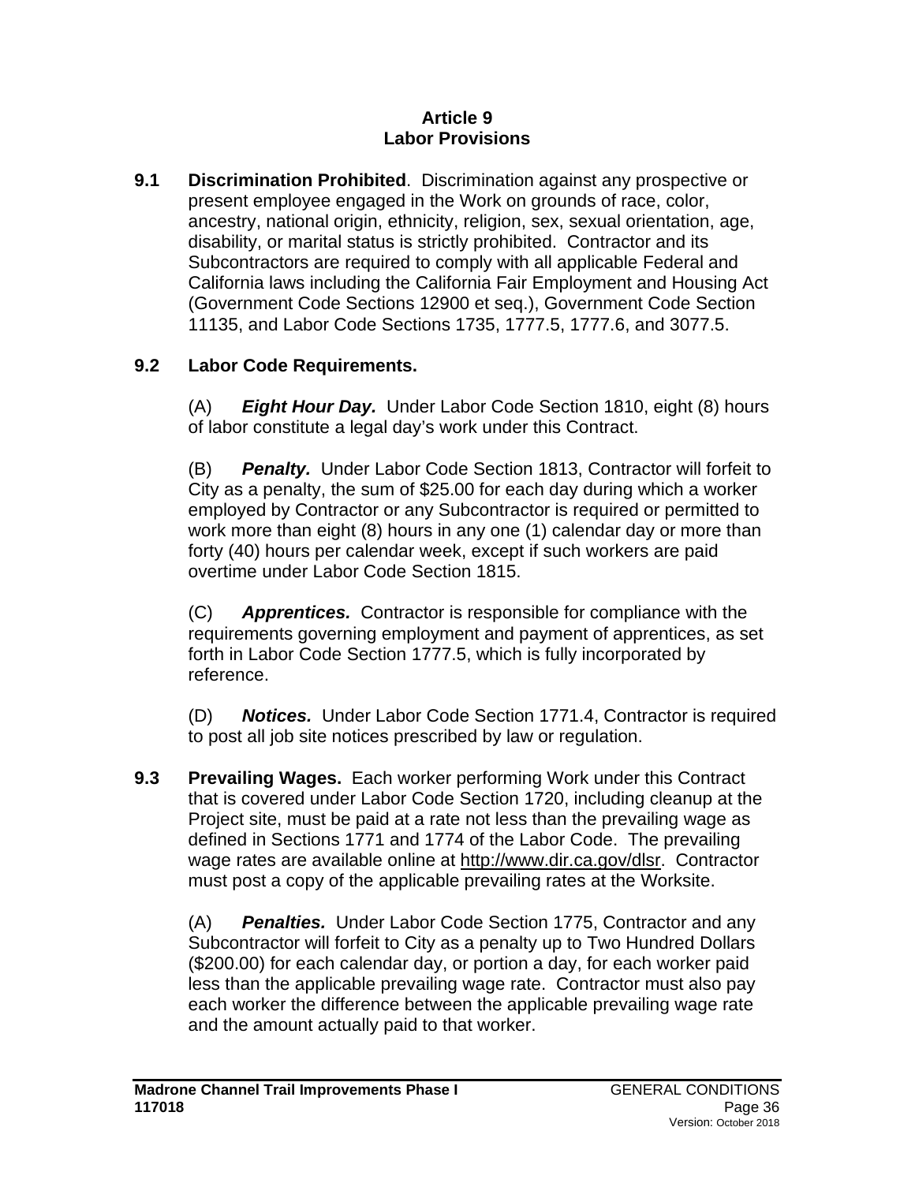# Article 9
# Labor Provisions

**9.1 Discrimination Prohibited**. Discrimination against any prospective or present employee engaged in the Work on grounds of race, color, ancestry, national origin, ethnicity, religion, sex, sexual orientation, age, disability, or marital status is strictly prohibited. Contractor and its Subcontractors are required to comply with all applicable Federal and California laws including the California Fair Employment and Housing Act (Government Code Sections 12900 et seq.), Government Code Section 11135, and Labor Code Sections 1735, 1777.5, 1777.6, and 3077.5.

**9.2 Labor Code Requirements.**

(A) ***Eight Hour Day.*** Under Labor Code Section 1810, eight (8) hours of labor constitute a legal day's work under this Contract.

(B) ***Penalty.*** Under Labor Code Section 1813, Contractor will forfeit to City as a penalty, the sum of $25.00 for each day during which a worker employed by Contractor or any Subcontractor is required or permitted to work more than eight (8) hours in any one (1) calendar day or more than forty (40) hours per calendar week, except if such workers are paid overtime under Labor Code Section 1815.

(C) ***Apprentices.*** Contractor is responsible for compliance with the requirements governing employment and payment of apprentices, as set forth in Labor Code Section 1777.5, which is fully incorporated by reference.

(D) ***Notices.*** Under Labor Code Section 1771.4, Contractor is required to post all job site notices prescribed by law or regulation.

**9.3 Prevailing Wages.** Each worker performing Work under this Contract that is covered under Labor Code Section 1720, including cleanup at the Project site, must be paid at a rate not less than the prevailing wage as defined in Sections 1771 and 1774 of the Labor Code. The prevailing wage rates are available online at http://www.dir.ca.gov/dlsr. Contractor must post a copy of the applicable prevailing rates at the Worksite.

(A) ***Penalties.*** Under Labor Code Section 1775, Contractor and any Subcontractor will forfeit to City as a penalty up to Two Hundred Dollars ($200.00) for each calendar day, or portion a day, for each worker paid less than the applicable prevailing wage rate. Contractor must also pay each worker the difference between the applicable prevailing wage rate and the amount actually paid to that worker.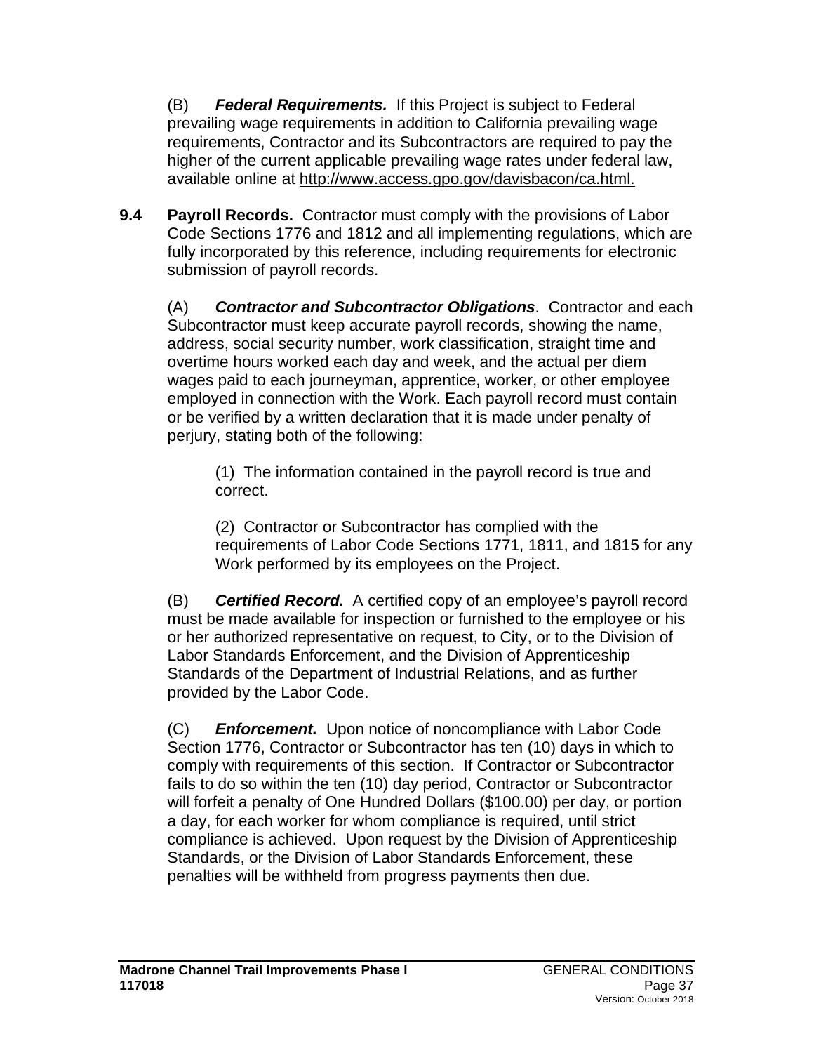(B) ***Federal Requirements.*** If this Project is subject to Federal prevailing wage requirements in addition to California prevailing wage requirements, Contractor and its Subcontractors are required to pay the higher of the current applicable prevailing wage rates under federal law, available online at http://www.access.gpo.gov/davisbacon/ca.html.

**9.4 Payroll Records.** Contractor must comply with the provisions of Labor Code Sections 1776 and 1812 and all implementing regulations, which are fully incorporated by this reference, including requirements for electronic submission of payroll records.

(A) ***Contractor and Subcontractor Obligations***. Contractor and each Subcontractor must keep accurate payroll records, showing the name, address, social security number, work classification, straight time and overtime hours worked each day and week, and the actual per diem wages paid to each journeyman, apprentice, worker, or other employee employed in connection with the Work. Each payroll record must contain or be verified by a written declaration that it is made under penalty of perjury, stating both of the following:

(1) The information contained in the payroll record is true and correct.

(2) Contractor or Subcontractor has complied with the requirements of Labor Code Sections 1771, 1811, and 1815 for any Work performed by its employees on the Project.

(B) ***Certified Record.*** A certified copy of an employee's payroll record must be made available for inspection or furnished to the employee or his or her authorized representative on request, to City, or to the Division of Labor Standards Enforcement, and the Division of Apprenticeship Standards of the Department of Industrial Relations, and as further provided by the Labor Code.

(C) ***Enforcement.*** Upon notice of noncompliance with Labor Code Section 1776, Contractor or Subcontractor has ten (10) days in which to comply with requirements of this section. If Contractor or Subcontractor fails to do so within the ten (10) day period, Contractor or Subcontractor will forfeit a penalty of One Hundred Dollars ($100.00) per day, or portion a day, for each worker for whom compliance is required, until strict compliance is achieved. Upon request by the Division of Apprenticeship Standards, or the Division of Labor Standards Enforcement, these penalties will be withheld from progress payments then due.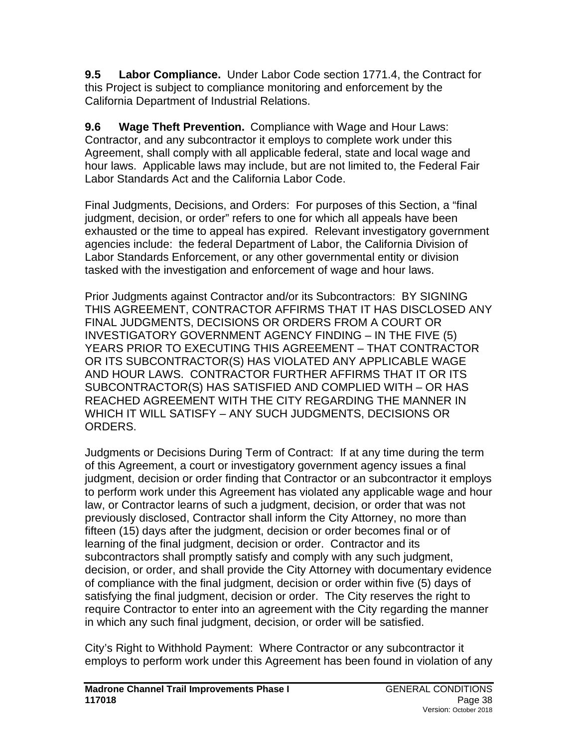**9.5 Labor Compliance.** Under Labor Code section 1771.4, the Contract for this Project is subject to compliance monitoring and enforcement by the California Department of Industrial Relations.

**9.6 Wage Theft Prevention.** Compliance with Wage and Hour Laws: Contractor, and any subcontractor it employs to complete work under this Agreement, shall comply with all applicable federal, state and local wage and hour laws. Applicable laws may include, but are not limited to, the Federal Fair Labor Standards Act and the California Labor Code.

Final Judgments, Decisions, and Orders: For purposes of this Section, a "final judgment, decision, or order" refers to one for which all appeals have been exhausted or the time to appeal has expired. Relevant investigatory government agencies include: the federal Department of Labor, the California Division of Labor Standards Enforcement, or any other governmental entity or division tasked with the investigation and enforcement of wage and hour laws.

Prior Judgments against Contractor and/or its Subcontractors: BY SIGNING THIS AGREEMENT, CONTRACTOR AFFIRMS THAT IT HAS DISCLOSED ANY FINAL JUDGMENTS, DECISIONS OR ORDERS FROM A COURT OR INVESTIGATORY GOVERNMENT AGENCY FINDING – IN THE FIVE (5) YEARS PRIOR TO EXECUTING THIS AGREEMENT – THAT CONTRACTOR OR ITS SUBCONTRACTOR(S) HAS VIOLATED ANY APPLICABLE WAGE AND HOUR LAWS. CONTRACTOR FURTHER AFFIRMS THAT IT OR ITS SUBCONTRACTOR(S) HAS SATISFIED AND COMPLIED WITH – OR HAS REACHED AGREEMENT WITH THE CITY REGARDING THE MANNER IN WHICH IT WILL SATISFY – ANY SUCH JUDGMENTS, DECISIONS OR ORDERS.

Judgments or Decisions During Term of Contract: If at any time during the term of this Agreement, a court or investigatory government agency issues a final judgment, decision or order finding that Contractor or an subcontractor it employs to perform work under this Agreement has violated any applicable wage and hour law, or Contractor learns of such a judgment, decision, or order that was not previously disclosed, Contractor shall inform the City Attorney, no more than fifteen (15) days after the judgment, decision or order becomes final or of learning of the final judgment, decision or order. Contractor and its subcontractors shall promptly satisfy and comply with any such judgment, decision, or order, and shall provide the City Attorney with documentary evidence of compliance with the final judgment, decision or order within five (5) days of satisfying the final judgment, decision or order. The City reserves the right to require Contractor to enter into an agreement with the City regarding the manner in which any such final judgment, decision, or order will be satisfied.

City's Right to Withhold Payment: Where Contractor or any subcontractor it employs to perform work under this Agreement has been found in violation of any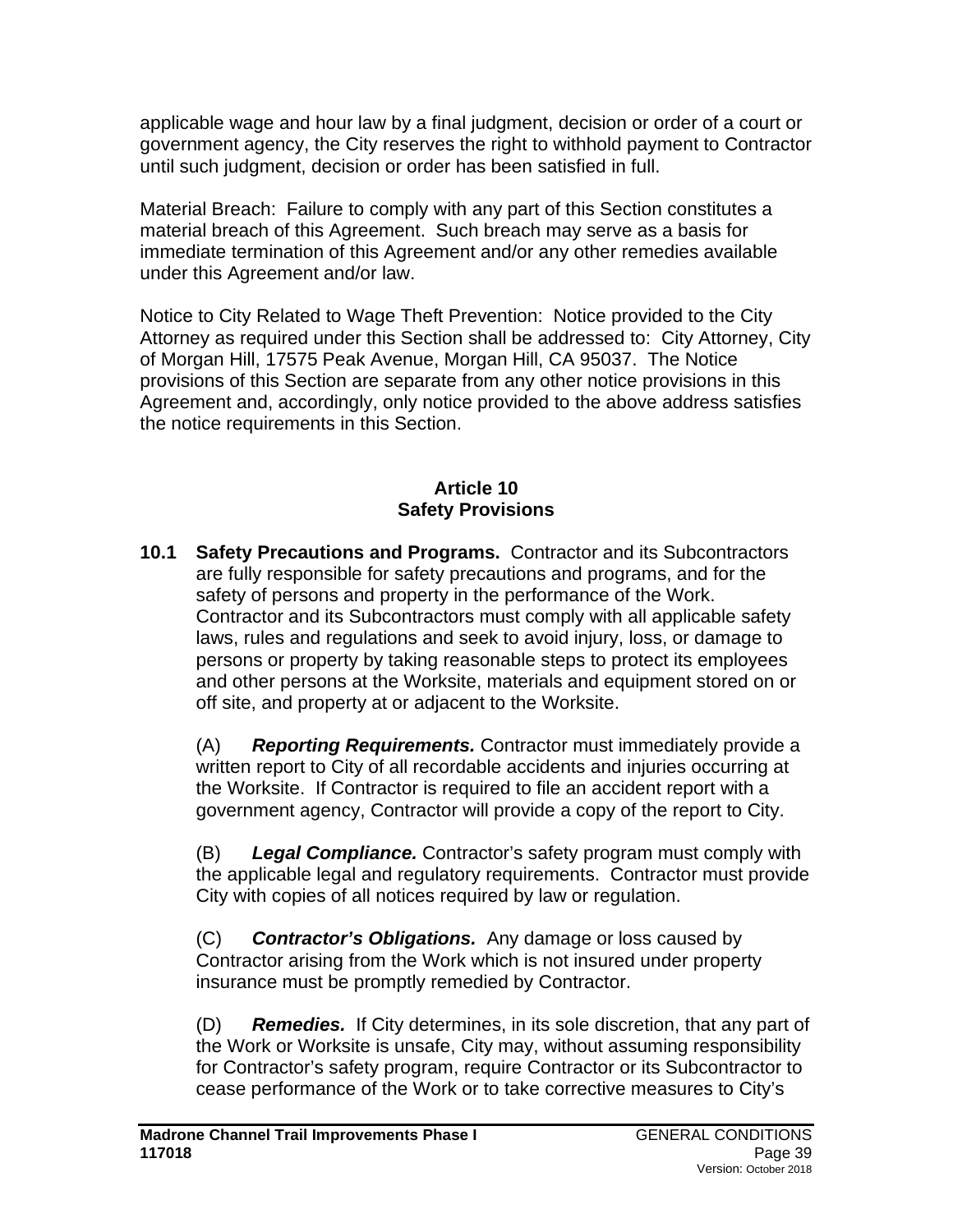applicable wage and hour law by a final judgment, decision or order of a court or government agency, the City reserves the right to withhold payment to Contractor until such judgment, decision or order has been satisfied in full.

Material Breach: Failure to comply with any part of this Section constitutes a material breach of this Agreement. Such breach may serve as a basis for immediate termination of this Agreement and/or any other remedies available under this Agreement and/or law.

Notice to City Related to Wage Theft Prevention: Notice provided to the City Attorney as required under this Section shall be addressed to: City Attorney, City of Morgan Hill, 17575 Peak Avenue, Morgan Hill, CA 95037. The Notice provisions of this Section are separate from any other notice provisions in this Agreement and, accordingly, only notice provided to the above address satisfies the notice requirements in this Section.

## Article 10
## Safety Provisions

**10.1 Safety Precautions and Programs.** Contractor and its Subcontractors are fully responsible for safety precautions and programs, and for the safety of persons and property in the performance of the Work. Contractor and its Subcontractors must comply with all applicable safety laws, rules and regulations and seek to avoid injury, loss, or damage to persons or property by taking reasonable steps to protect its employees and other persons at the Worksite, materials and equipment stored on or off site, and property at or adjacent to the Worksite.

(A) ***Reporting Requirements.*** Contractor must immediately provide a written report to City of all recordable accidents and injuries occurring at the Worksite. If Contractor is required to file an accident report with a government agency, Contractor will provide a copy of the report to City.

(B) ***Legal Compliance.*** Contractor's safety program must comply with the applicable legal and regulatory requirements. Contractor must provide City with copies of all notices required by law or regulation.

(C) ***Contractor's Obligations.*** Any damage or loss caused by Contractor arising from the Work which is not insured under property insurance must be promptly remedied by Contractor.

(D) ***Remedies.*** If City determines, in its sole discretion, that any part of the Work or Worksite is unsafe, City may, without assuming responsibility for Contractor's safety program, require Contractor or its Subcontractor to cease performance of the Work or to take corrective measures to City's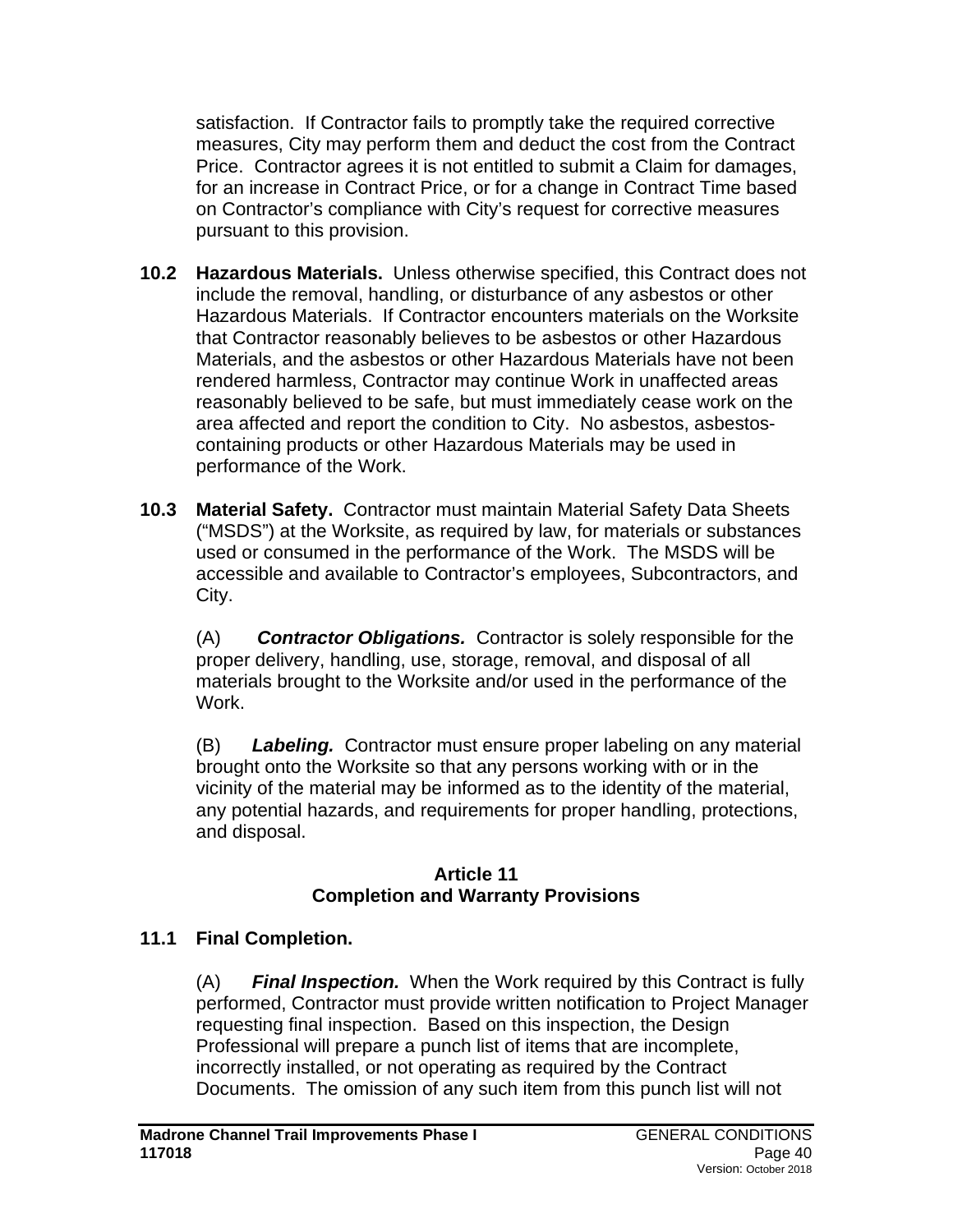satisfaction. If Contractor fails to promptly take the required corrective measures, City may perform them and deduct the cost from the Contract Price. Contractor agrees it is not entitled to submit a Claim for damages, for an increase in Contract Price, or for a change in Contract Time based on Contractor's compliance with City's request for corrective measures pursuant to this provision.

**10.2 Hazardous Materials.** Unless otherwise specified, this Contract does not include the removal, handling, or disturbance of any asbestos or other Hazardous Materials. If Contractor encounters materials on the Worksite that Contractor reasonably believes to be asbestos or other Hazardous Materials, and the asbestos or other Hazardous Materials have not been rendered harmless, Contractor may continue Work in unaffected areas reasonably believed to be safe, but must immediately cease work on the area affected and report the condition to City. No asbestos, asbestos-containing products or other Hazardous Materials may be used in performance of the Work.

**10.3 Material Safety.** Contractor must maintain Material Safety Data Sheets ("MSDS") at the Worksite, as required by law, for materials or substances used or consumed in the performance of the Work. The MSDS will be accessible and available to Contractor's employees, Subcontractors, and City.

(A) ***Contractor Obligations.*** Contractor is solely responsible for the proper delivery, handling, use, storage, removal, and disposal of all materials brought to the Worksite and/or used in the performance of the Work.

(B) ***Labeling.*** Contractor must ensure proper labeling on any material brought onto the Worksite so that any persons working with or in the vicinity of the material may be informed as to the identity of the material, any potential hazards, and requirements for proper handling, protections, and disposal.

## Article 11
## Completion and Warranty Provisions

**11.1 Final Completion.**

(A) ***Final Inspection.*** When the Work required by this Contract is fully performed, Contractor must provide written notification to Project Manager requesting final inspection. Based on this inspection, the Design Professional will prepare a punch list of items that are incomplete, incorrectly installed, or not operating as required by the Contract Documents. The omission of any such item from this punch list will not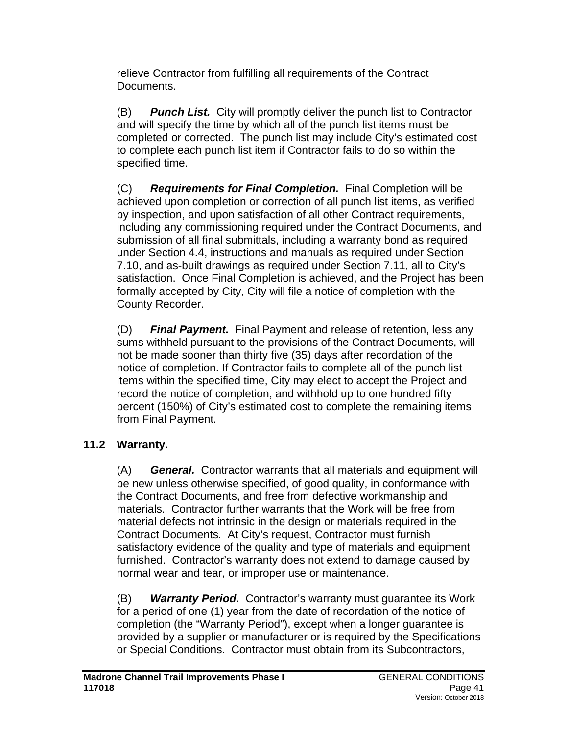relieve Contractor from fulfilling all requirements of the Contract Documents.

(B) ***Punch List.*** City will promptly deliver the punch list to Contractor and will specify the time by which all of the punch list items must be completed or corrected. The punch list may include City's estimated cost to complete each punch list item if Contractor fails to do so within the specified time.

(C) ***Requirements for Final Completion.*** Final Completion will be achieved upon completion or correction of all punch list items, as verified by inspection, and upon satisfaction of all other Contract requirements, including any commissioning required under the Contract Documents, and submission of all final submittals, including a warranty bond as required under Section 4.4, instructions and manuals as required under Section 7.10, and as-built drawings as required under Section 7.11, all to City's satisfaction. Once Final Completion is achieved, and the Project has been formally accepted by City, City will file a notice of completion with the County Recorder.

(D) ***Final Payment.*** Final Payment and release of retention, less any sums withheld pursuant to the provisions of the Contract Documents, will not be made sooner than thirty five (35) days after recordation of the notice of completion. If Contractor fails to complete all of the punch list items within the specified time, City may elect to accept the Project and record the notice of completion, and withhold up to one hundred fifty percent (150%) of City's estimated cost to complete the remaining items from Final Payment.

## 11.2 Warranty.

(A) ***General.*** Contractor warrants that all materials and equipment will be new unless otherwise specified, of good quality, in conformance with the Contract Documents, and free from defective workmanship and materials. Contractor further warrants that the Work will be free from material defects not intrinsic in the design or materials required in the Contract Documents. At City's request, Contractor must furnish satisfactory evidence of the quality and type of materials and equipment furnished. Contractor's warranty does not extend to damage caused by normal wear and tear, or improper use or maintenance.

(B) ***Warranty Period.*** Contractor's warranty must guarantee its Work for a period of one (1) year from the date of recordation of the notice of completion (the "Warranty Period"), except when a longer guarantee is provided by a supplier or manufacturer or is required by the Specifications or Special Conditions. Contractor must obtain from its Subcontractors,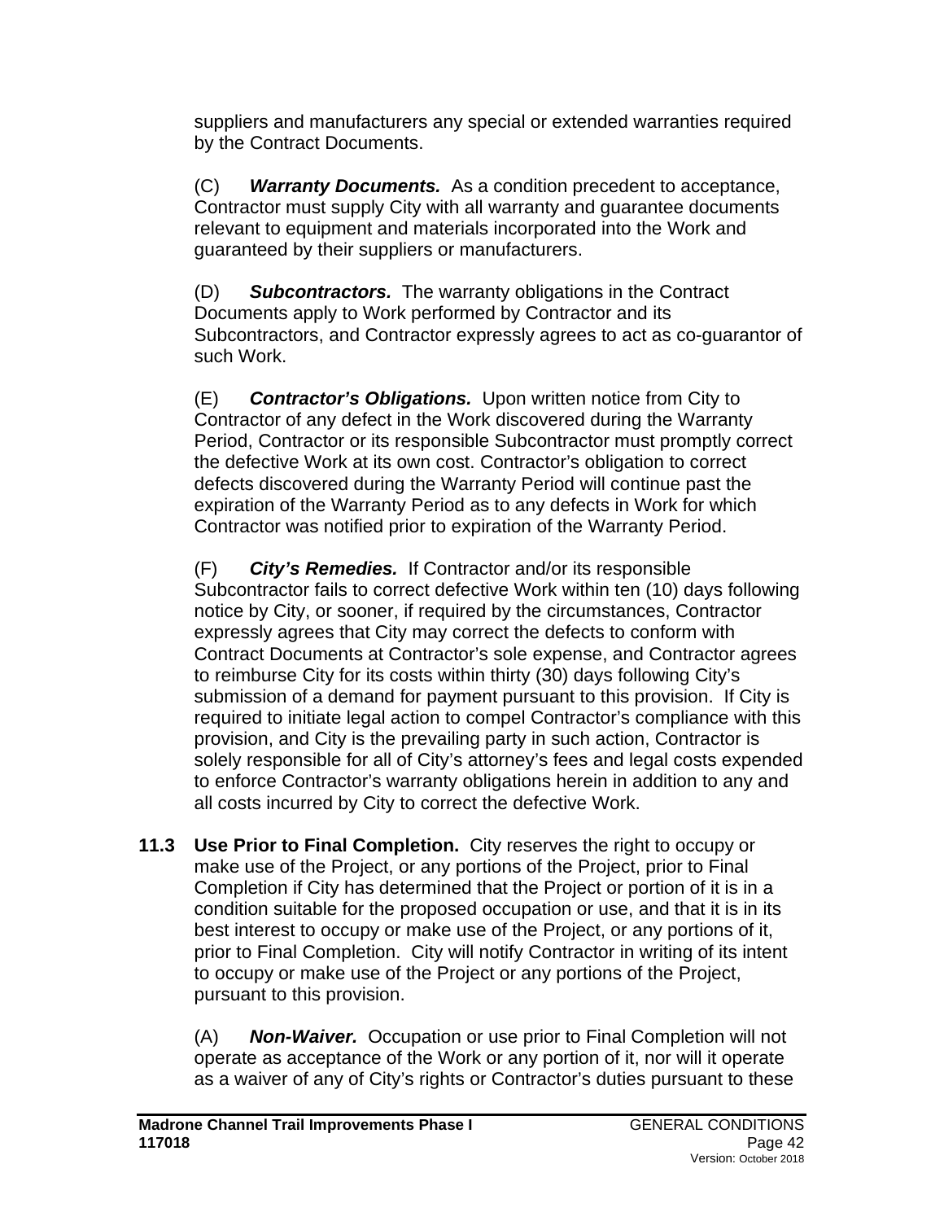suppliers and manufacturers any special or extended warranties required by the Contract Documents.

(C) ***Warranty Documents.*** As a condition precedent to acceptance, Contractor must supply City with all warranty and guarantee documents relevant to equipment and materials incorporated into the Work and guaranteed by their suppliers or manufacturers.

(D) ***Subcontractors.*** The warranty obligations in the Contract Documents apply to Work performed by Contractor and its Subcontractors, and Contractor expressly agrees to act as co-guarantor of such Work.

(E) ***Contractor's Obligations.*** Upon written notice from City to Contractor of any defect in the Work discovered during the Warranty Period, Contractor or its responsible Subcontractor must promptly correct the defective Work at its own cost. Contractor's obligation to correct defects discovered during the Warranty Period will continue past the expiration of the Warranty Period as to any defects in Work for which Contractor was notified prior to expiration of the Warranty Period.

(F) ***City's Remedies.*** If Contractor and/or its responsible Subcontractor fails to correct defective Work within ten (10) days following notice by City, or sooner, if required by the circumstances, Contractor expressly agrees that City may correct the defects to conform with Contract Documents at Contractor's sole expense, and Contractor agrees to reimburse City for its costs within thirty (30) days following City's submission of a demand for payment pursuant to this provision. If City is required to initiate legal action to compel Contractor's compliance with this provision, and City is the prevailing party in such action, Contractor is solely responsible for all of City's attorney's fees and legal costs expended to enforce Contractor's warranty obligations herein in addition to any and all costs incurred by City to correct the defective Work.

**11.3 Use Prior to Final Completion.** City reserves the right to occupy or make use of the Project, or any portions of the Project, prior to Final Completion if City has determined that the Project or portion of it is in a condition suitable for the proposed occupation or use, and that it is in its best interest to occupy or make use of the Project, or any portions of it, prior to Final Completion. City will notify Contractor in writing of its intent to occupy or make use of the Project or any portions of the Project, pursuant to this provision.

(A) ***Non-Waiver.*** Occupation or use prior to Final Completion will not operate as acceptance of the Work or any portion of it, nor will it operate as a waiver of any of City's rights or Contractor's duties pursuant to these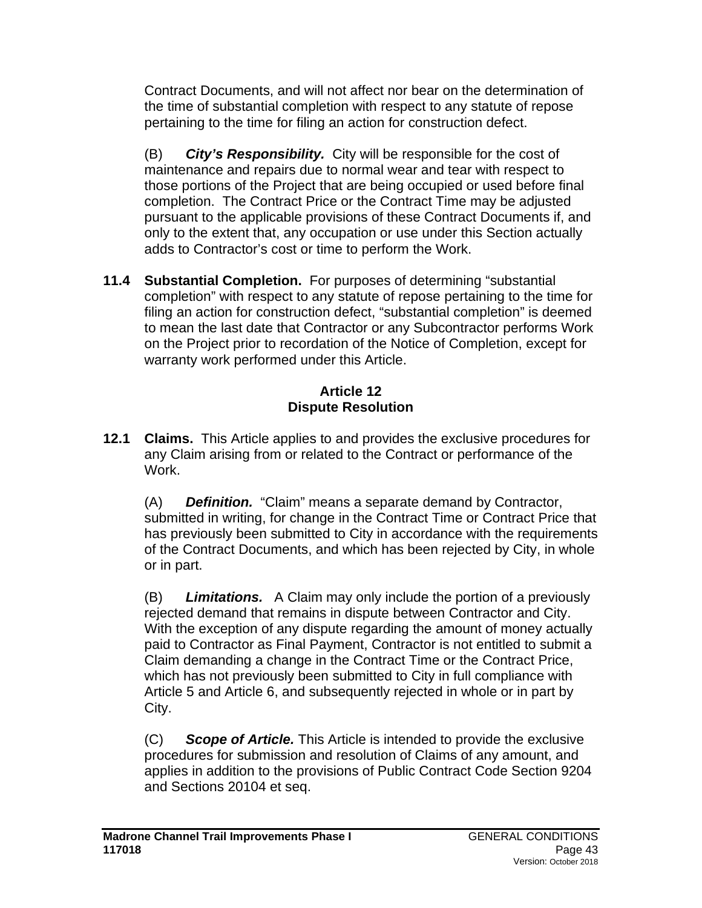Contract Documents, and will not affect nor bear on the determination of the time of substantial completion with respect to any statute of repose pertaining to the time for filing an action for construction defect.

(B) ***City's Responsibility.*** City will be responsible for the cost of maintenance and repairs due to normal wear and tear with respect to those portions of the Project that are being occupied or used before final completion. The Contract Price or the Contract Time may be adjusted pursuant to the applicable provisions of these Contract Documents if, and only to the extent that, any occupation or use under this Section actually adds to Contractor's cost or time to perform the Work.

**11.4 Substantial Completion.** For purposes of determining "substantial completion" with respect to any statute of repose pertaining to the time for filing an action for construction defect, "substantial completion" is deemed to mean the last date that Contractor or any Subcontractor performs Work on the Project prior to recordation of the Notice of Completion, except for warranty work performed under this Article.

## Article 12
## Dispute Resolution

**12.1 Claims.** This Article applies to and provides the exclusive procedures for any Claim arising from or related to the Contract or performance of the Work.

(A) ***Definition.*** "Claim" means a separate demand by Contractor, submitted in writing, for change in the Contract Time or Contract Price that has previously been submitted to City in accordance with the requirements of the Contract Documents, and which has been rejected by City, in whole or in part.

(B) ***Limitations.*** A Claim may only include the portion of a previously rejected demand that remains in dispute between Contractor and City. With the exception of any dispute regarding the amount of money actually paid to Contractor as Final Payment, Contractor is not entitled to submit a Claim demanding a change in the Contract Time or the Contract Price, which has not previously been submitted to City in full compliance with Article 5 and Article 6, and subsequently rejected in whole or in part by City.

(C) ***Scope of Article.*** This Article is intended to provide the exclusive procedures for submission and resolution of Claims of any amount, and applies in addition to the provisions of Public Contract Code Section 9204 and Sections 20104 et seq.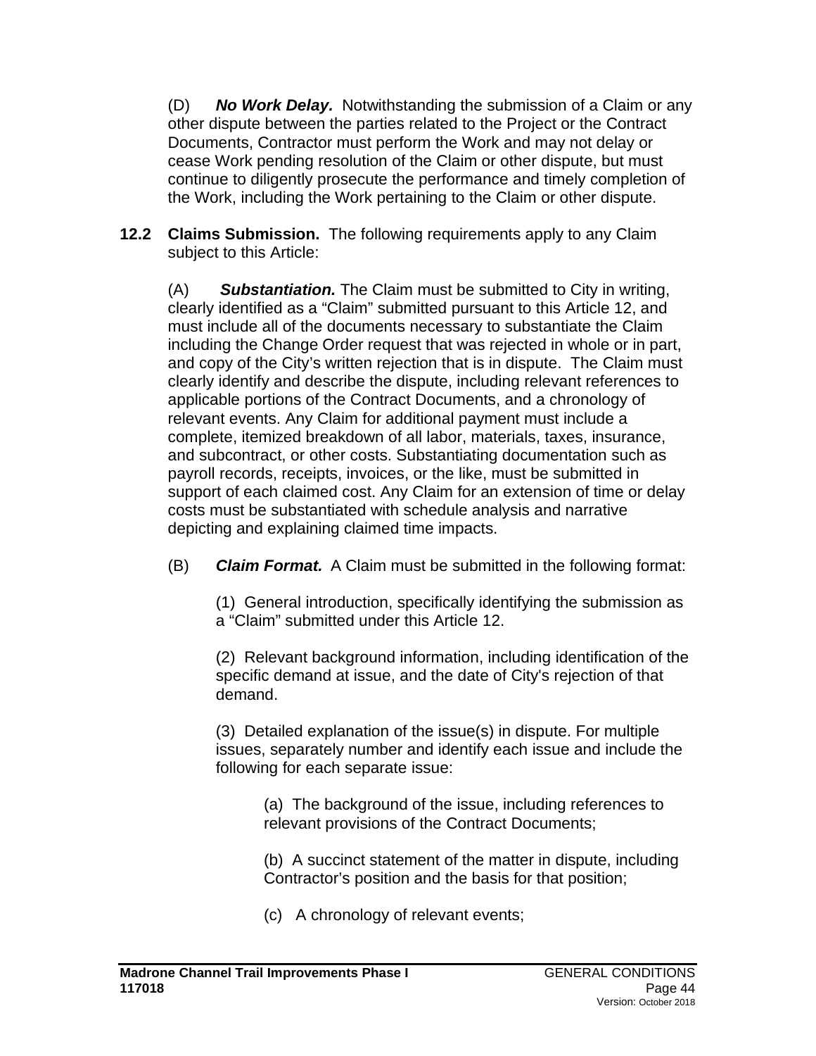(D) ***No Work Delay.*** Notwithstanding the submission of a Claim or any other dispute between the parties related to the Project or the Contract Documents, Contractor must perform the Work and may not delay or cease Work pending resolution of the Claim or other dispute, but must continue to diligently prosecute the performance and timely completion of the Work, including the Work pertaining to the Claim or other dispute.

**12.2 Claims Submission.** The following requirements apply to any Claim subject to this Article:

(A) ***Substantiation.*** The Claim must be submitted to City in writing, clearly identified as a "Claim" submitted pursuant to this Article 12, and must include all of the documents necessary to substantiate the Claim including the Change Order request that was rejected in whole or in part, and copy of the City's written rejection that is in dispute. The Claim must clearly identify and describe the dispute, including relevant references to applicable portions of the Contract Documents, and a chronology of relevant events. Any Claim for additional payment must include a complete, itemized breakdown of all labor, materials, taxes, insurance, and subcontract, or other costs. Substantiating documentation such as payroll records, receipts, invoices, or the like, must be submitted in support of each claimed cost. Any Claim for an extension of time or delay costs must be substantiated with schedule analysis and narrative depicting and explaining claimed time impacts.

(B) ***Claim Format.*** A Claim must be submitted in the following format:

(1) General introduction, specifically identifying the submission as a "Claim" submitted under this Article 12.

(2) Relevant background information, including identification of the specific demand at issue, and the date of City's rejection of that demand.

(3) Detailed explanation of the issue(s) in dispute. For multiple issues, separately number and identify each issue and include the following for each separate issue:

(a) The background of the issue, including references to relevant provisions of the Contract Documents;

(b) A succinct statement of the matter in dispute, including Contractor's position and the basis for that position;

(c) A chronology of relevant events;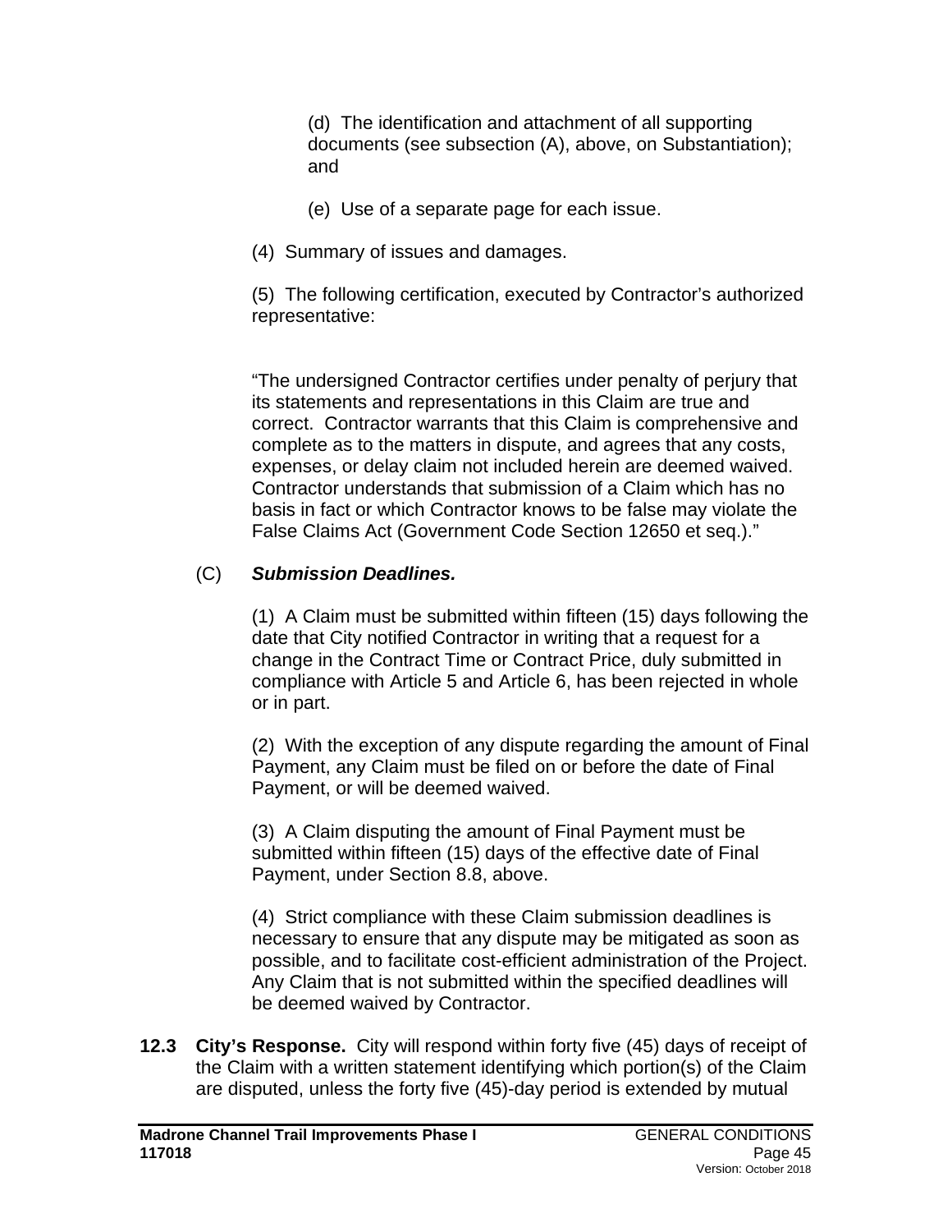(d) The identification and attachment of all supporting documents (see subsection (A), above, on Substantiation); and

(e) Use of a separate page for each issue.

(4) Summary of issues and damages.

(5) The following certification, executed by Contractor's authorized representative:

"The undersigned Contractor certifies under penalty of perjury that its statements and representations in this Claim are true and correct. Contractor warrants that this Claim is comprehensive and complete as to the matters in dispute, and agrees that any costs, expenses, or delay claim not included herein are deemed waived. Contractor understands that submission of a Claim which has no basis in fact or which Contractor knows to be false may violate the False Claims Act (Government Code Section 12650 et seq.)."

(C) ***Submission Deadlines.***

(1) A Claim must be submitted within fifteen (15) days following the date that City notified Contractor in writing that a request for a change in the Contract Time or Contract Price, duly submitted in compliance with Article 5 and Article 6, has been rejected in whole or in part.

(2) With the exception of any dispute regarding the amount of Final Payment, any Claim must be filed on or before the date of Final Payment, or will be deemed waived.

(3) A Claim disputing the amount of Final Payment must be submitted within fifteen (15) days of the effective date of Final Payment, under Section 8.8, above.

(4) Strict compliance with these Claim submission deadlines is necessary to ensure that any dispute may be mitigated as soon as possible, and to facilitate cost-efficient administration of the Project. Any Claim that is not submitted within the specified deadlines will be deemed waived by Contractor.

**12.3 City's Response.** City will respond within forty five (45) days of receipt of the Claim with a written statement identifying which portion(s) of the Claim are disputed, unless the forty five (45)-day period is extended by mutual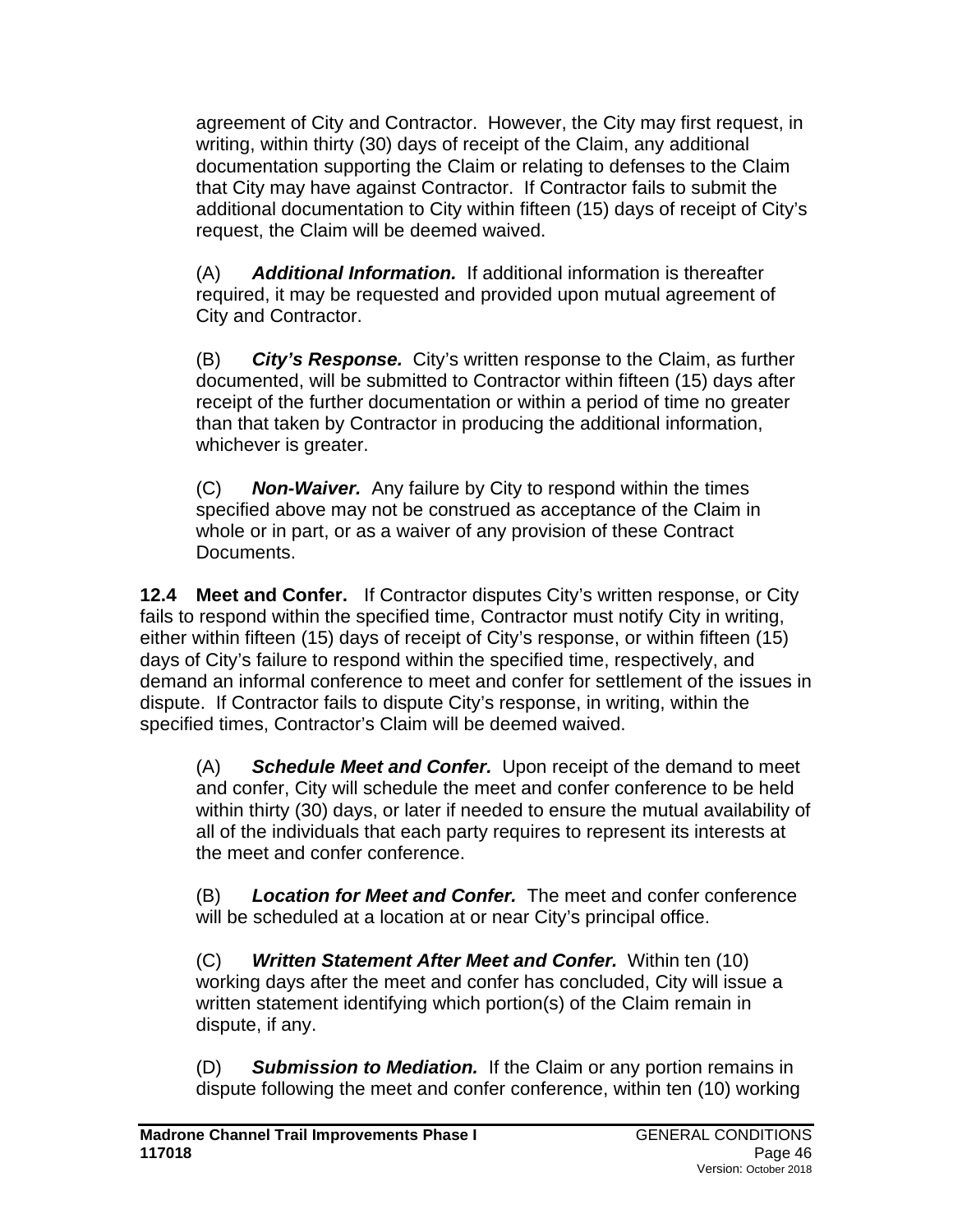agreement of City and Contractor. However, the City may first request, in writing, within thirty (30) days of receipt of the Claim, any additional documentation supporting the Claim or relating to defenses to the Claim that City may have against Contractor. If Contractor fails to submit the additional documentation to City within fifteen (15) days of receipt of City's request, the Claim will be deemed waived.

(A) ***Additional Information.*** If additional information is thereafter required, it may be requested and provided upon mutual agreement of City and Contractor.

(B) ***City's Response.*** City's written response to the Claim, as further documented, will be submitted to Contractor within fifteen (15) days after receipt of the further documentation or within a period of time no greater than that taken by Contractor in producing the additional information, whichever is greater.

(C) ***Non-Waiver.*** Any failure by City to respond within the times specified above may not be construed as acceptance of the Claim in whole or in part, or as a waiver of any provision of these Contract Documents.

**12.4 Meet and Confer.** If Contractor disputes City's written response, or City fails to respond within the specified time, Contractor must notify City in writing, either within fifteen (15) days of receipt of City's response, or within fifteen (15) days of City's failure to respond within the specified time, respectively, and demand an informal conference to meet and confer for settlement of the issues in dispute. If Contractor fails to dispute City's response, in writing, within the specified times, Contractor's Claim will be deemed waived.

(A) ***Schedule Meet and Confer.*** Upon receipt of the demand to meet and confer, City will schedule the meet and confer conference to be held within thirty (30) days, or later if needed to ensure the mutual availability of all of the individuals that each party requires to represent its interests at the meet and confer conference.

(B) ***Location for Meet and Confer.*** The meet and confer conference will be scheduled at a location at or near City's principal office.

(C) ***Written Statement After Meet and Confer.*** Within ten (10) working days after the meet and confer has concluded, City will issue a written statement identifying which portion(s) of the Claim remain in dispute, if any.

(D) ***Submission to Mediation.*** If the Claim or any portion remains in dispute following the meet and confer conference, within ten (10) working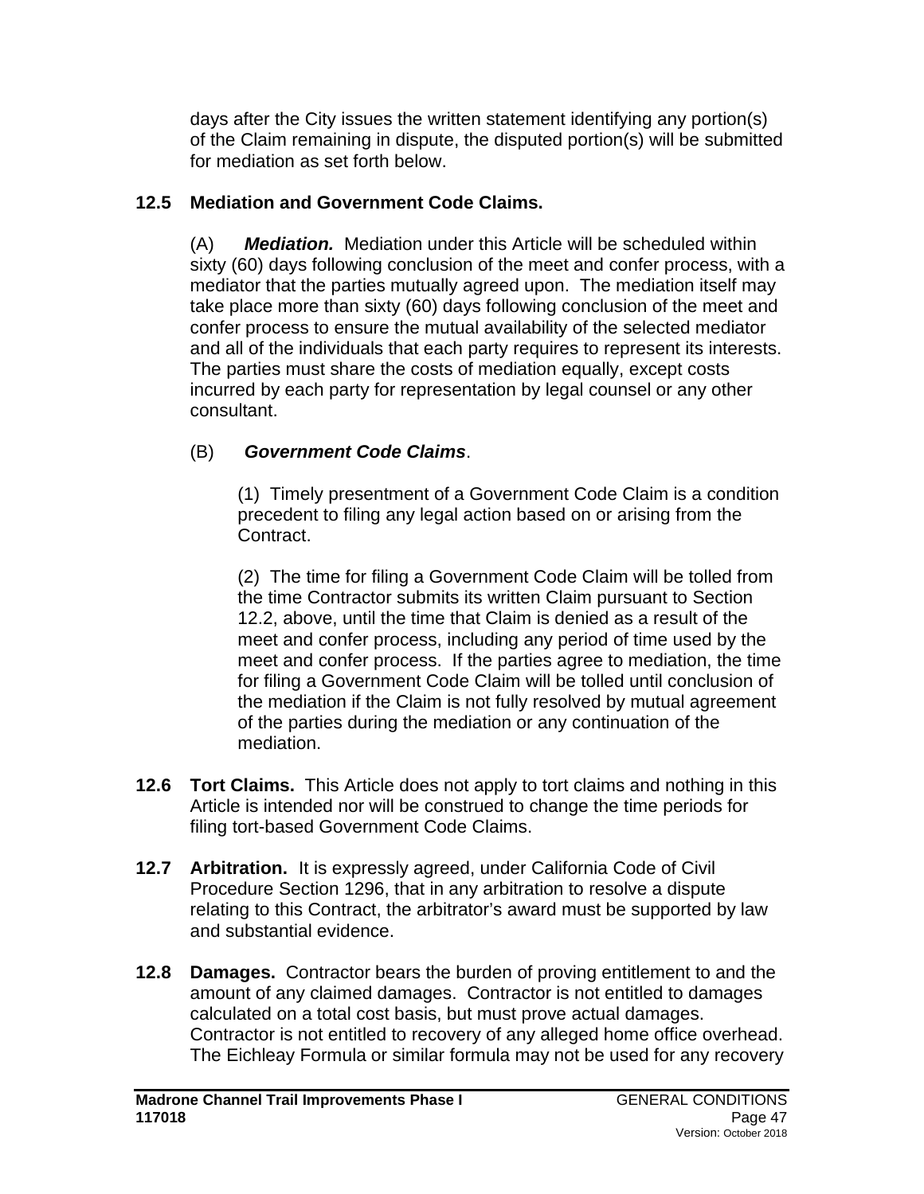days after the City issues the written statement identifying any portion(s) of the Claim remaining in dispute, the disputed portion(s) will be submitted for mediation as set forth below.

**12.5 Mediation and Government Code Claims.**

(A) ***Mediation.*** Mediation under this Article will be scheduled within sixty (60) days following conclusion of the meet and confer process, with a mediator that the parties mutually agreed upon. The mediation itself may take place more than sixty (60) days following conclusion of the meet and confer process to ensure the mutual availability of the selected mediator and all of the individuals that each party requires to represent its interests. The parties must share the costs of mediation equally, except costs incurred by each party for representation by legal counsel or any other consultant.

(B) ***Government Code Claims***.

(1) Timely presentment of a Government Code Claim is a condition precedent to filing any legal action based on or arising from the Contract.

(2) The time for filing a Government Code Claim will be tolled from the time Contractor submits its written Claim pursuant to Section 12.2, above, until the time that Claim is denied as a result of the meet and confer process, including any period of time used by the meet and confer process. If the parties agree to mediation, the time for filing a Government Code Claim will be tolled until conclusion of the mediation if the Claim is not fully resolved by mutual agreement of the parties during the mediation or any continuation of the mediation.

**12.6 Tort Claims.** This Article does not apply to tort claims and nothing in this Article is intended nor will be construed to change the time periods for filing tort-based Government Code Claims.

**12.7 Arbitration.** It is expressly agreed, under California Code of Civil Procedure Section 1296, that in any arbitration to resolve a dispute relating to this Contract, the arbitrator's award must be supported by law and substantial evidence.

**12.8 Damages.** Contractor bears the burden of proving entitlement to and the amount of any claimed damages. Contractor is not entitled to damages calculated on a total cost basis, but must prove actual damages. Contractor is not entitled to recovery of any alleged home office overhead. The Eichleay Formula or similar formula may not be used for any recovery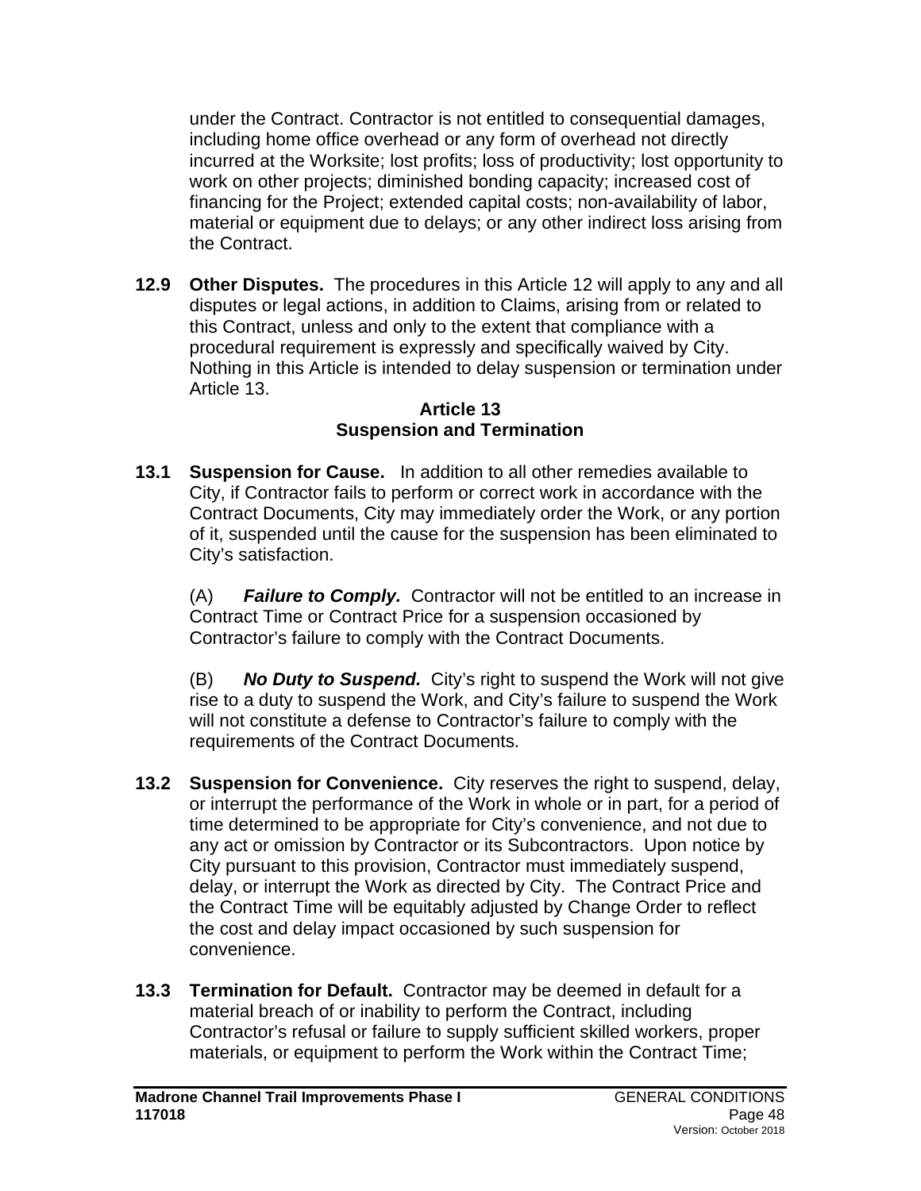under the Contract. Contractor is not entitled to consequential damages, including home office overhead or any form of overhead not directly incurred at the Worksite; lost profits; loss of productivity; lost opportunity to work on other projects; diminished bonding capacity; increased cost of financing for the Project; extended capital costs; non-availability of labor, material or equipment due to delays; or any other indirect loss arising from the Contract.

**12.9 Other Disputes.** The procedures in this Article 12 will apply to any and all disputes or legal actions, in addition to Claims, arising from or related to this Contract, unless and only to the extent that compliance with a procedural requirement is expressly and specifically waived by City. Nothing in this Article is intended to delay suspension or termination under Article 13.

## Article 13
## Suspension and Termination

**13.1 Suspension for Cause.** In addition to all other remedies available to City, if Contractor fails to perform or correct work in accordance with the Contract Documents, City may immediately order the Work, or any portion of it, suspended until the cause for the suspension has been eliminated to City's satisfaction.

(A) ***Failure to Comply.*** Contractor will not be entitled to an increase in Contract Time or Contract Price for a suspension occasioned by Contractor's failure to comply with the Contract Documents.

(B) ***No Duty to Suspend.*** City's right to suspend the Work will not give rise to a duty to suspend the Work, and City's failure to suspend the Work will not constitute a defense to Contractor's failure to comply with the requirements of the Contract Documents.

**13.2 Suspension for Convenience.** City reserves the right to suspend, delay, or interrupt the performance of the Work in whole or in part, for a period of time determined to be appropriate for City's convenience, and not due to any act or omission by Contractor or its Subcontractors. Upon notice by City pursuant to this provision, Contractor must immediately suspend, delay, or interrupt the Work as directed by City. The Contract Price and the Contract Time will be equitably adjusted by Change Order to reflect the cost and delay impact occasioned by such suspension for convenience.

**13.3 Termination for Default.** Contractor may be deemed in default for a material breach of or inability to perform the Contract, including Contractor's refusal or failure to supply sufficient skilled workers, proper materials, or equipment to perform the Work within the Contract Time;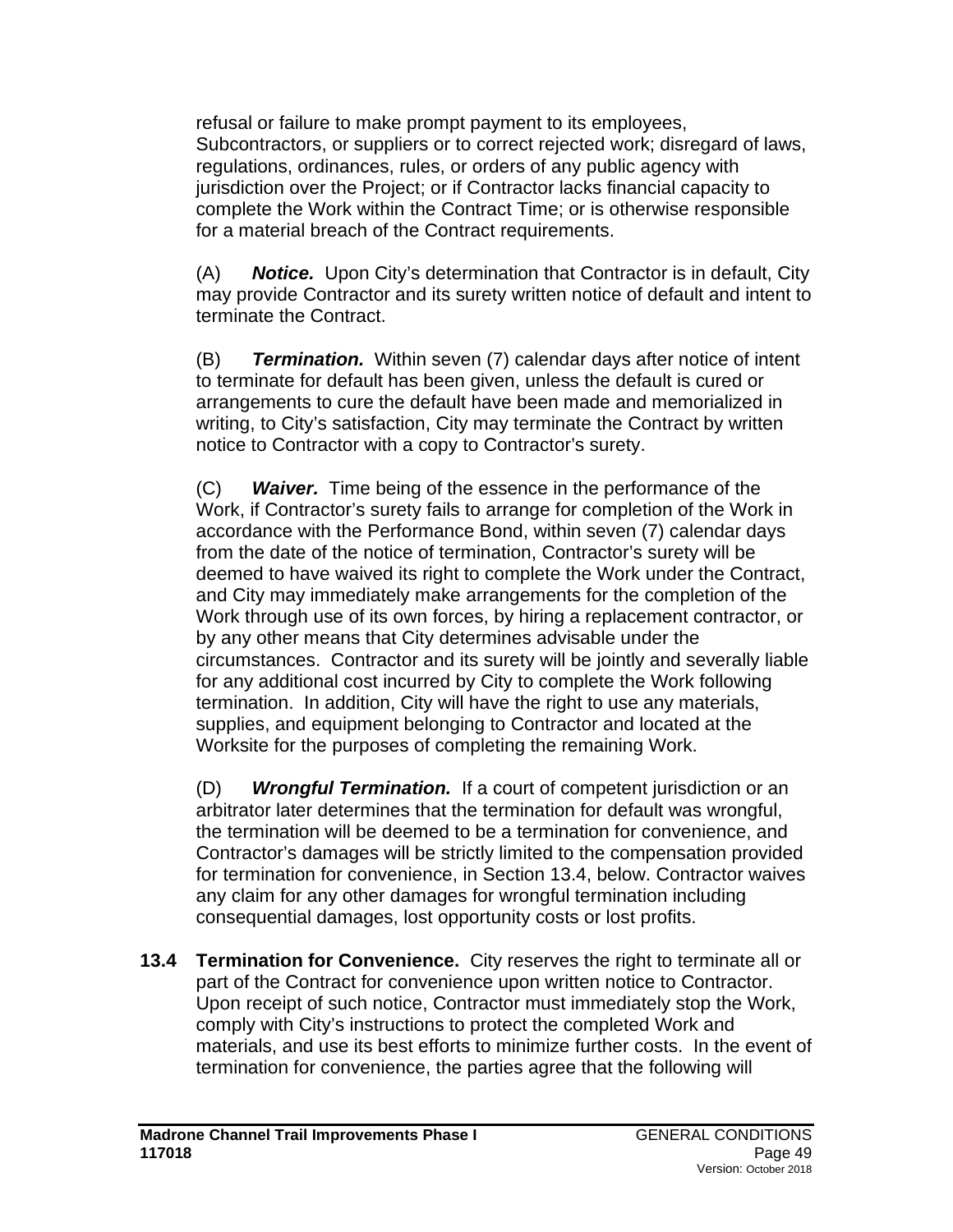refusal or failure to make prompt payment to its employees, Subcontractors, or suppliers or to correct rejected work; disregard of laws, regulations, ordinances, rules, or orders of any public agency with jurisdiction over the Project; or if Contractor lacks financial capacity to complete the Work within the Contract Time; or is otherwise responsible for a material breach of the Contract requirements.

(A) ***Notice.*** Upon City's determination that Contractor is in default, City may provide Contractor and its surety written notice of default and intent to terminate the Contract.

(B) ***Termination.*** Within seven (7) calendar days after notice of intent to terminate for default has been given, unless the default is cured or arrangements to cure the default have been made and memorialized in writing, to City's satisfaction, City may terminate the Contract by written notice to Contractor with a copy to Contractor's surety.

(C) ***Waiver.*** Time being of the essence in the performance of the Work, if Contractor's surety fails to arrange for completion of the Work in accordance with the Performance Bond, within seven (7) calendar days from the date of the notice of termination, Contractor's surety will be deemed to have waived its right to complete the Work under the Contract, and City may immediately make arrangements for the completion of the Work through use of its own forces, by hiring a replacement contractor, or by any other means that City determines advisable under the circumstances. Contractor and its surety will be jointly and severally liable for any additional cost incurred by City to complete the Work following termination. In addition, City will have the right to use any materials, supplies, and equipment belonging to Contractor and located at the Worksite for the purposes of completing the remaining Work.

(D) ***Wrongful Termination.*** If a court of competent jurisdiction or an arbitrator later determines that the termination for default was wrongful, the termination will be deemed to be a termination for convenience, and Contractor's damages will be strictly limited to the compensation provided for termination for convenience, in Section 13.4, below. Contractor waives any claim for any other damages for wrongful termination including consequential damages, lost opportunity costs or lost profits.

**13.4 Termination for Convenience.** City reserves the right to terminate all or part of the Contract for convenience upon written notice to Contractor. Upon receipt of such notice, Contractor must immediately stop the Work, comply with City's instructions to protect the completed Work and materials, and use its best efforts to minimize further costs. In the event of termination for convenience, the parties agree that the following will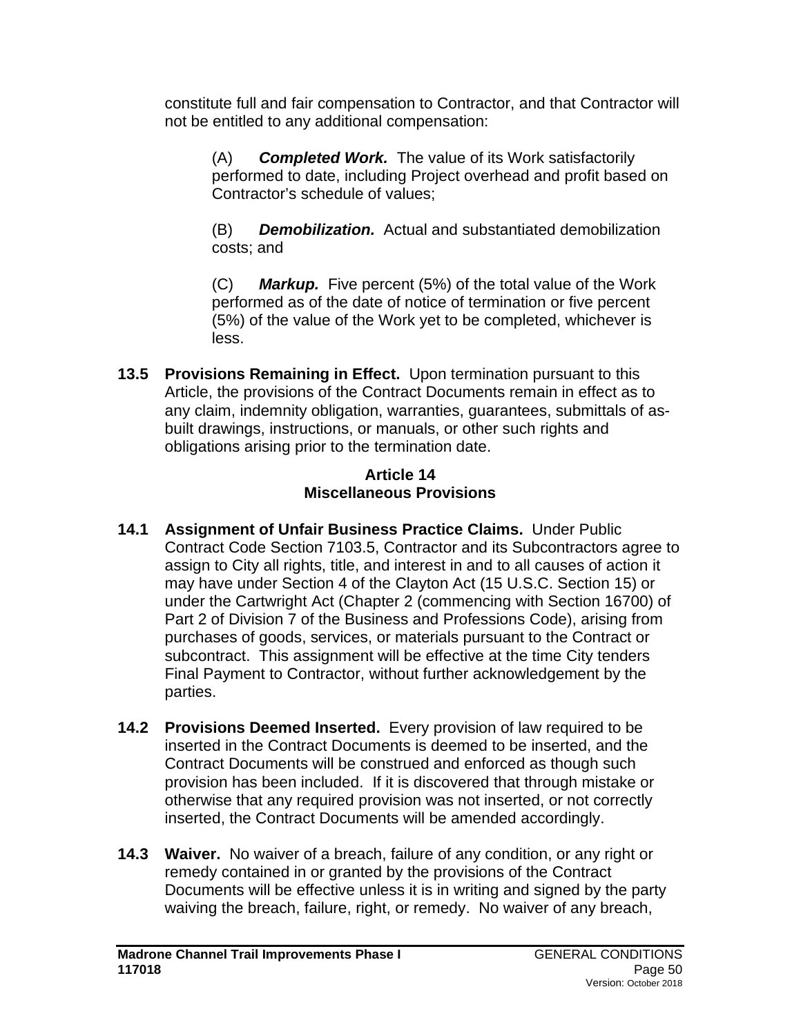constitute full and fair compensation to Contractor, and that Contractor will not be entitled to any additional compensation:

(A) ***Completed Work.*** The value of its Work satisfactorily performed to date, including Project overhead and profit based on Contractor's schedule of values;

(B) ***Demobilization.*** Actual and substantiated demobilization costs; and

(C) ***Markup.*** Five percent (5%) of the total value of the Work performed as of the date of notice of termination or five percent (5%) of the value of the Work yet to be completed, whichever is less.

**13.5 Provisions Remaining in Effect.** Upon termination pursuant to this Article, the provisions of the Contract Documents remain in effect as to any claim, indemnity obligation, warranties, guarantees, submittals of as-built drawings, instructions, or manuals, or other such rights and obligations arising prior to the termination date.

## Article 14
## Miscellaneous Provisions

**14.1 Assignment of Unfair Business Practice Claims.** Under Public Contract Code Section 7103.5, Contractor and its Subcontractors agree to assign to City all rights, title, and interest in and to all causes of action it may have under Section 4 of the Clayton Act (15 U.S.C. Section 15) or under the Cartwright Act (Chapter 2 (commencing with Section 16700) of Part 2 of Division 7 of the Business and Professions Code), arising from purchases of goods, services, or materials pursuant to the Contract or subcontract. This assignment will be effective at the time City tenders Final Payment to Contractor, without further acknowledgement by the parties.

**14.2 Provisions Deemed Inserted.** Every provision of law required to be inserted in the Contract Documents is deemed to be inserted, and the Contract Documents will be construed and enforced as though such provision has been included. If it is discovered that through mistake or otherwise that any required provision was not inserted, or not correctly inserted, the Contract Documents will be amended accordingly.

**14.3 Waiver.** No waiver of a breach, failure of any condition, or any right or remedy contained in or granted by the provisions of the Contract Documents will be effective unless it is in writing and signed by the party waiving the breach, failure, right, or remedy. No waiver of any breach,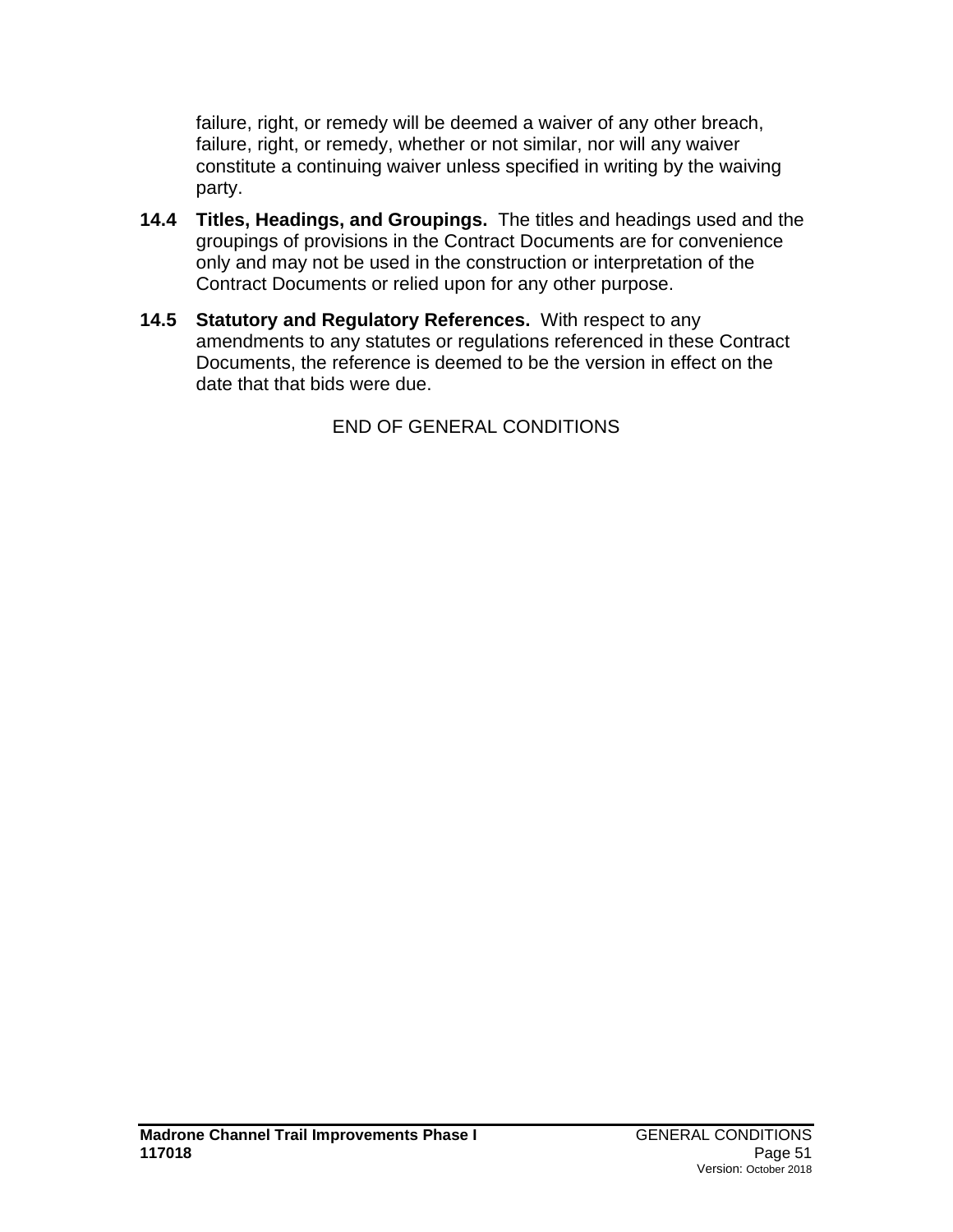failure, right, or remedy will be deemed a waiver of any other breach, failure, right, or remedy, whether or not similar, nor will any waiver constitute a continuing waiver unless specified in writing by the waiving party.

**14.4 Titles, Headings, and Groupings.** The titles and headings used and the groupings of provisions in the Contract Documents are for convenience only and may not be used in the construction or interpretation of the Contract Documents or relied upon for any other purpose.

**14.5 Statutory and Regulatory References.** With respect to any amendments to any statutes or regulations referenced in these Contract Documents, the reference is deemed to be the version in effect on the date that that bids were due.

END OF GENERAL CONDITIONS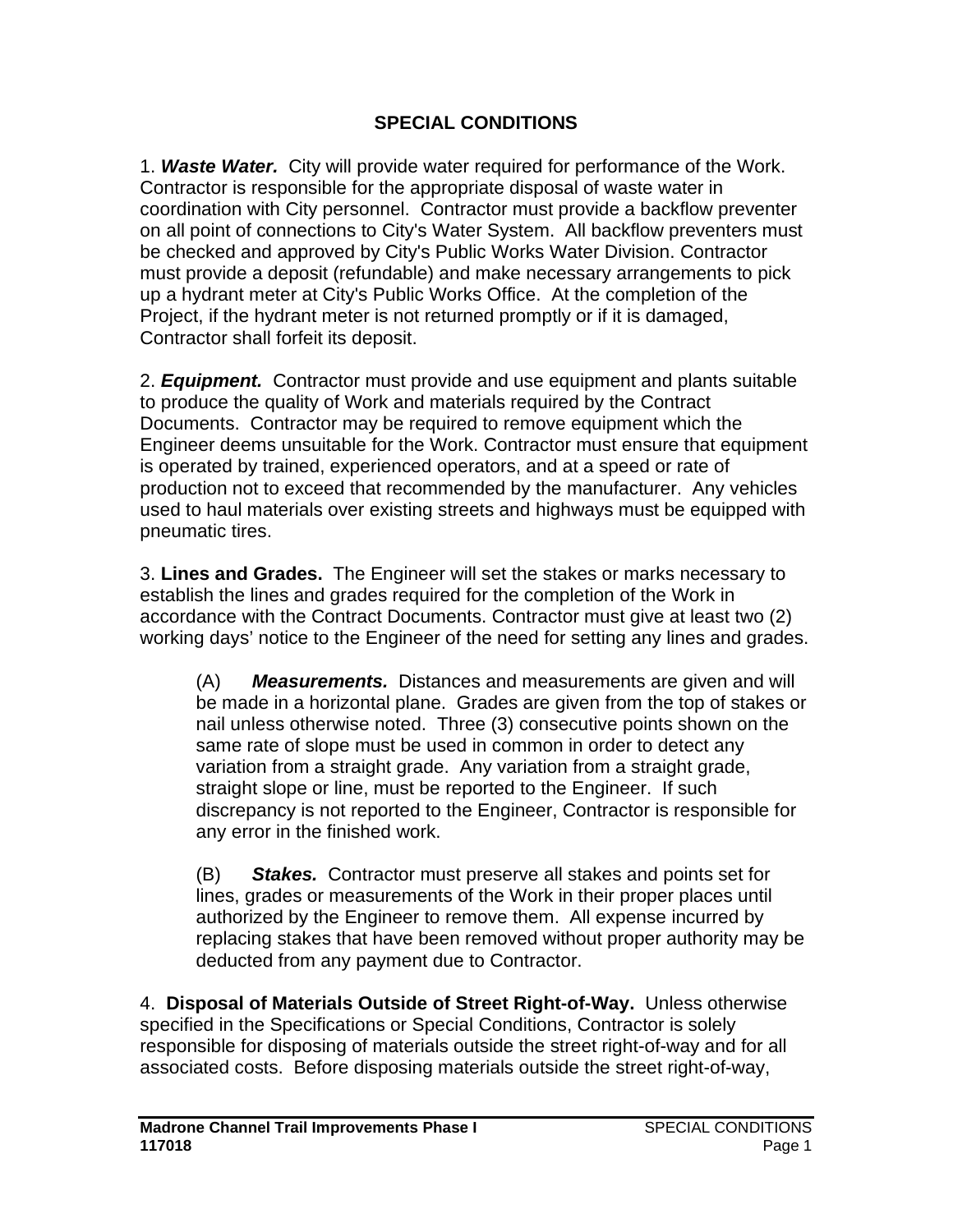# SPECIAL CONDITIONS

1. ***Waste Water.*** City will provide water required for performance of the Work. Contractor is responsible for the appropriate disposal of waste water in coordination with City personnel. Contractor must provide a backflow preventer on all point of connections to City's Water System. All backflow preventers must be checked and approved by City's Public Works Water Division. Contractor must provide a deposit (refundable) and make necessary arrangements to pick up a hydrant meter at City's Public Works Office. At the completion of the Project, if the hydrant meter is not returned promptly or if it is damaged, Contractor shall forfeit its deposit.

2. ***Equipment.*** Contractor must provide and use equipment and plants suitable to produce the quality of Work and materials required by the Contract Documents. Contractor may be required to remove equipment which the Engineer deems unsuitable for the Work. Contractor must ensure that equipment is operated by trained, experienced operators, and at a speed or rate of production not to exceed that recommended by the manufacturer. Any vehicles used to haul materials over existing streets and highways must be equipped with pneumatic tires.

3. **Lines and Grades.** The Engineer will set the stakes or marks necessary to establish the lines and grades required for the completion of the Work in accordance with the Contract Documents. Contractor must give at least two (2) working days' notice to the Engineer of the need for setting any lines and grades.

(A) ***Measurements.*** Distances and measurements are given and will be made in a horizontal plane. Grades are given from the top of stakes or nail unless otherwise noted. Three (3) consecutive points shown on the same rate of slope must be used in common in order to detect any variation from a straight grade. Any variation from a straight grade, straight slope or line, must be reported to the Engineer. If such discrepancy is not reported to the Engineer, Contractor is responsible for any error in the finished work.

(B) ***Stakes.*** Contractor must preserve all stakes and points set for lines, grades or measurements of the Work in their proper places until authorized by the Engineer to remove them. All expense incurred by replacing stakes that have been removed without proper authority may be deducted from any payment due to Contractor.

4. **Disposal of Materials Outside of Street Right-of-Way.** Unless otherwise specified in the Specifications or Special Conditions, Contractor is solely responsible for disposing of materials outside the street right-of-way and for all associated costs. Before disposing materials outside the street right-of-way,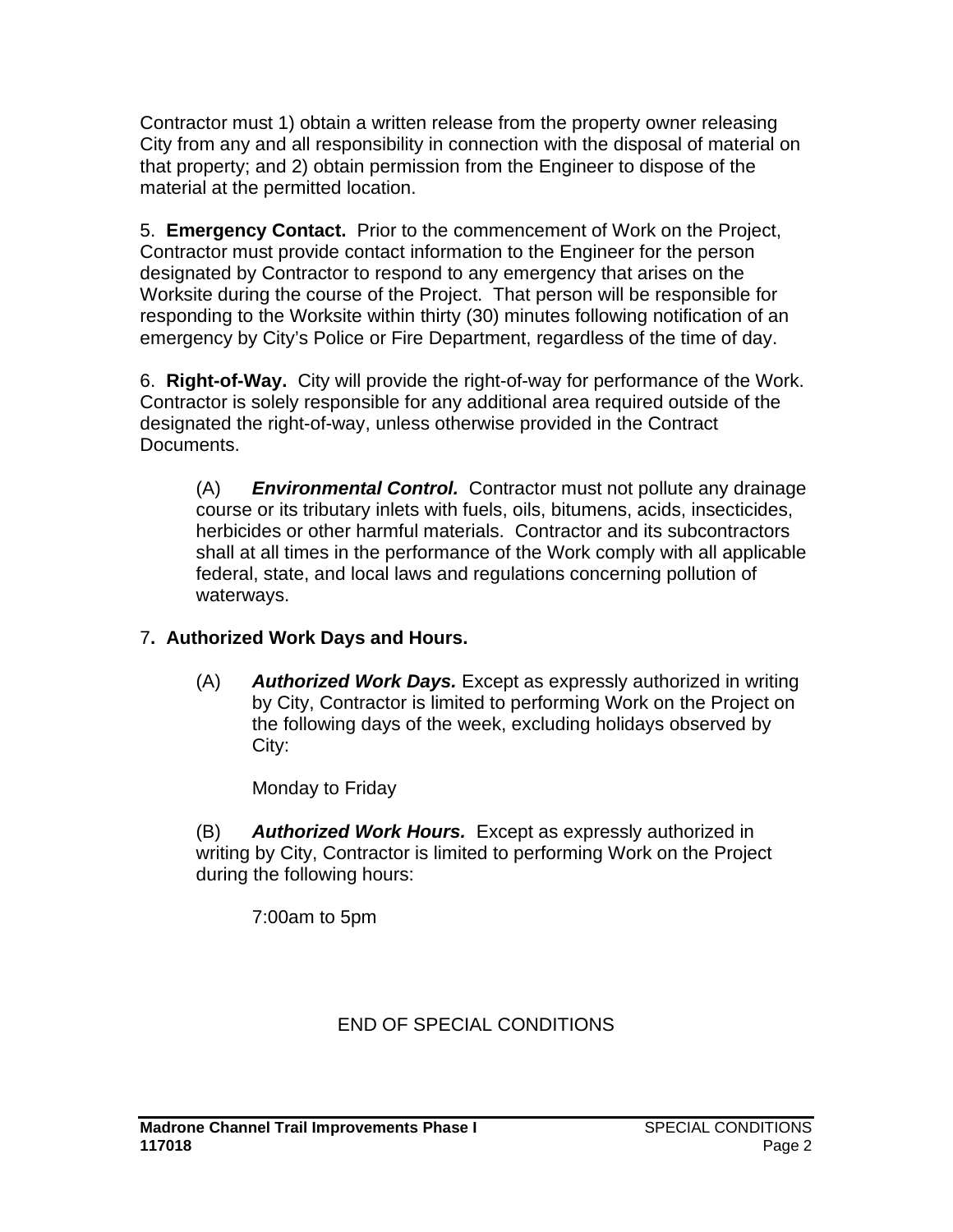Contractor must 1) obtain a written release from the property owner releasing City from any and all responsibility in connection with the disposal of material on that property; and 2) obtain permission from the Engineer to dispose of the material at the permitted location.

5. **Emergency Contact.** Prior to the commencement of Work on the Project, Contractor must provide contact information to the Engineer for the person designated by Contractor to respond to any emergency that arises on the Worksite during the course of the Project. That person will be responsible for responding to the Worksite within thirty (30) minutes following notification of an emergency by City's Police or Fire Department, regardless of the time of day.

6. **Right-of-Way.** City will provide the right-of-way for performance of the Work. Contractor is solely responsible for any additional area required outside of the designated the right-of-way, unless otherwise provided in the Contract Documents.

(A) ***Environmental Control.*** Contractor must not pollute any drainage course or its tributary inlets with fuels, oils, bitumens, acids, insecticides, herbicides or other harmful materials. Contractor and its subcontractors shall at all times in the performance of the Work comply with all applicable federal, state, and local laws and regulations concerning pollution of waterways.

7**. Authorized Work Days and Hours.**

(A) ***Authorized Work Days.*** Except as expressly authorized in writing by City, Contractor is limited to performing Work on the Project on the following days of the week, excluding holidays observed by City:

Monday to Friday

(B) ***Authorized Work Hours.*** Except as expressly authorized in writing by City, Contractor is limited to performing Work on the Project during the following hours:

7:00am to 5pm

END OF SPECIAL CONDITIONS